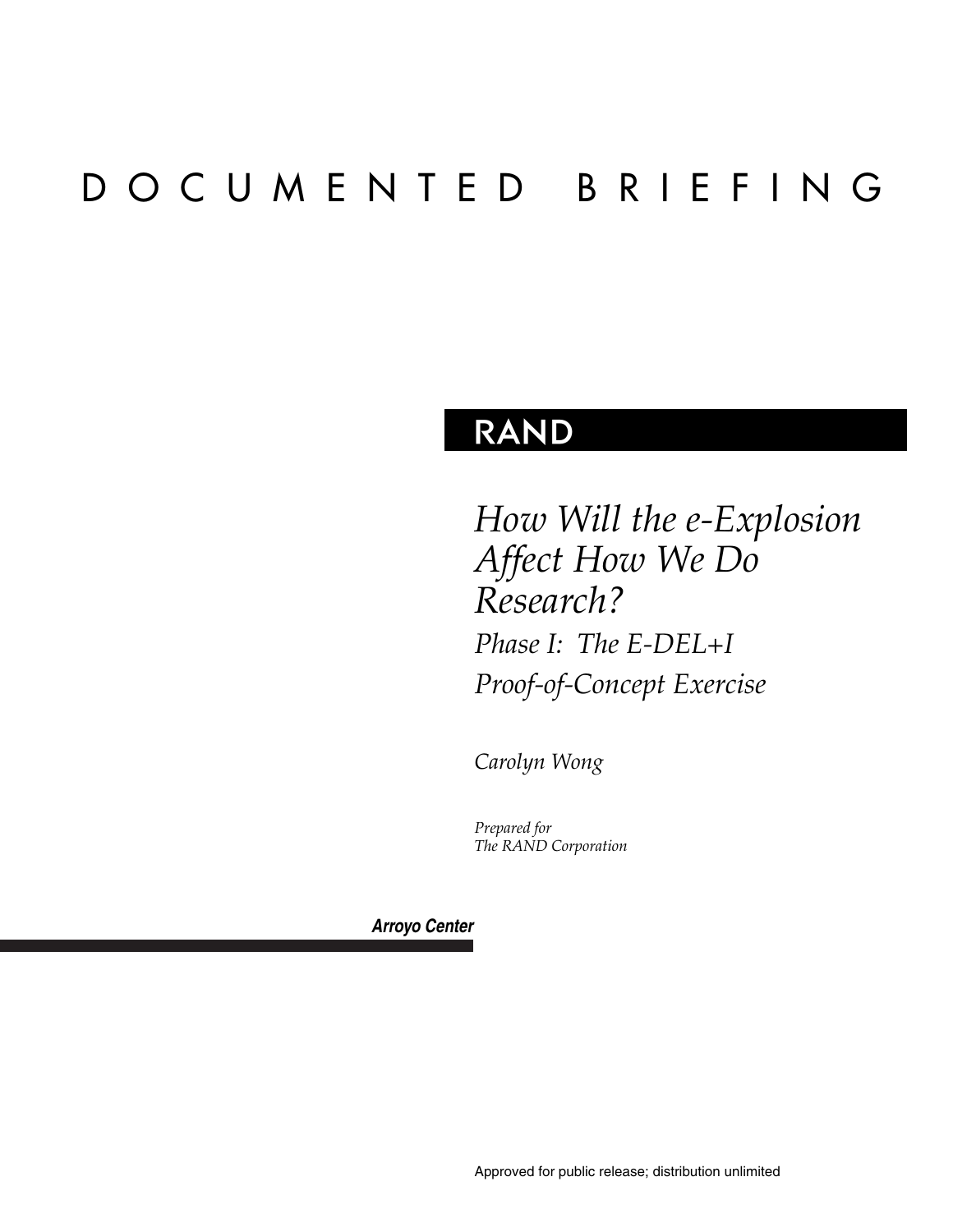# DOCUMENTED BRIEFING

RAND

## *How Will the e-Explosion Affect How We Do Research?*

*Phase I: The E-DEL+I Proof-of-Concept Exercise*

*Carolyn Wong*

*Prepared for*
*The RAND Corporation*

***Arroyo Center***

Approved for public release; distribution unlimited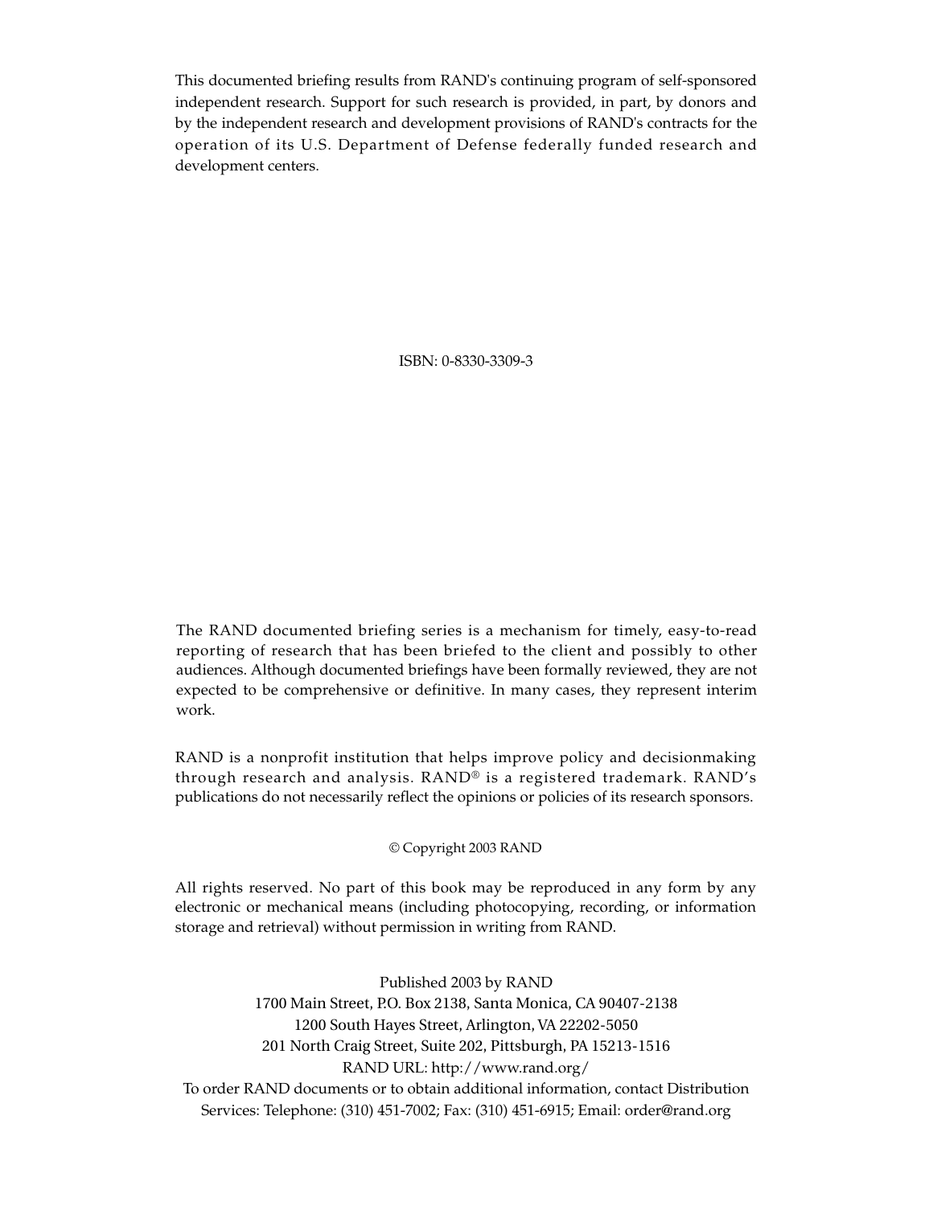This documented briefing results from RAND's continuing program of self-sponsored independent research. Support for such research is provided, in part, by donors and by the independent research and development provisions of RAND's contracts for the operation of its U.S. Department of Defense federally funded research and development centers.

ISBN: 0-8330-3309-3

The RAND documented briefing series is a mechanism for timely, easy-to-read reporting of research that has been briefed to the client and possibly to other audiences. Although documented briefings have been formally reviewed, they are not expected to be comprehensive or definitive. In many cases, they represent interim work.

RAND is a nonprofit institution that helps improve policy and decisionmaking through research and analysis. RAND® is a registered trademark. RAND's publications do not necessarily reflect the opinions or policies of its research sponsors.

© Copyright 2003 RAND

All rights reserved. No part of this book may be reproduced in any form by any electronic or mechanical means (including photocopying, recording, or information storage and retrieval) without permission in writing from RAND.

Published 2003 by RAND
1700 Main Street, P.O. Box 2138, Santa Monica, CA 90407-2138
1200 South Hayes Street, Arlington, VA 22202-5050
201 North Craig Street, Suite 202, Pittsburgh, PA 15213-1516
RAND URL: http://www.rand.org/
To order RAND documents or to obtain additional information, contact Distribution Services: Telephone: (310) 451-7002; Fax: (310) 451-6915; Email: order@rand.org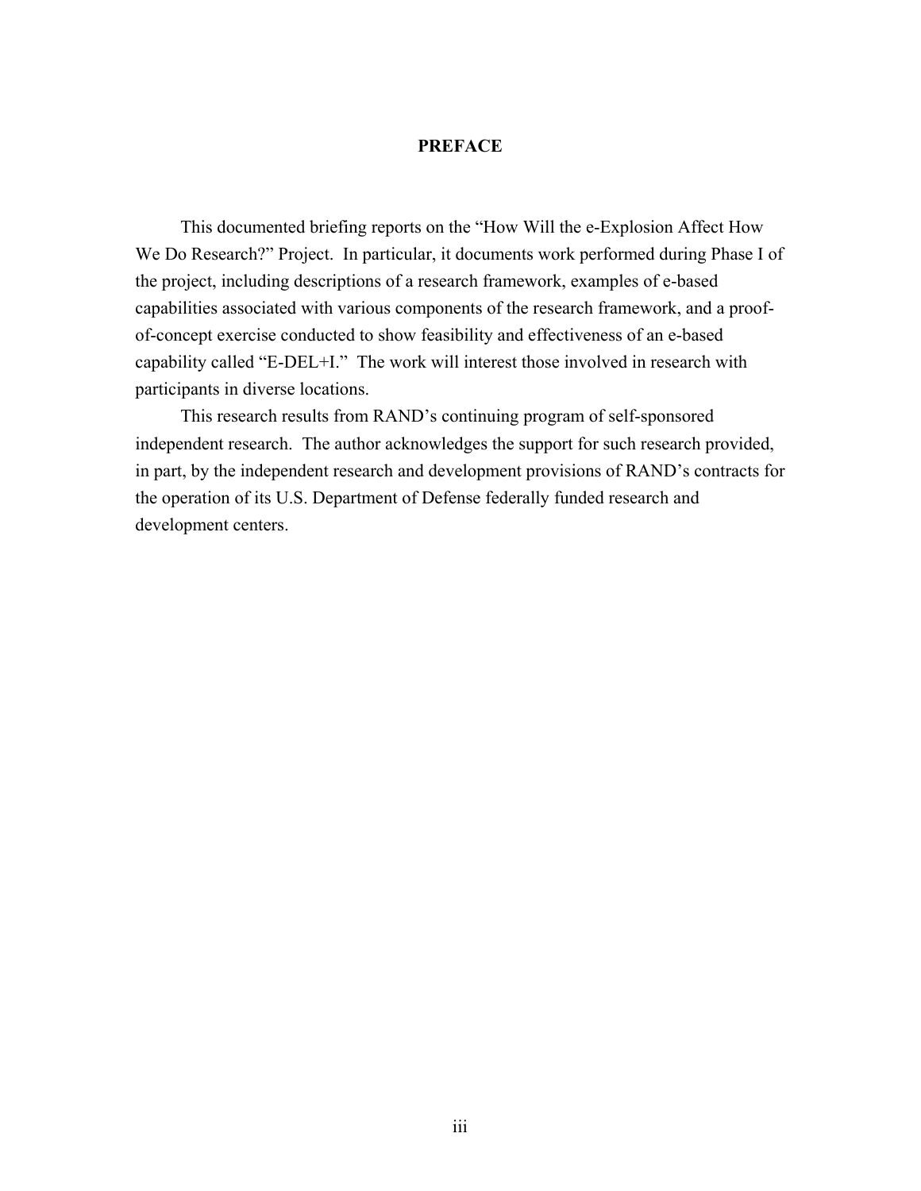# PREFACE

This documented briefing reports on the "How Will the e-Explosion Affect How We Do Research?" Project. In particular, it documents work performed during Phase I of the project, including descriptions of a research framework, examples of e-based capabilities associated with various components of the research framework, and a proof-of-concept exercise conducted to show feasibility and effectiveness of an e-based capability called "E-DEL+I." The work will interest those involved in research with participants in diverse locations.

This research results from RAND's continuing program of self-sponsored independent research. The author acknowledges the support for such research provided, in part, by the independent research and development provisions of RAND's contracts for the operation of its U.S. Department of Defense federally funded research and development centers.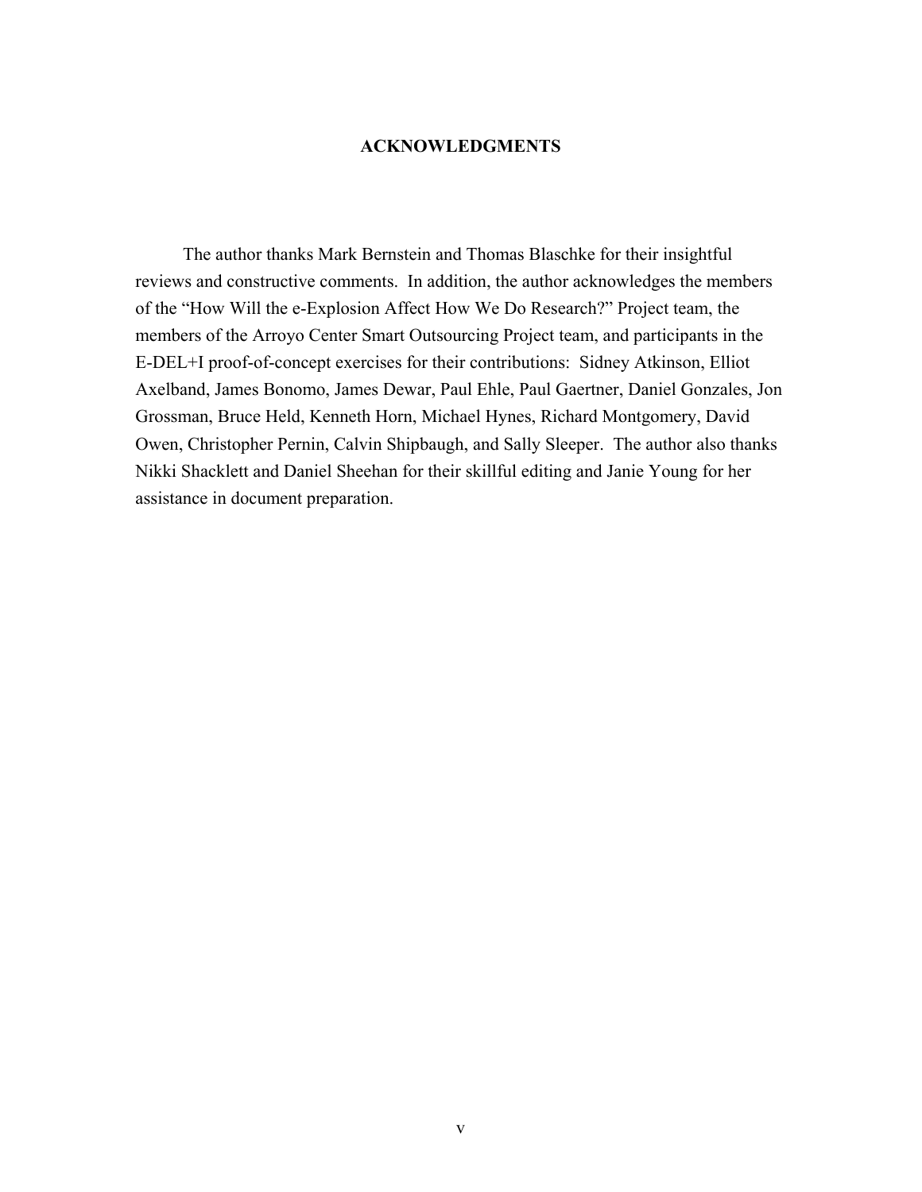## ACKNOWLEDGMENTS

The author thanks Mark Bernstein and Thomas Blaschke for their insightful reviews and constructive comments. In addition, the author acknowledges the members of the "How Will the e-Explosion Affect How We Do Research?" Project team, the members of the Arroyo Center Smart Outsourcing Project team, and participants in the E-DEL+I proof-of-concept exercises for their contributions: Sidney Atkinson, Elliot Axelband, James Bonomo, James Dewar, Paul Ehle, Paul Gaertner, Daniel Gonzales, Jon Grossman, Bruce Held, Kenneth Horn, Michael Hynes, Richard Montgomery, David Owen, Christopher Pernin, Calvin Shipbaugh, and Sally Sleeper. The author also thanks Nikki Shacklett and Daniel Sheehan for their skillful editing and Janie Young for her assistance in document preparation.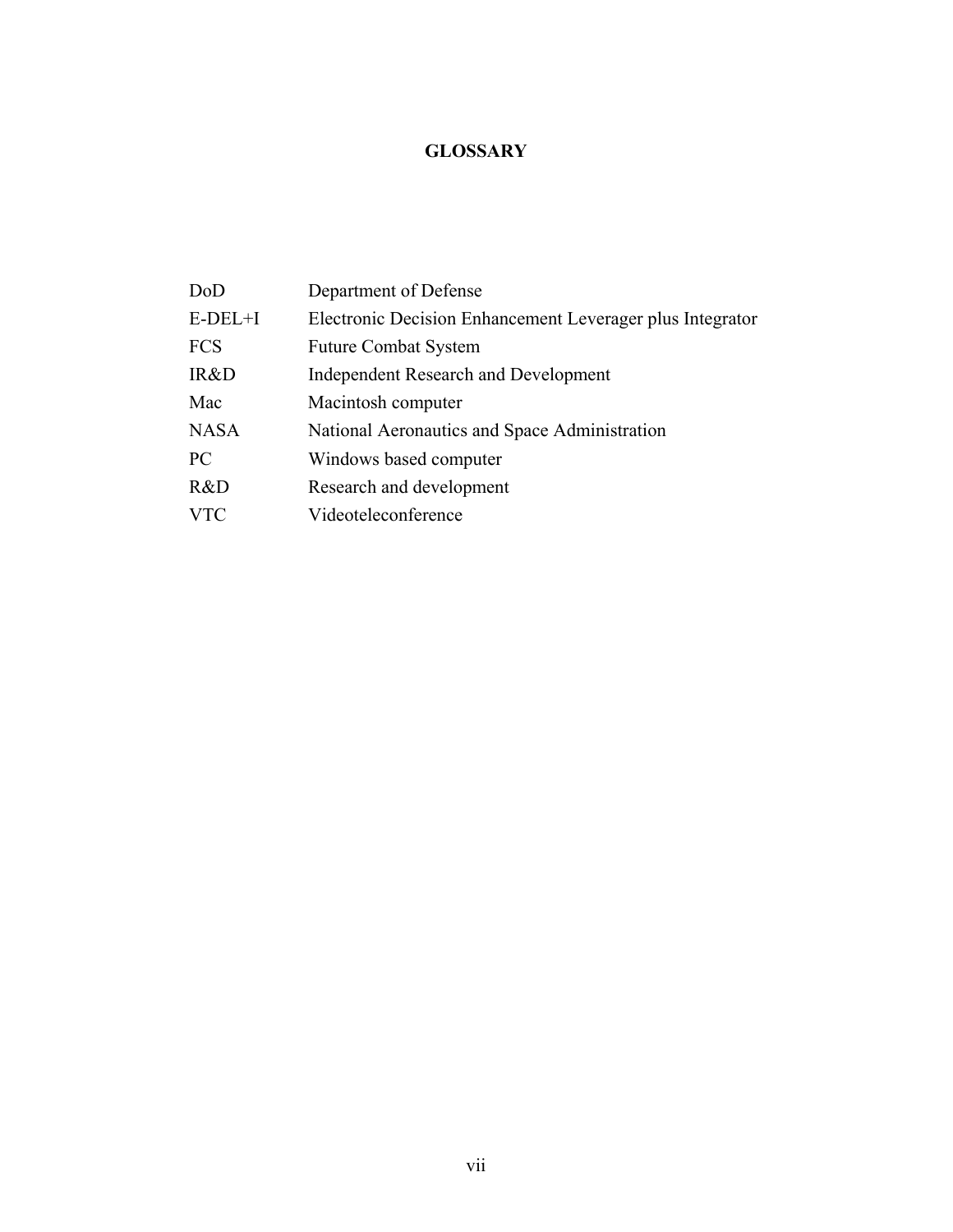# GLOSSARY

| | |
|---|---|
| DoD | Department of Defense |
| E-DEL+I | Electronic Decision Enhancement Leverager plus Integrator |
| FCS | Future Combat System |
| IR&D | Independent Research and Development |
| Mac | Macintosh computer |
| NASA | National Aeronautics and Space Administration |
| PC | Windows based computer |
| R&D | Research and development |
| VTC | Videoteleconference |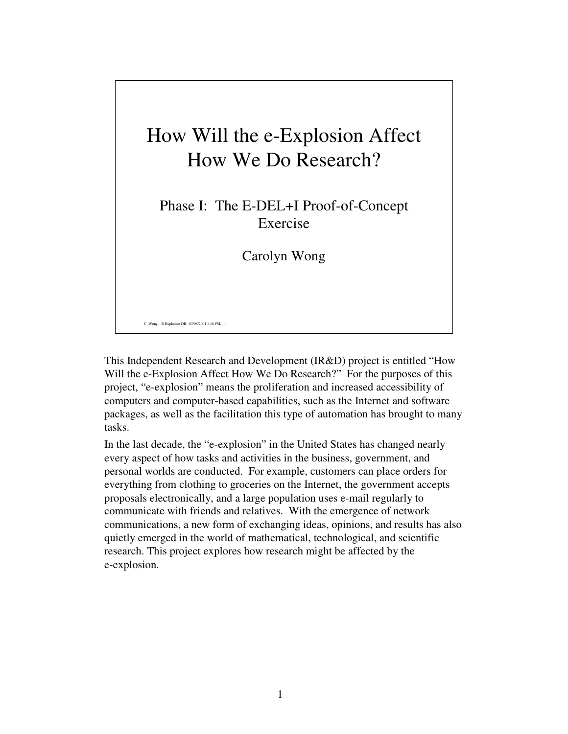# How Will the e-Explosion Affect How We Do Research?

## Phase I: The E-DEL+I Proof-of-Concept Exercise

Carolyn Wong

C. Wong, E-Explosion DB, 03/08/2001 1:16 PM, 1

This Independent Research and Development (IR&D) project is entitled "How Will the e-Explosion Affect How We Do Research?" For the purposes of this project, "e-explosion" means the proliferation and increased accessibility of computers and computer-based capabilities, such as the Internet and software packages, as well as the facilitation this type of automation has brought to many tasks.

In the last decade, the "e-explosion" in the United States has changed nearly every aspect of how tasks and activities in the business, government, and personal worlds are conducted. For example, customers can place orders for everything from clothing to groceries on the Internet, the government accepts proposals electronically, and a large population uses e-mail regularly to communicate with friends and relatives. With the emergence of network communications, a new form of exchanging ideas, opinions, and results has also quietly emerged in the world of mathematical, technological, and scientific research. This project explores how research might be affected by the e-explosion.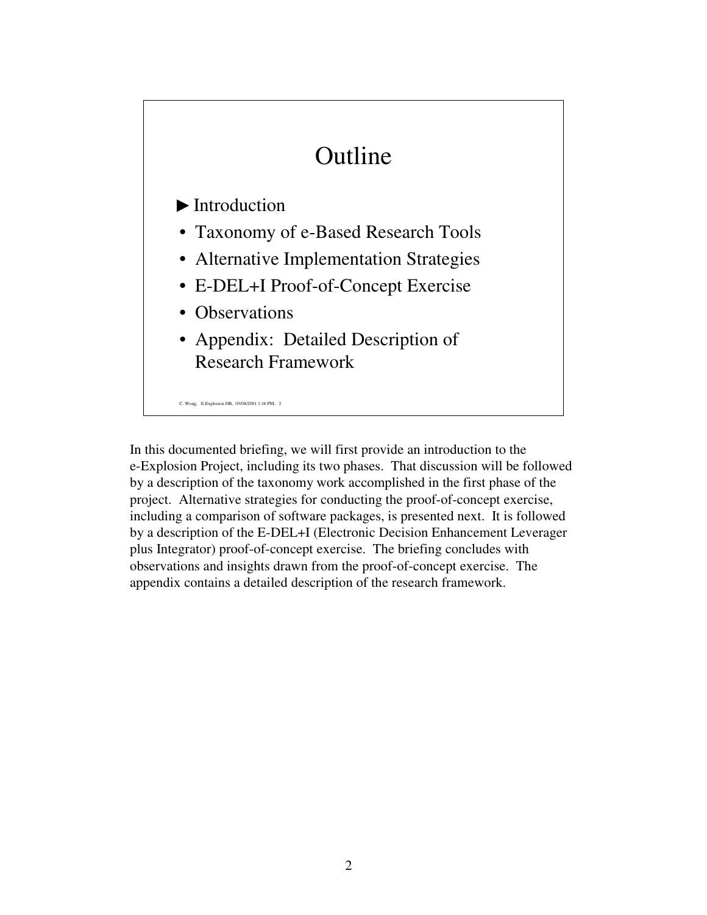## Outline

- ► Introduction
- Taxonomy of e-Based Research Tools
- Alternative Implementation Strategies
- E-DEL+I Proof-of-Concept Exercise
- Observations
- Appendix: Detailed Description of Research Framework

In this documented briefing, we will first provide an introduction to the e-Explosion Project, including its two phases. That discussion will be followed by a description of the taxonomy work accomplished in the first phase of the project. Alternative strategies for conducting the proof-of-concept exercise, including a comparison of software packages, is presented next. It is followed by a description of the E-DEL+I (Electronic Decision Enhancement Leverager plus Integrator) proof-of-concept exercise. The briefing concludes with observations and insights drawn from the proof-of-concept exercise. The appendix contains a detailed description of the research framework.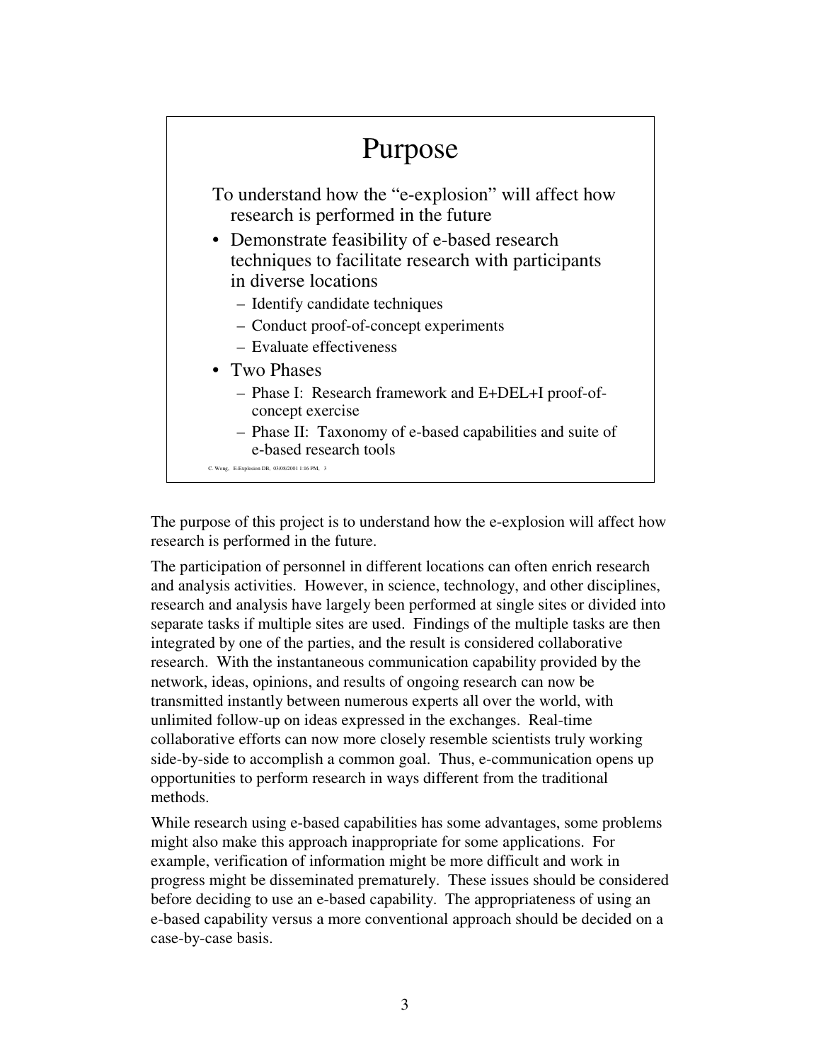# Purpose

To understand how the "e-explosion" will affect how research is performed in the future

- Demonstrate feasibility of e-based research techniques to facilitate research with participants in diverse locations
  - Identify candidate techniques
  - Conduct proof-of-concept experiments
  - Evaluate effectiveness
- Two Phases
  - Phase I: Research framework and E+DEL+I proof-of-concept exercise
  - Phase II: Taxonomy of e-based capabilities and suite of e-based research tools

C. Wong, E-Explosion DB, 03/08/2001 1:16 PM, 3

The purpose of this project is to understand how the e-explosion will affect how research is performed in the future.

The participation of personnel in different locations can often enrich research and analysis activities. However, in science, technology, and other disciplines, research and analysis have largely been performed at single sites or divided into separate tasks if multiple sites are used. Findings of the multiple tasks are then integrated by one of the parties, and the result is considered collaborative research. With the instantaneous communication capability provided by the network, ideas, opinions, and results of ongoing research can now be transmitted instantly between numerous experts all over the world, with unlimited follow-up on ideas expressed in the exchanges. Real-time collaborative efforts can now more closely resemble scientists truly working side-by-side to accomplish a common goal. Thus, e-communication opens up opportunities to perform research in ways different from the traditional methods.

While research using e-based capabilities has some advantages, some problems might also make this approach inappropriate for some applications. For example, verification of information might be more difficult and work in progress might be disseminated prematurely. These issues should be considered before deciding to use an e-based capability. The appropriateness of using an e-based capability versus a more conventional approach should be decided on a case-by-case basis.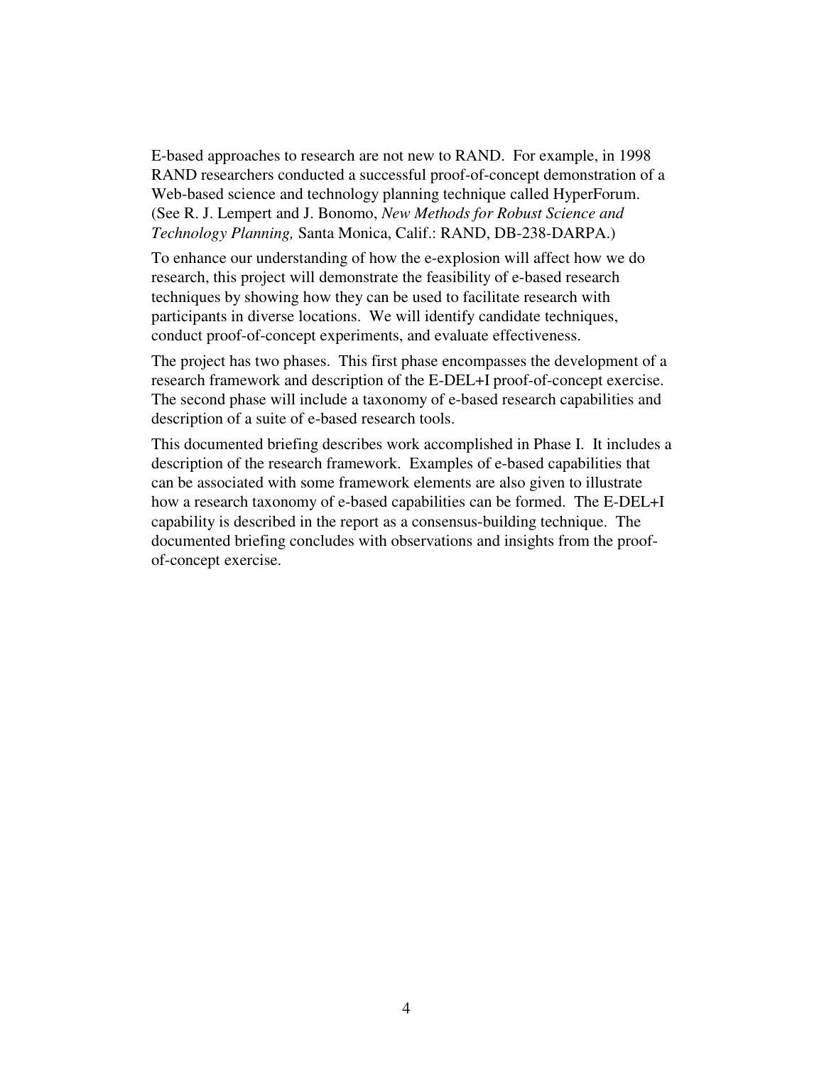E-based approaches to research are not new to RAND. For example, in 1998 RAND researchers conducted a successful proof-of-concept demonstration of a Web-based science and technology planning technique called HyperForum. (See R. J. Lempert and J. Bonomo, *New Methods for Robust Science and Technology Planning,* Santa Monica, Calif.: RAND, DB-238-DARPA.)

To enhance our understanding of how the e-explosion will affect how we do research, this project will demonstrate the feasibility of e-based research techniques by showing how they can be used to facilitate research with participants in diverse locations. We will identify candidate techniques, conduct proof-of-concept experiments, and evaluate effectiveness.

The project has two phases. This first phase encompasses the development of a research framework and description of the E-DEL+I proof-of-concept exercise. The second phase will include a taxonomy of e-based research capabilities and description of a suite of e-based research tools.

This documented briefing describes work accomplished in Phase I. It includes a description of the research framework. Examples of e-based capabilities that can be associated with some framework elements are also given to illustrate how a research taxonomy of e-based capabilities can be formed. The E-DEL+I capability is described in the report as a consensus-building technique. The documented briefing concludes with observations and insights from the proof-of-concept exercise.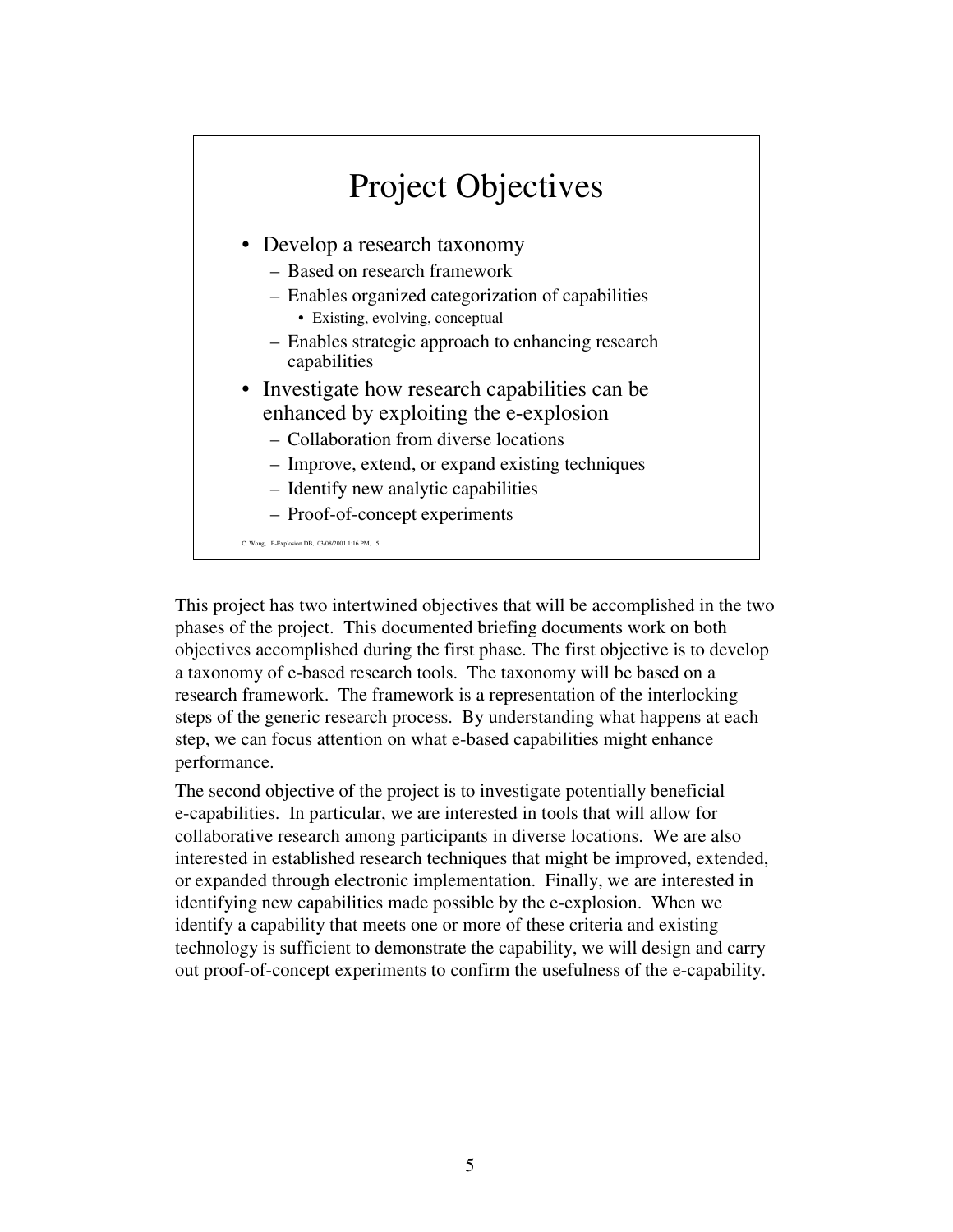## Project Objectives

- Develop a research taxonomy
  - Based on research framework
  - Enables organized categorization of capabilities
    - Existing, evolving, conceptual
  - Enables strategic approach to enhancing research capabilities
- Investigate how research capabilities can be enhanced by exploiting the e-explosion
  - Collaboration from diverse locations
  - Improve, extend, or expand existing techniques
  - Identify new analytic capabilities
  - Proof-of-concept experiments

C. Wong, E-Explosion DB, 03/08/2001 1:16 PM, 5

This project has two intertwined objectives that will be accomplished in the two phases of the project. This documented briefing documents work on both objectives accomplished during the first phase. The first objective is to develop a taxonomy of e-based research tools. The taxonomy will be based on a research framework. The framework is a representation of the interlocking steps of the generic research process. By understanding what happens at each step, we can focus attention on what e-based capabilities might enhance performance.

The second objective of the project is to investigate potentially beneficial e-capabilities. In particular, we are interested in tools that will allow for collaborative research among participants in diverse locations. We are also interested in established research techniques that might be improved, extended, or expanded through electronic implementation. Finally, we are interested in identifying new capabilities made possible by the e-explosion. When we identify a capability that meets one or more of these criteria and existing technology is sufficient to demonstrate the capability, we will design and carry out proof-of-concept experiments to confirm the usefulness of the e-capability.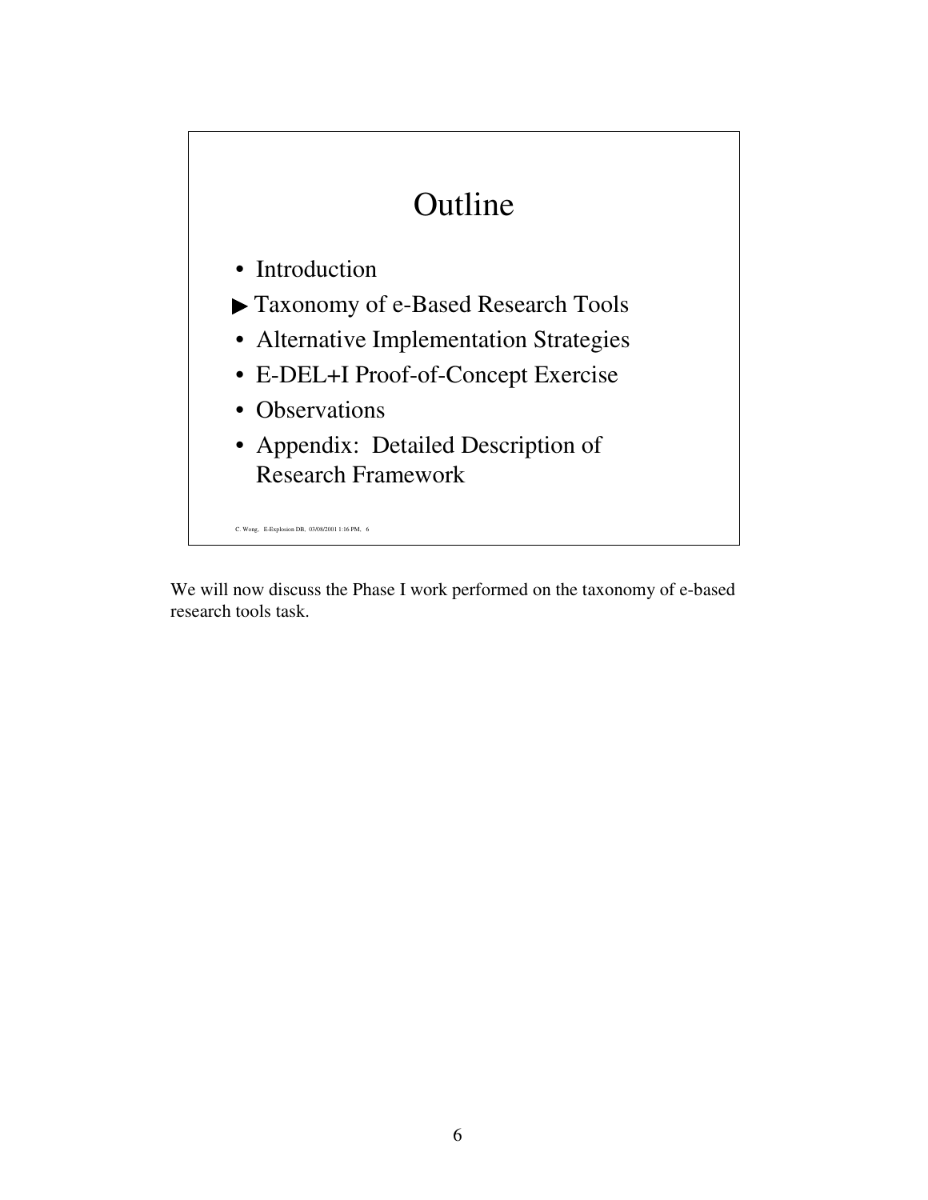## Outline

- Introduction
- ▶ Taxonomy of e-Based Research Tools
- Alternative Implementation Strategies
- E-DEL+I Proof-of-Concept Exercise
- Observations
- Appendix: Detailed Description of Research Framework

C. Wong, E-Explosion DB, 03/08/2001 1:16 PM, 6

We will now discuss the Phase I work performed on the taxonomy of e-based research tools task.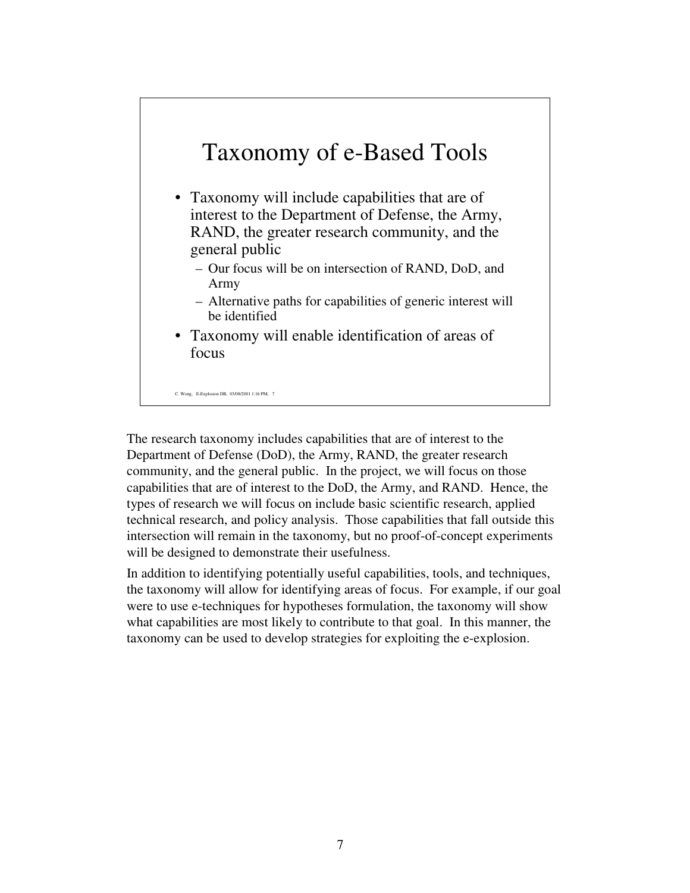## Taxonomy of e-Based Tools

- Taxonomy will include capabilities that are of interest to the Department of Defense, the Army, RAND, the greater research community, and the general public
  - Our focus will be on intersection of RAND, DoD, and Army
  - Alternative paths for capabilities of generic interest will be identified
- Taxonomy will enable identification of areas of focus

C. Wong, E-Explosion DB, 03/08/2001 1:16 PM, 7

The research taxonomy includes capabilities that are of interest to the Department of Defense (DoD), the Army, RAND, the greater research community, and the general public. In the project, we will focus on those capabilities that are of interest to the DoD, the Army, and RAND. Hence, the types of research we will focus on include basic scientific research, applied technical research, and policy analysis. Those capabilities that fall outside this intersection will remain in the taxonomy, but no proof-of-concept experiments will be designed to demonstrate their usefulness.

In addition to identifying potentially useful capabilities, tools, and techniques, the taxonomy will allow for identifying areas of focus. For example, if our goal were to use e-techniques for hypotheses formulation, the taxonomy will show what capabilities are most likely to contribute to that goal. In this manner, the taxonomy can be used to develop strategies for exploiting the e-explosion.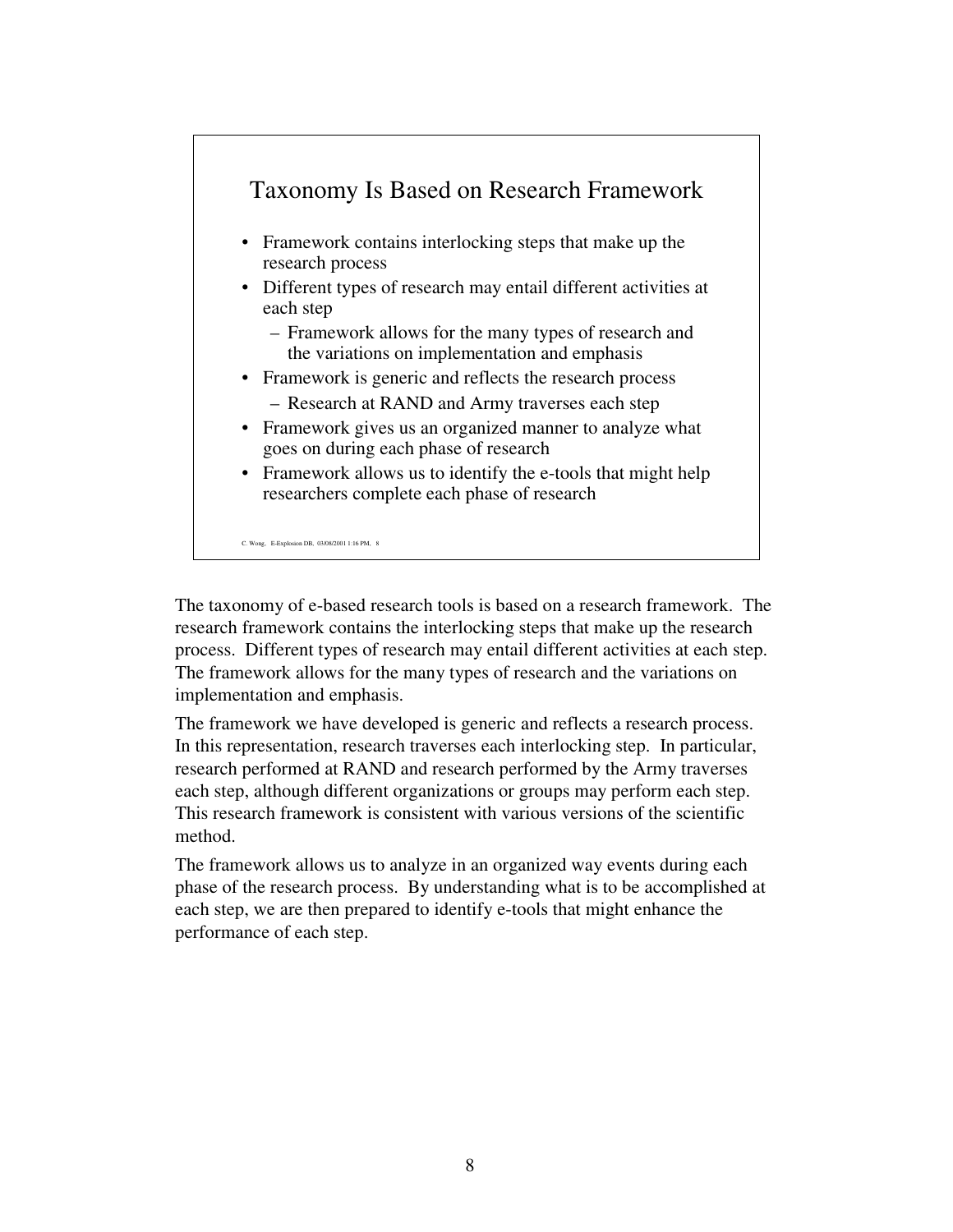## Taxonomy Is Based on Research Framework

- Framework contains interlocking steps that make up the research process
- Different types of research may entail different activities at each step
  - Framework allows for the many types of research and the variations on implementation and emphasis
- Framework is generic and reflects the research process
  - Research at RAND and Army traverses each step
- Framework gives us an organized manner to analyze what goes on during each phase of research
- Framework allows us to identify the e-tools that might help researchers complete each phase of research

C. Wong, E-Explosion DB, 03/08/2001 1:16 PM, 8

The taxonomy of e-based research tools is based on a research framework. The research framework contains the interlocking steps that make up the research process. Different types of research may entail different activities at each step. The framework allows for the many types of research and the variations on implementation and emphasis.

The framework we have developed is generic and reflects a research process. In this representation, research traverses each interlocking step. In particular, research performed at RAND and research performed by the Army traverses each step, although different organizations or groups may perform each step. This research framework is consistent with various versions of the scientific method.

The framework allows us to analyze in an organized way events during each phase of the research process. By understanding what is to be accomplished at each step, we are then prepared to identify e-tools that might enhance the performance of each step.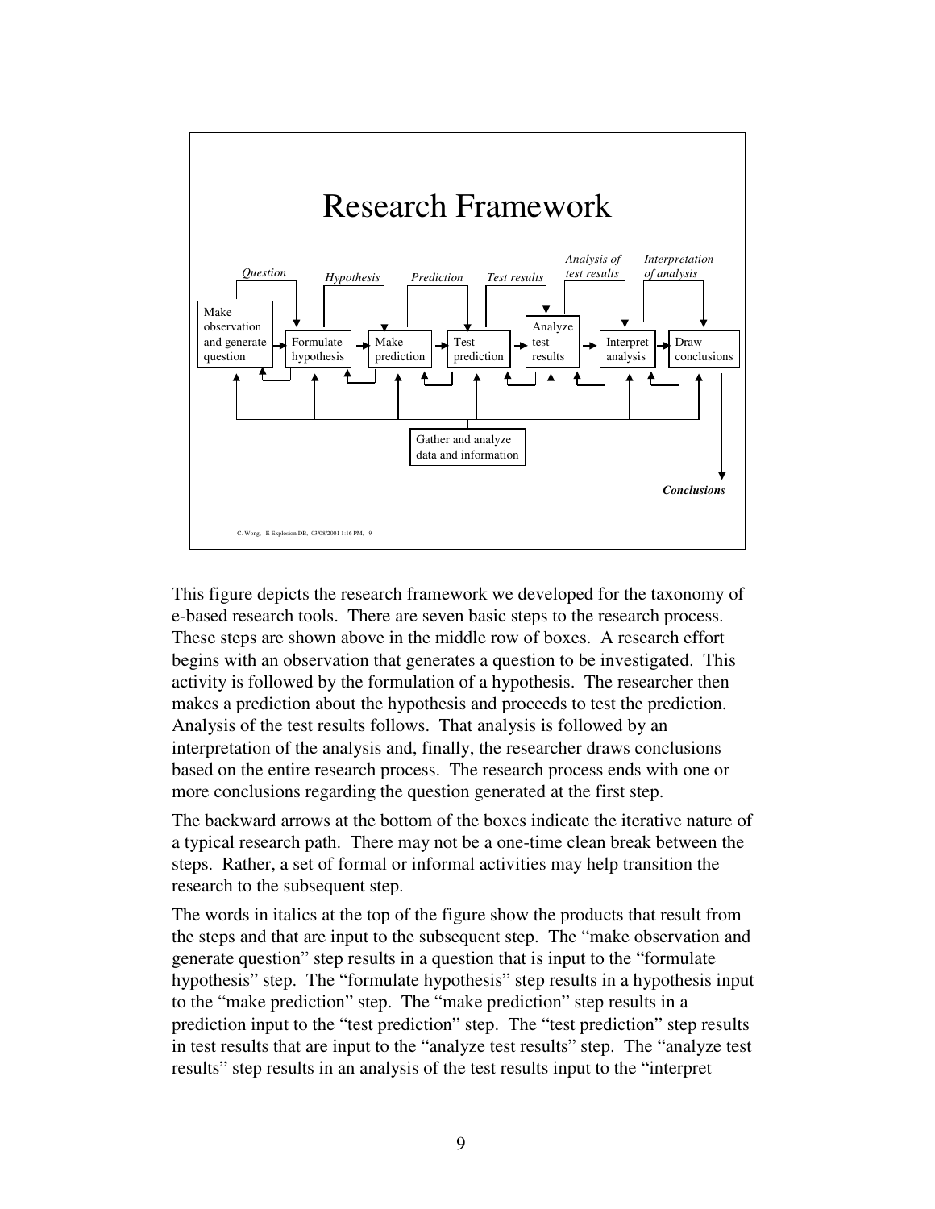# Research Framework

*Question* · *Hypothesis* · *Prediction* · *Test results* · *Analysis of test results* · *Interpretation of analysis*

Make observation and generate question → Formulate hypothesis → Make prediction → Test prediction → Analyze test results → Interpret analysis → Draw conclusions

Gather and analyze data and information

***Conclusions***

C. Wong, E-Explosion DB, 03/08/2001 1:16 PM, 9

This figure depicts the research framework we developed for the taxonomy of e-based research tools. There are seven basic steps to the research process. These steps are shown above in the middle row of boxes. A research effort begins with an observation that generates a question to be investigated. This activity is followed by the formulation of a hypothesis. The researcher then makes a prediction about the hypothesis and proceeds to test the prediction. Analysis of the test results follows. That analysis is followed by an interpretation of the analysis and, finally, the researcher draws conclusions based on the entire research process. The research process ends with one or more conclusions regarding the question generated at the first step.

The backward arrows at the bottom of the boxes indicate the iterative nature of a typical research path. There may not be a one-time clean break between the steps. Rather, a set of formal or informal activities may help transition the research to the subsequent step.

The words in italics at the top of the figure show the products that result from the steps and that are input to the subsequent step. The "make observation and generate question" step results in a question that is input to the "formulate hypothesis" step. The "formulate hypothesis" step results in a hypothesis input to the "make prediction" step. The "make prediction" step results in a prediction input to the "test prediction" step. The "test prediction" step results in test results that are input to the "analyze test results" step. The "analyze test results" step results in an analysis of the test results input to the "interpret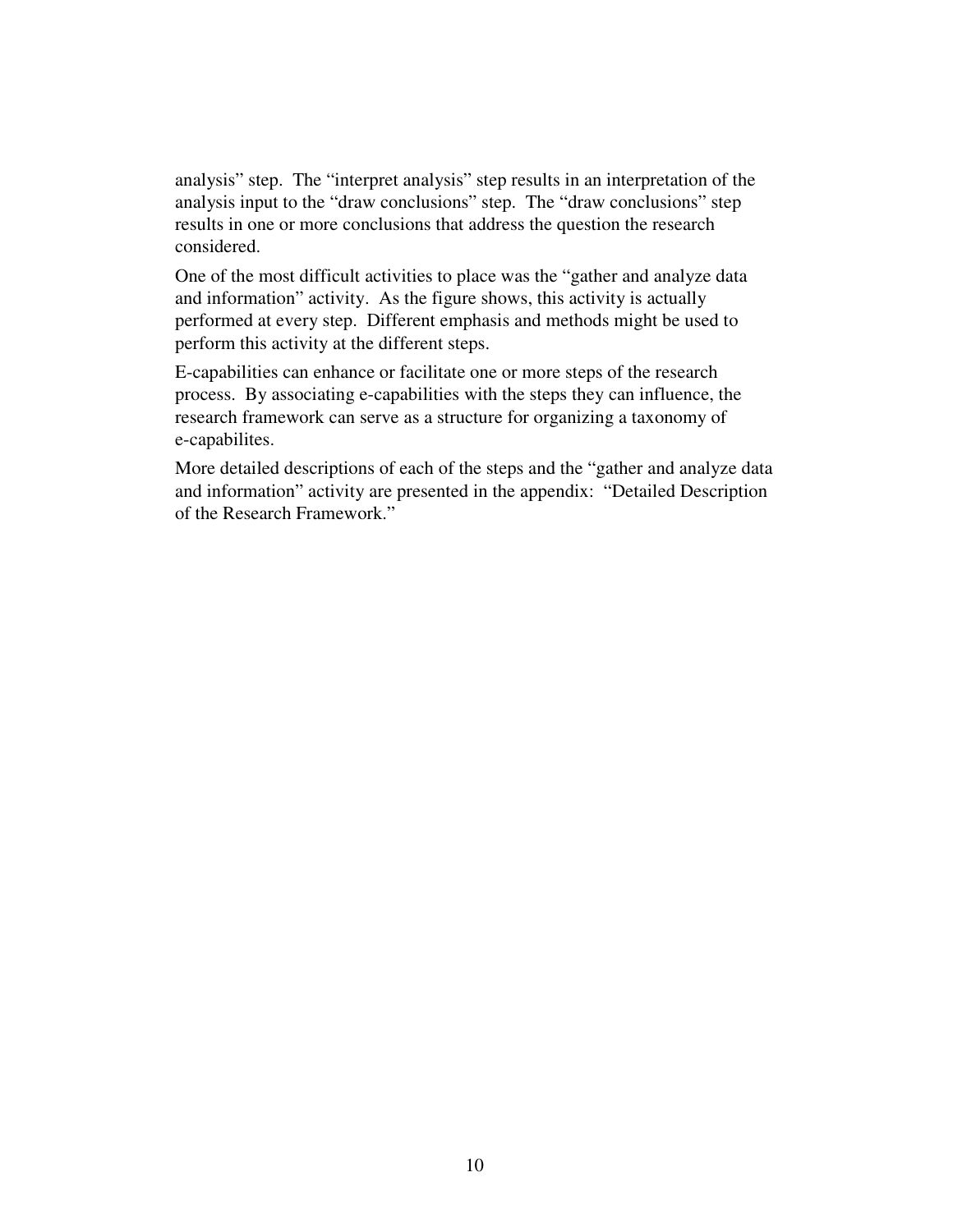analysis" step.  The "interpret analysis" step results in an interpretation of the analysis input to the "draw conclusions" step.  The "draw conclusions" step results in one or more conclusions that address the question the research considered.

One of the most difficult activities to place was the "gather and analyze data and information" activity.  As the figure shows, this activity is actually performed at every step.  Different emphasis and methods might be used to perform this activity at the different steps.

E-capabilities can enhance or facilitate one or more steps of the research process.  By associating e-capabilities with the steps they can influence, the research framework can serve as a structure for organizing a taxonomy of e-capabilites.

More detailed descriptions of each of the steps and the "gather and analyze data and information" activity are presented in the appendix:  "Detailed Description of the Research Framework."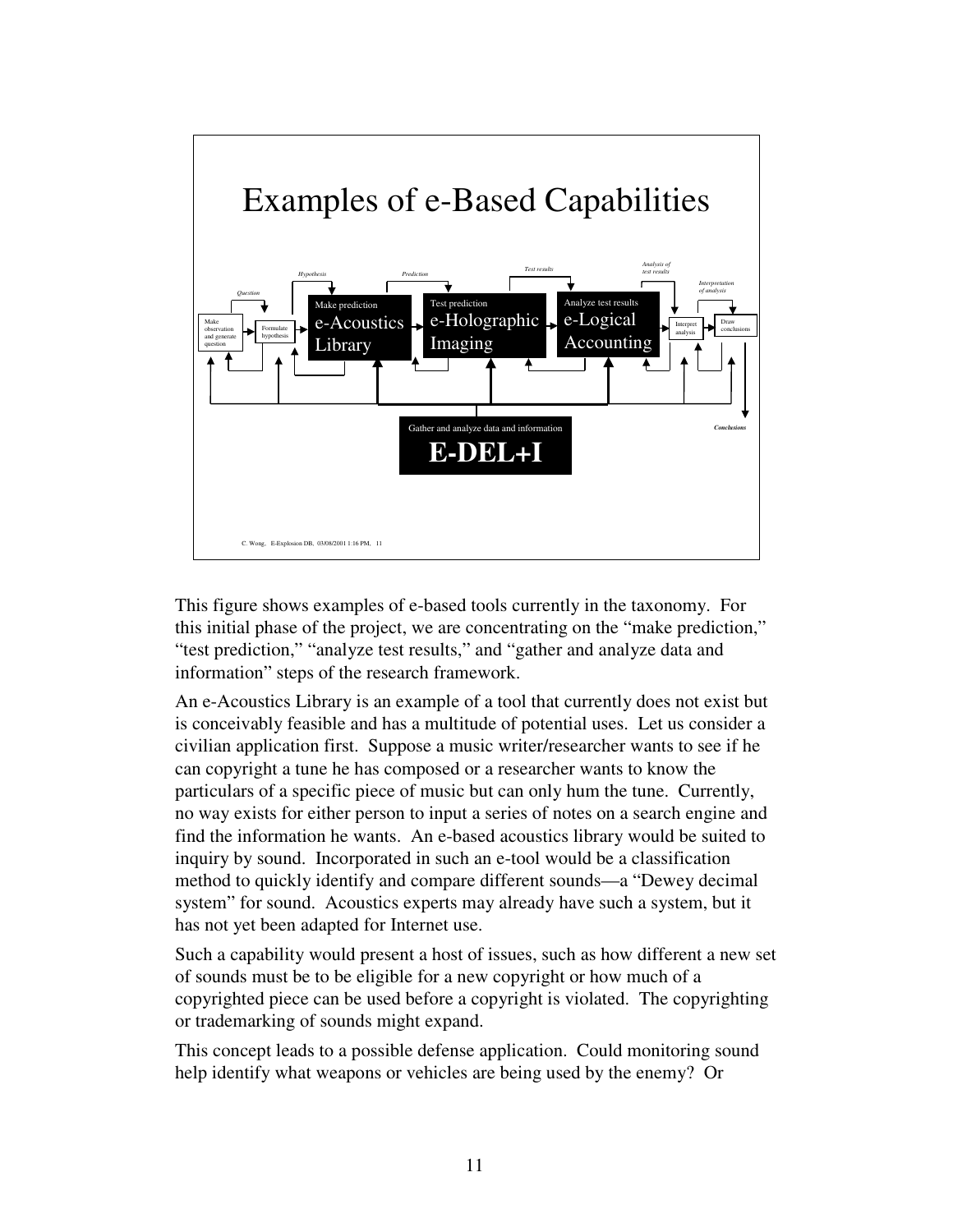# Examples of e-Based Capabilities

Make observation and generate question → *Question* → Formulate hypothesis → *Hypothesis* → Make prediction **e-Acoustics Library** → *Prediction* → Test prediction **e-Holographic Imaging** → *Test results* → Analyze test results **e-Logical Accounting** → *Analysis of test results* → Interpret analysis → *Interpretation of analysis* → Draw conclusions → *Conclusions*

Gather and analyze data and information **E-DEL+I**

C. Wong, E-Explosion DB, 03/08/2001 1:16 PM, 11

This figure shows examples of e-based tools currently in the taxonomy. For this initial phase of the project, we are concentrating on the “make prediction,” “test prediction,” “analyze test results,” and “gather and analyze data and information” steps of the research framework.

An e-Acoustics Library is an example of a tool that currently does not exist but is conceivably feasible and has a multitude of potential uses. Let us consider a civilian application first. Suppose a music writer/researcher wants to see if he can copyright a tune he has composed or a researcher wants to know the particulars of a specific piece of music but can only hum the tune. Currently, no way exists for either person to input a series of notes on a search engine and find the information he wants. An e-based acoustics library would be suited to inquiry by sound. Incorporated in such an e-tool would be a classification method to quickly identify and compare different sounds—a “Dewey decimal system” for sound. Acoustics experts may already have such a system, but it has not yet been adapted for Internet use.

Such a capability would present a host of issues, such as how different a new set of sounds must be to be eligible for a new copyright or how much of a copyrighted piece can be used before a copyright is violated. The copyrighting or trademarking of sounds might expand.

This concept leads to a possible defense application. Could monitoring sound help identify what weapons or vehicles are being used by the enemy? Or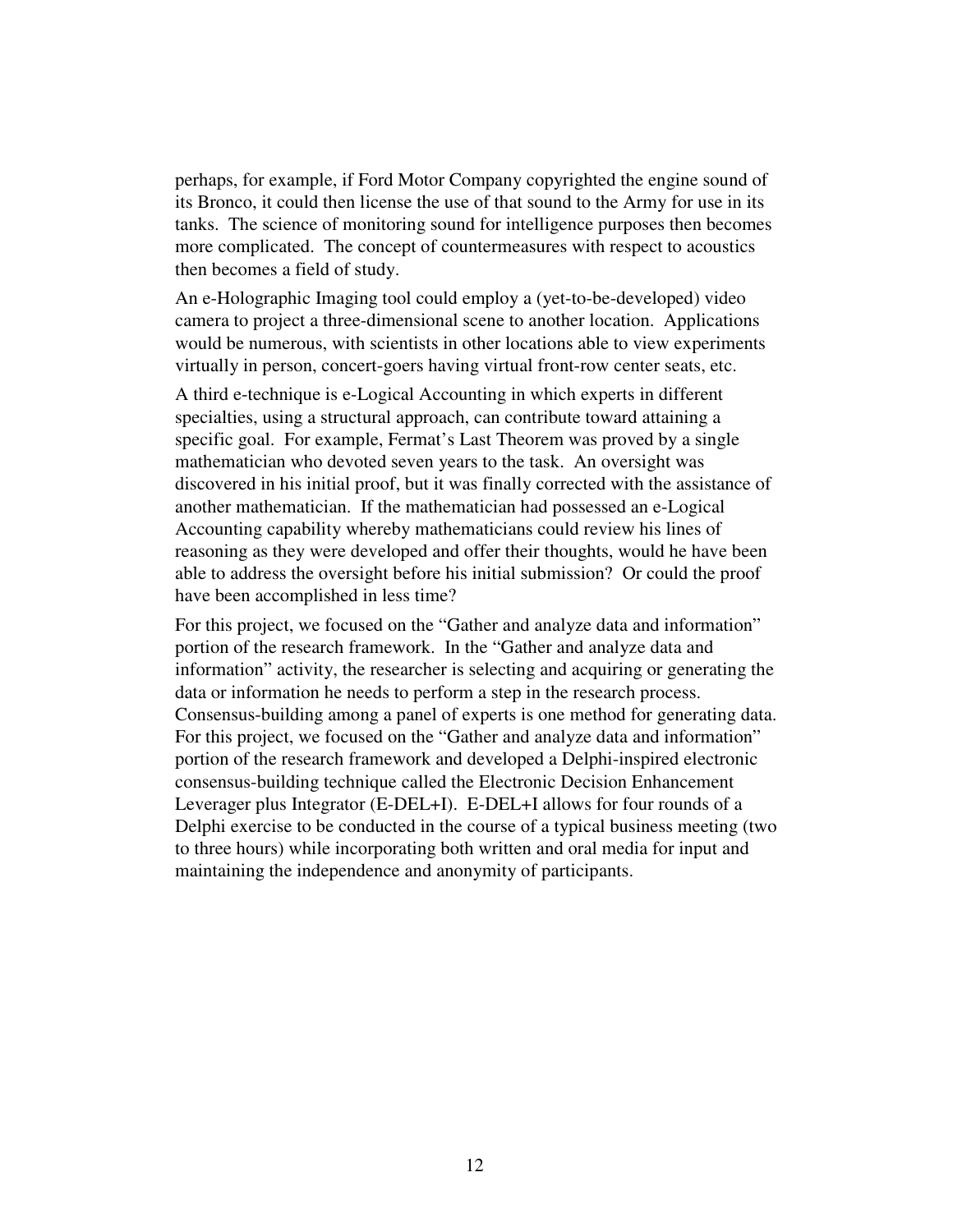perhaps, for example, if Ford Motor Company copyrighted the engine sound of its Bronco, it could then license the use of that sound to the Army for use in its tanks. The science of monitoring sound for intelligence purposes then becomes more complicated. The concept of countermeasures with respect to acoustics then becomes a field of study.

An e-Holographic Imaging tool could employ a (yet-to-be-developed) video camera to project a three-dimensional scene to another location. Applications would be numerous, with scientists in other locations able to view experiments virtually in person, concert-goers having virtual front-row center seats, etc.

A third e-technique is e-Logical Accounting in which experts in different specialties, using a structural approach, can contribute toward attaining a specific goal. For example, Fermat's Last Theorem was proved by a single mathematician who devoted seven years to the task. An oversight was discovered in his initial proof, but it was finally corrected with the assistance of another mathematician. If the mathematician had possessed an e-Logical Accounting capability whereby mathematicians could review his lines of reasoning as they were developed and offer their thoughts, would he have been able to address the oversight before his initial submission? Or could the proof have been accomplished in less time?

For this project, we focused on the "Gather and analyze data and information" portion of the research framework. In the "Gather and analyze data and information" activity, the researcher is selecting and acquiring or generating the data or information he needs to perform a step in the research process. Consensus-building among a panel of experts is one method for generating data. For this project, we focused on the "Gather and analyze data and information" portion of the research framework and developed a Delphi-inspired electronic consensus-building technique called the Electronic Decision Enhancement Leverager plus Integrator (E-DEL+I). E-DEL+I allows for four rounds of a Delphi exercise to be conducted in the course of a typical business meeting (two to three hours) while incorporating both written and oral media for input and maintaining the independence and anonymity of participants.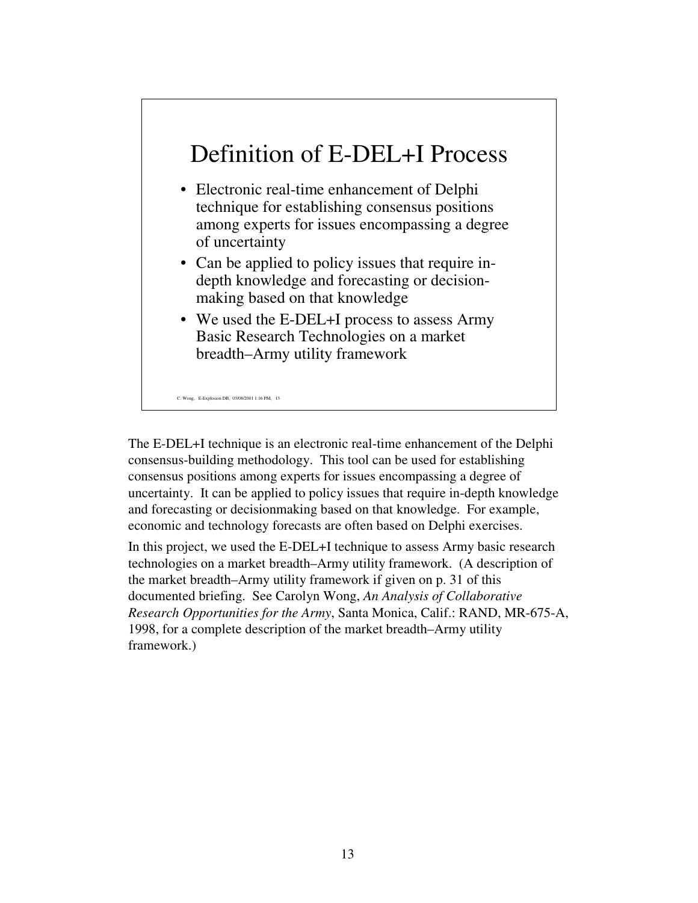## Definition of E-DEL+I Process

- Electronic real-time enhancement of Delphi technique for establishing consensus positions among experts for issues encompassing a degree of uncertainty
- Can be applied to policy issues that require in-depth knowledge and forecasting or decision-making based on that knowledge
- We used the E-DEL+I process to assess Army Basic Research Technologies on a market breadth–Army utility framework

C. Wong, E-Explosion DB, 03/08/2001 1:16 PM, 13

The E-DEL+I technique is an electronic real-time enhancement of the Delphi consensus-building methodology. This tool can be used for establishing consensus positions among experts for issues encompassing a degree of uncertainty. It can be applied to policy issues that require in-depth knowledge and forecasting or decisionmaking based on that knowledge. For example, economic and technology forecasts are often based on Delphi exercises.

In this project, we used the E-DEL+I technique to assess Army basic research technologies on a market breadth–Army utility framework. (A description of the market breadth–Army utility framework if given on p. 31 of this documented briefing. See Carolyn Wong, *An Analysis of Collaborative Research Opportunities for the Army*, Santa Monica, Calif.: RAND, MR-675-A, 1998, for a complete description of the market breadth–Army utility framework.)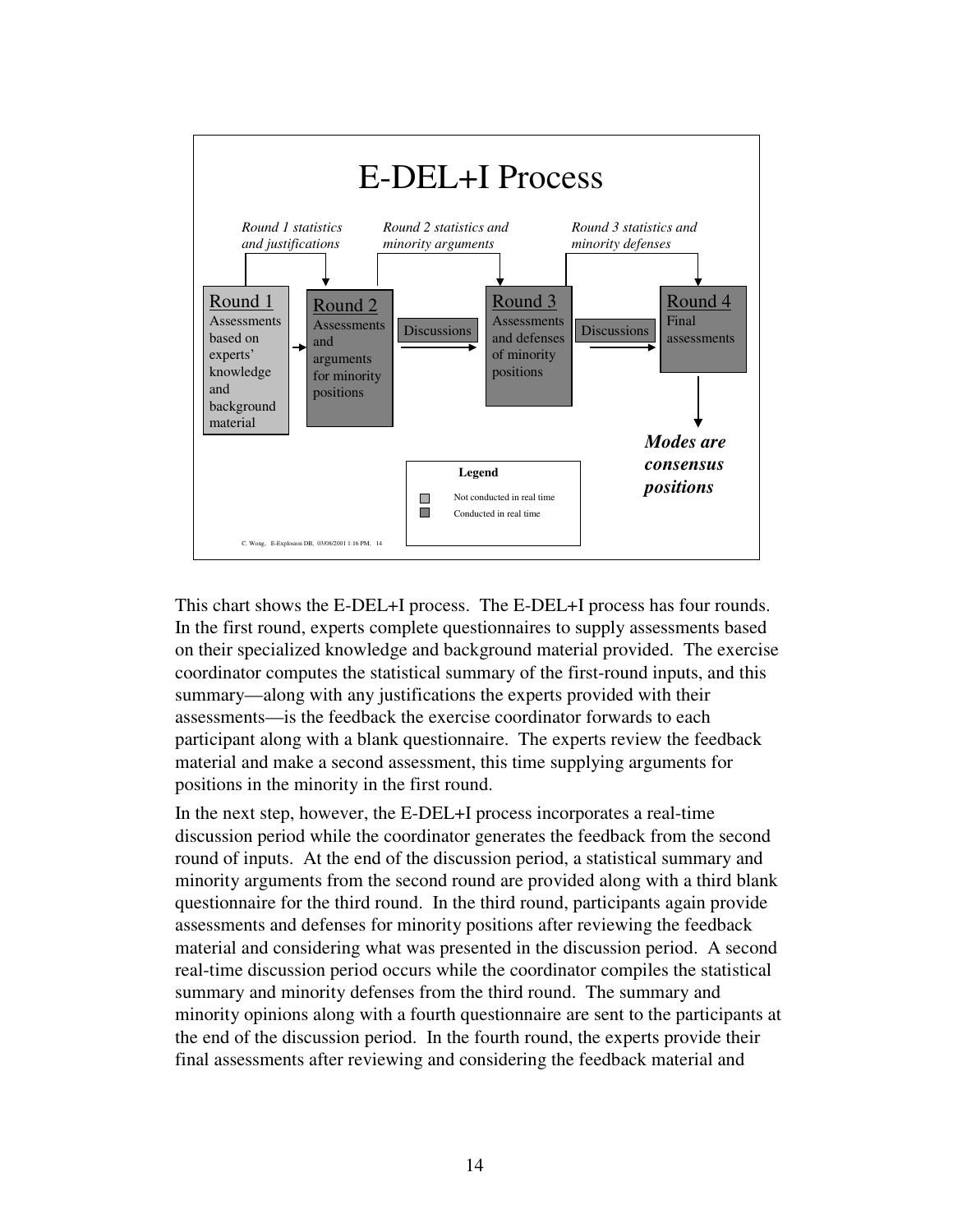# E-DEL+I Process

*Round 1 statistics and justifications*

*Round 2 statistics and minority arguments*

*Round 3 statistics and minority defenses*

Round 1
Assessments based on experts' knowledge and background material

Round 2
Assessments and arguments for minority positions

Discussions

Round 3
Assessments and defenses of minority positions

Discussions

Round 4
Final assessments

***Modes are consensus positions***

**Legend**

- Not conducted in real time
- Conducted in real time

C. Wong, E-Explosion DB, 03/08/2001 1:16 PM, 14

This chart shows the E-DEL+I process. The E-DEL+I process has four rounds. In the first round, experts complete questionnaires to supply assessments based on their specialized knowledge and background material provided. The exercise coordinator computes the statistical summary of the first-round inputs, and this summary—along with any justifications the experts provided with their assessments—is the feedback the exercise coordinator forwards to each participant along with a blank questionnaire. The experts review the feedback material and make a second assessment, this time supplying arguments for positions in the minority in the first round.

In the next step, however, the E-DEL+I process incorporates a real-time discussion period while the coordinator generates the feedback from the second round of inputs. At the end of the discussion period, a statistical summary and minority arguments from the second round are provided along with a third blank questionnaire for the third round. In the third round, participants again provide assessments and defenses for minority positions after reviewing the feedback material and considering what was presented in the discussion period. A second real-time discussion period occurs while the coordinator compiles the statistical summary and minority defenses from the third round. The summary and minority opinions along with a fourth questionnaire are sent to the participants at the end of the discussion period. In the fourth round, the experts provide their final assessments after reviewing and considering the feedback material and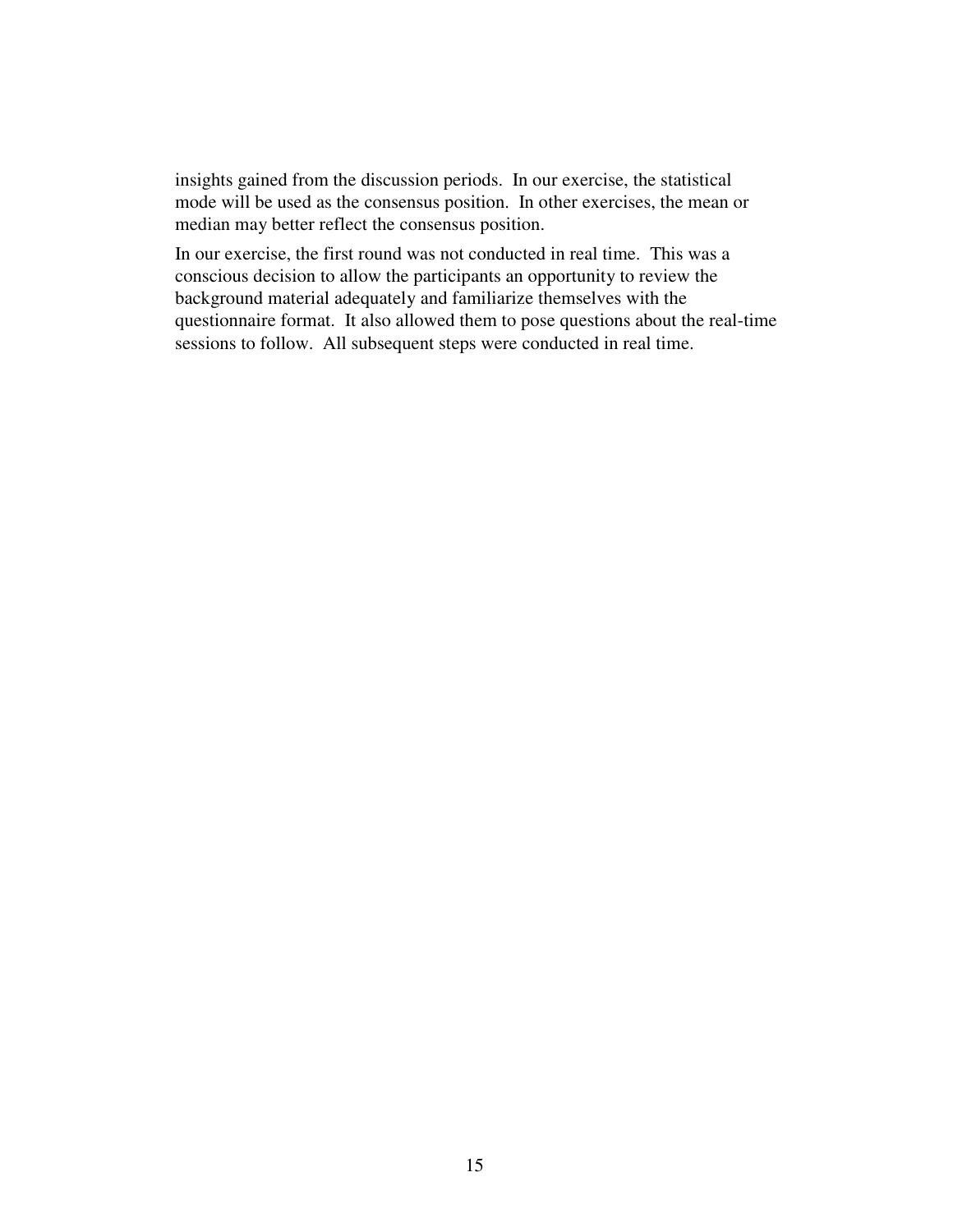insights gained from the discussion periods. In our exercise, the statistical mode will be used as the consensus position. In other exercises, the mean or median may better reflect the consensus position.

In our exercise, the first round was not conducted in real time. This was a conscious decision to allow the participants an opportunity to review the background material adequately and familiarize themselves with the questionnaire format. It also allowed them to pose questions about the real-time sessions to follow. All subsequent steps were conducted in real time.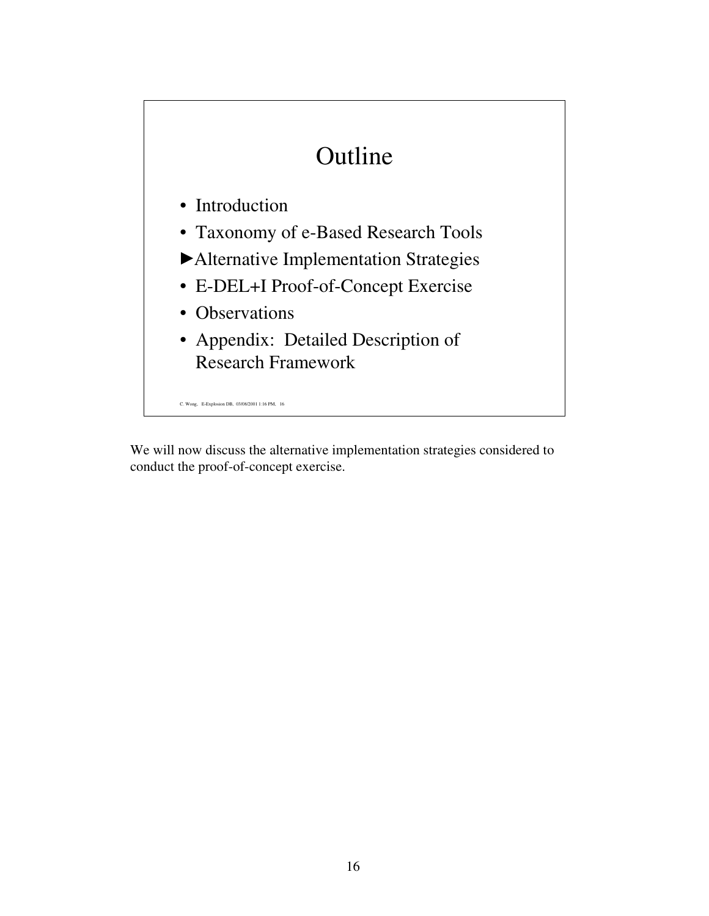# Outline

- Introduction
- Taxonomy of e-Based Research Tools
- ►Alternative Implementation Strategies
- E-DEL+I Proof-of-Concept Exercise
- Observations
- Appendix: Detailed Description of Research Framework

C. Wong, E-Explosion DB, 03/08/2001 1:16 PM, 16

We will now discuss the alternative implementation strategies considered to conduct the proof-of-concept exercise.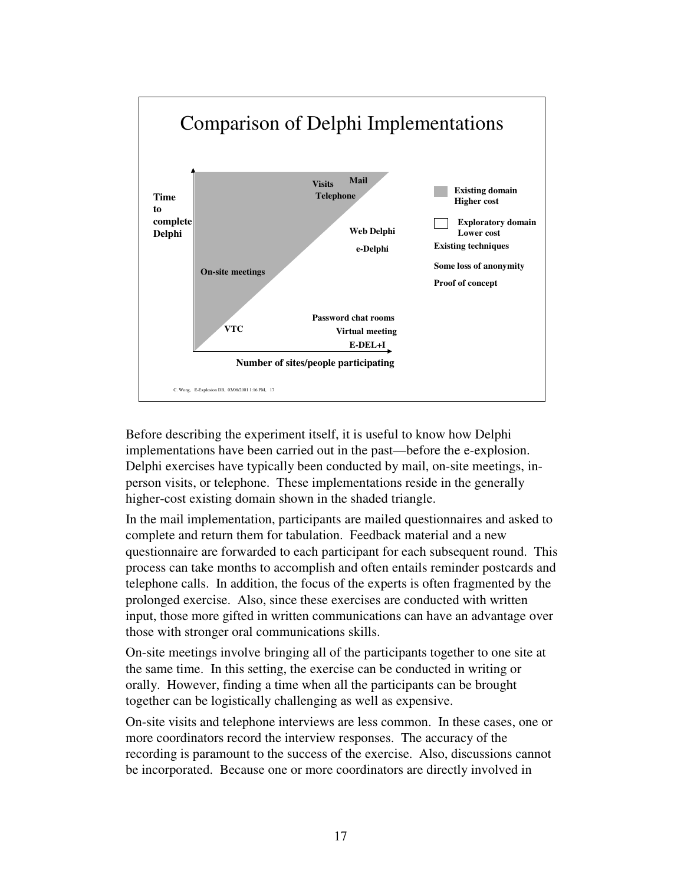## Comparison of Delphi Implementations

Time to complete Delphi

- Visits
- Mail
- Telephone
- Web Delphi
- e-Delphi
- On-site meetings
- Password chat rooms
- Virtual meeting
- E-DEL+I
- VTC

Number of sites/people participating

- Existing domain — Higher cost
- Exploratory domain — Lower cost
- Existing techniques
- Some loss of anonymity
- Proof of concept

C. Wong, E-Explosion DB, 03/08/2001 1:16 PM, 17

Before describing the experiment itself, it is useful to know how Delphi implementations have been carried out in the past—before the e-explosion. Delphi exercises have typically been conducted by mail, on-site meetings, in-person visits, or telephone. These implementations reside in the generally higher-cost existing domain shown in the shaded triangle.

In the mail implementation, participants are mailed questionnaires and asked to complete and return them for tabulation. Feedback material and a new questionnaire are forwarded to each participant for each subsequent round. This process can take months to accomplish and often entails reminder postcards and telephone calls. In addition, the focus of the experts is often fragmented by the prolonged exercise. Also, since these exercises are conducted with written input, those more gifted in written communications can have an advantage over those with stronger oral communications skills.

On-site meetings involve bringing all of the participants together to one site at the same time. In this setting, the exercise can be conducted in writing or orally. However, finding a time when all the participants can be brought together can be logistically challenging as well as expensive.

On-site visits and telephone interviews are less common. In these cases, one or more coordinators record the interview responses. The accuracy of the recording is paramount to the success of the exercise. Also, discussions cannot be incorporated. Because one or more coordinators are directly involved in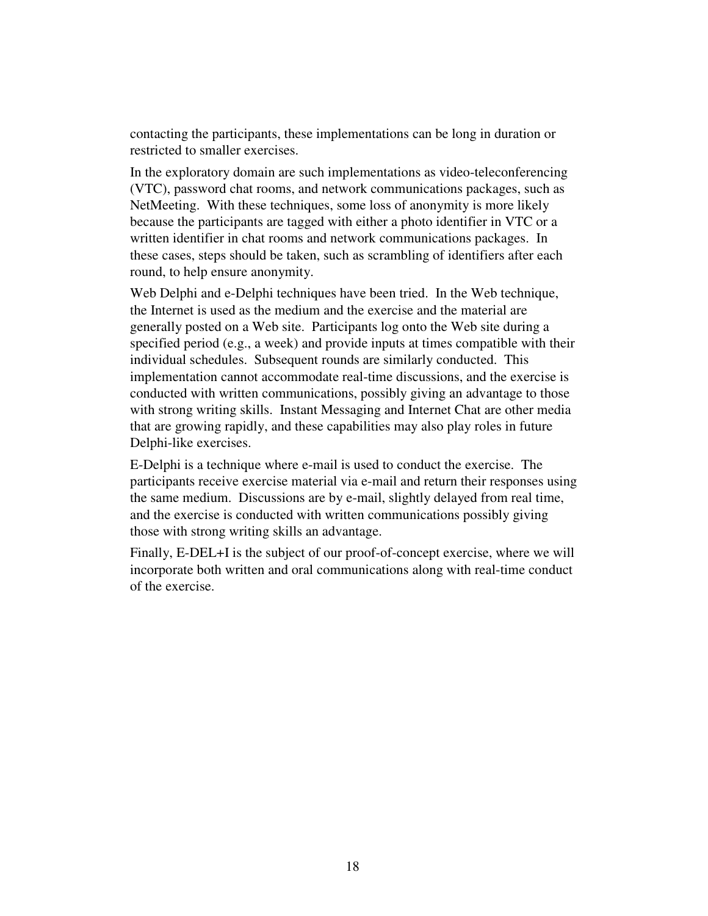contacting the participants, these implementations can be long in duration or restricted to smaller exercises.

In the exploratory domain are such implementations as video-teleconferencing (VTC), password chat rooms, and network communications packages, such as NetMeeting. With these techniques, some loss of anonymity is more likely because the participants are tagged with either a photo identifier in VTC or a written identifier in chat rooms and network communications packages. In these cases, steps should be taken, such as scrambling of identifiers after each round, to help ensure anonymity.

Web Delphi and e-Delphi techniques have been tried. In the Web technique, the Internet is used as the medium and the exercise and the material are generally posted on a Web site. Participants log onto the Web site during a specified period (e.g., a week) and provide inputs at times compatible with their individual schedules. Subsequent rounds are similarly conducted. This implementation cannot accommodate real-time discussions, and the exercise is conducted with written communications, possibly giving an advantage to those with strong writing skills. Instant Messaging and Internet Chat are other media that are growing rapidly, and these capabilities may also play roles in future Delphi-like exercises.

E-Delphi is a technique where e-mail is used to conduct the exercise. The participants receive exercise material via e-mail and return their responses using the same medium. Discussions are by e-mail, slightly delayed from real time, and the exercise is conducted with written communications possibly giving those with strong writing skills an advantage.

Finally, E-DEL+I is the subject of our proof-of-concept exercise, where we will incorporate both written and oral communications along with real-time conduct of the exercise.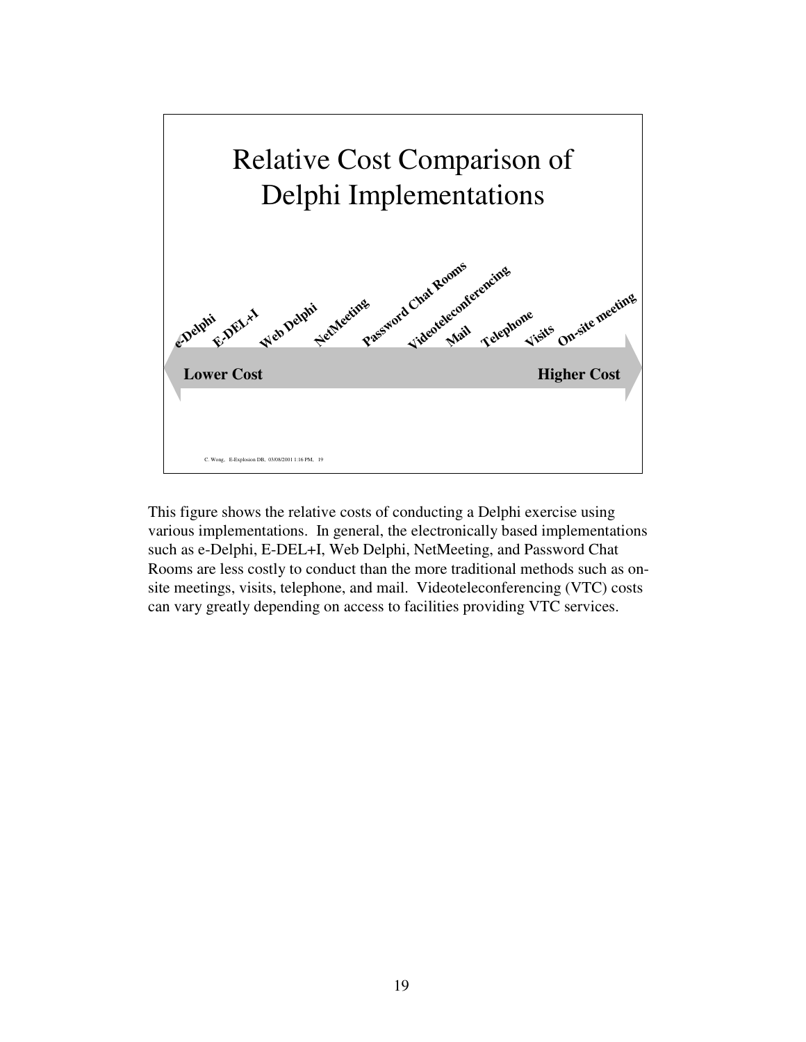# Relative Cost Comparison of Delphi Implementations

e-Delphi, E-DEL+I, Web Delphi, NetMeeting, Password Chat Rooms, Videoteleconferencing, Mail, Telephone, Visits, On-site meeting

**Lower Cost** → **Higher Cost**

C. Wong, E-Explosion DB, 03/08/2001 1:16 PM, 19

This figure shows the relative costs of conducting a Delphi exercise using various implementations. In general, the electronically based implementations such as e-Delphi, E-DEL+I, Web Delphi, NetMeeting, and Password Chat Rooms are less costly to conduct than the more traditional methods such as on-site meetings, visits, telephone, and mail. Videoteleconferencing (VTC) costs can vary greatly depending on access to facilities providing VTC services.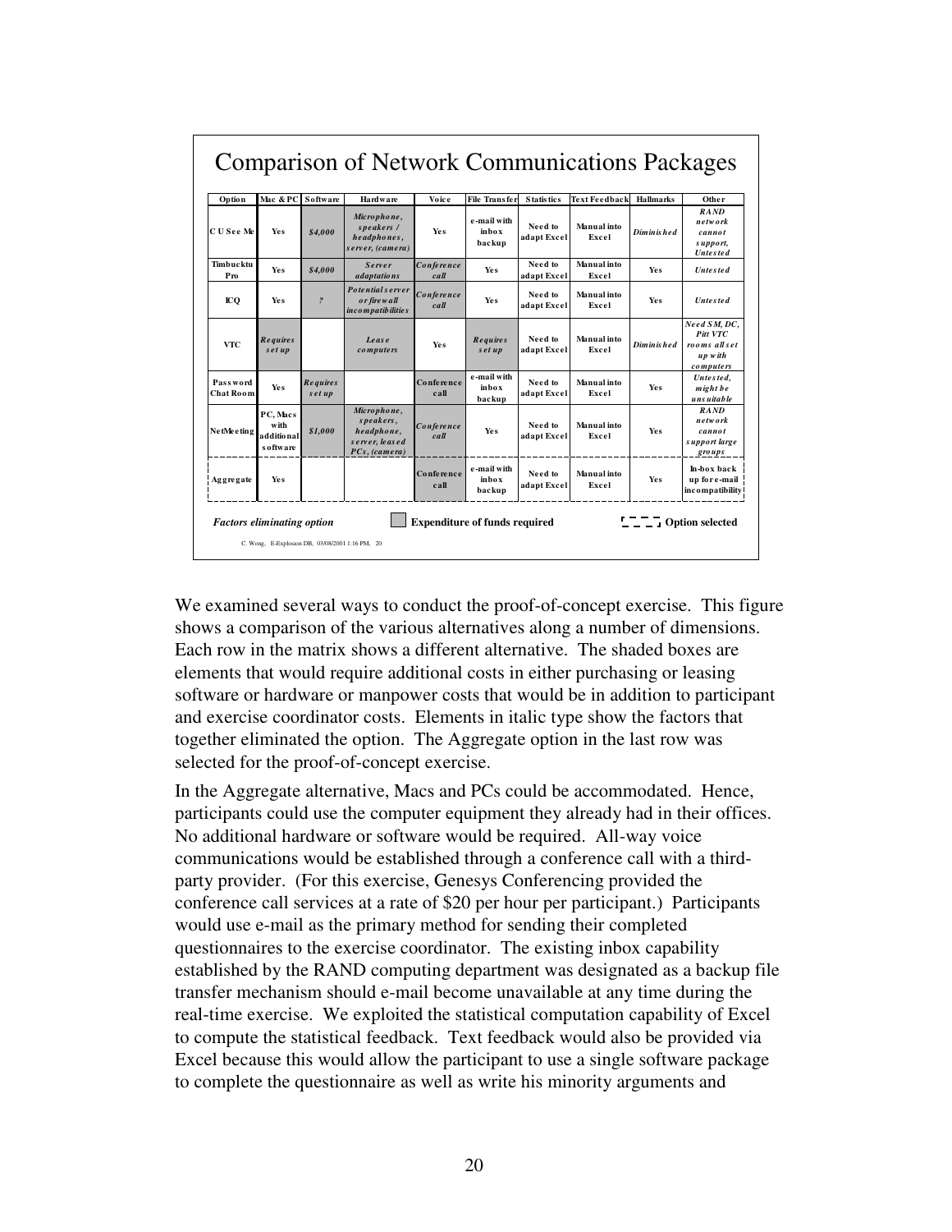## Comparison of Network Communications Packages

| Option | Mac & PC | Software | Hardware | Voice | File Transfer | Statistics | Text Feedback | Hallmarks | Other |
|---|---|---|---|---|---|---|---|---|---|
| C U See Me | Yes | *$4,000* | *Microphone, speakers / headphones, server, (camera)* | Yes | e-mail with inbox backup | Need to adapt Excel | Manual into Excel | *Diminished* | *RAND network cannot support, Untested* |
| Timbucktu Pro | Yes | *$4,000* | *Server adaptations* | *Conference call* | Yes | Need to adapt Excel | Manual into Excel | Yes | *Untested* |
| ICQ | Yes | *?* | *Potential server or firewall incompatibilities* | *Conference call* | Yes | Need to adapt Excel | Manual into Excel | Yes | *Untested* |
| VTC | *Requires set up* | | *Lease computers* | Yes | *Requires set up* | Need to adapt Excel | Manual into Excel | *Diminished* | *Need SM, DC, Pitt VTC rooms all set up with computers* |
| Password Chat Room | Yes | *Requires set up* | | Conference call | e-mail with inbox backup | Need to adapt Excel | Manual into Excel | Yes | *Untested, might be unsuitable* |
| NetMeeting | PC, Macs with additional software | *$1,000* | *Microphone, speakers, headphone, server, leased PCs, (camera)* | *Conference call* | Yes | Need to adapt Excel | Manual into Excel | Yes | *RAND network cannot support large groups* |
| Aggregate | Yes | | | Conference call | e-mail with inbox backup | Need to adapt Excel | Manual into Excel | Yes | In-box back up for e-mail incompatibility |

*Factors eliminating option* — Shaded: **Expenditure of funds required** — Dashed box: **Option selected**

C. Wong, E-Explosion DB, 03/08/2001 1:16 PM, 20

We examined several ways to conduct the proof-of-concept exercise. This figure shows a comparison of the various alternatives along a number of dimensions. Each row in the matrix shows a different alternative. The shaded boxes are elements that would require additional costs in either purchasing or leasing software or hardware or manpower costs that would be in addition to participant and exercise coordinator costs. Elements in italic type show the factors that together eliminated the option. The Aggregate option in the last row was selected for the proof-of-concept exercise.

In the Aggregate alternative, Macs and PCs could be accommodated. Hence, participants could use the computer equipment they already had in their offices. No additional hardware or software would be required. All-way voice communications would be established through a conference call with a third-party provider. (For this exercise, Genesys Conferencing provided the conference call services at a rate of $20 per hour per participant.) Participants would use e-mail as the primary method for sending their completed questionnaires to the exercise coordinator. The existing inbox capability established by the RAND computing department was designated as a backup file transfer mechanism should e-mail become unavailable at any time during the real-time exercise. We exploited the statistical computation capability of Excel to compute the statistical feedback. Text feedback would also be provided via Excel because this would allow the participant to use a single software package to complete the questionnaire as well as write his minority arguments and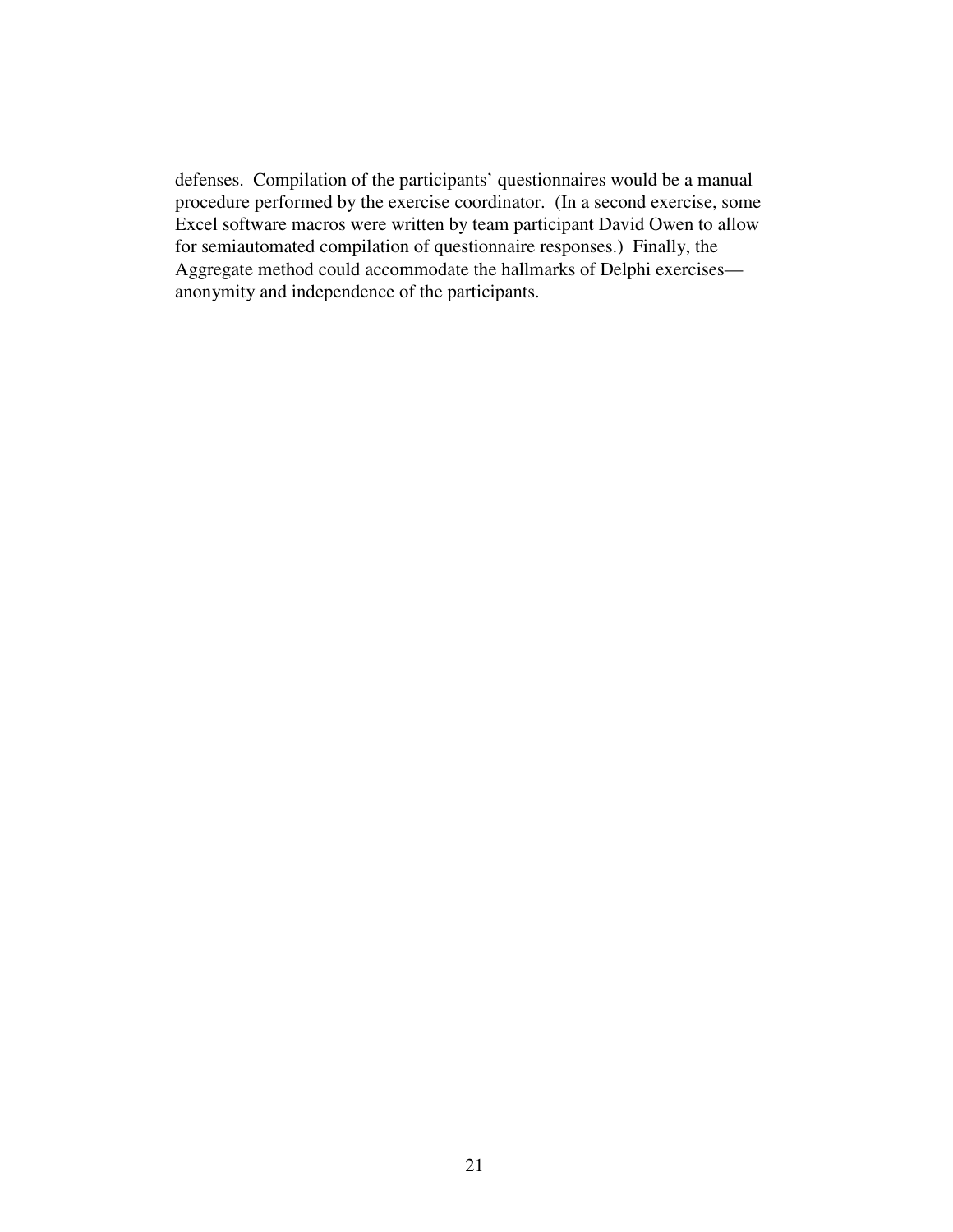defenses. Compilation of the participants' questionnaires would be a manual procedure performed by the exercise coordinator. (In a second exercise, some Excel software macros were written by team participant David Owen to allow for semiautomated compilation of questionnaire responses.) Finally, the Aggregate method could accommodate the hallmarks of Delphi exercises—anonymity and independence of the participants.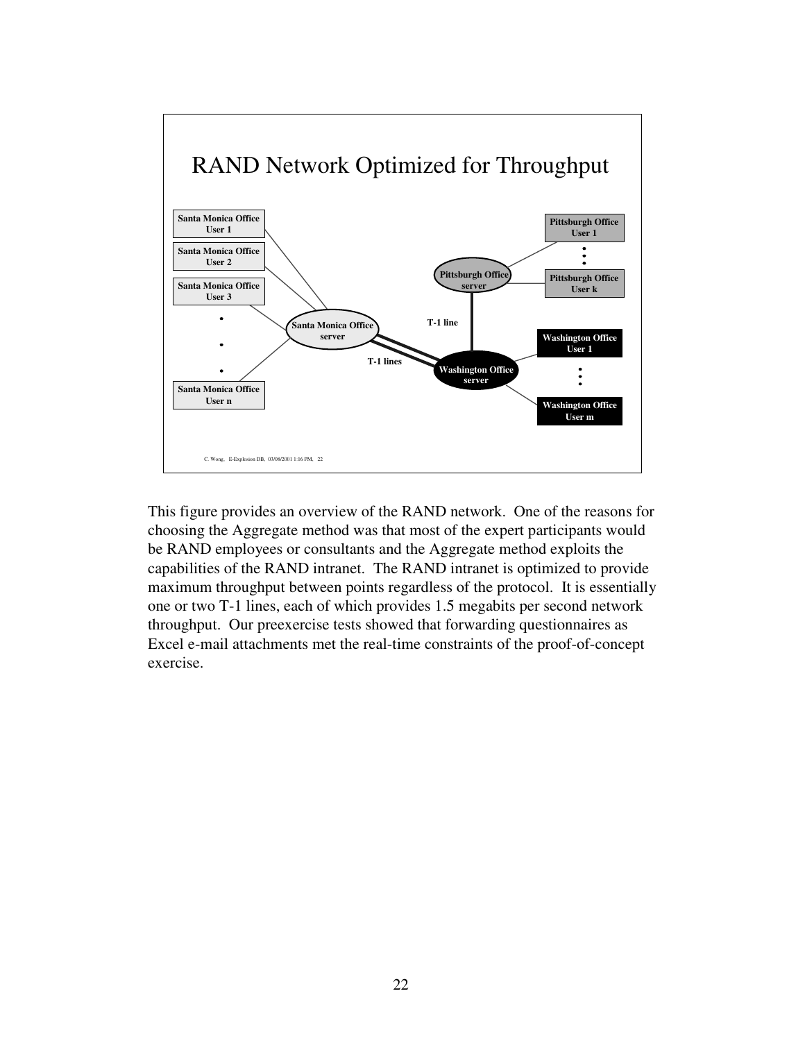# RAND Network Optimized for Throughput

Santa Monica Office User 1

Santa Monica Office User 2

Santa Monica Office User 3

Santa Monica Office User n

Santa Monica Office server

T-1 lines

Pittsburgh Office server

T-1 line

Washington Office server

Pittsburgh Office User 1

Pittsburgh Office User k

Washington Office User 1

Washington Office User m

C. Wong, E-Explosion DB, 03/08/2001 1:16 PM, 22

This figure provides an overview of the RAND network. One of the reasons for choosing the Aggregate method was that most of the expert participants would be RAND employees or consultants and the Aggregate method exploits the capabilities of the RAND intranet. The RAND intranet is optimized to provide maximum throughput between points regardless of the protocol. It is essentially one or two T-1 lines, each of which provides 1.5 megabits per second network throughput. Our preexercise tests showed that forwarding questionnaires as Excel e-mail attachments met the real-time constraints of the proof-of-concept exercise.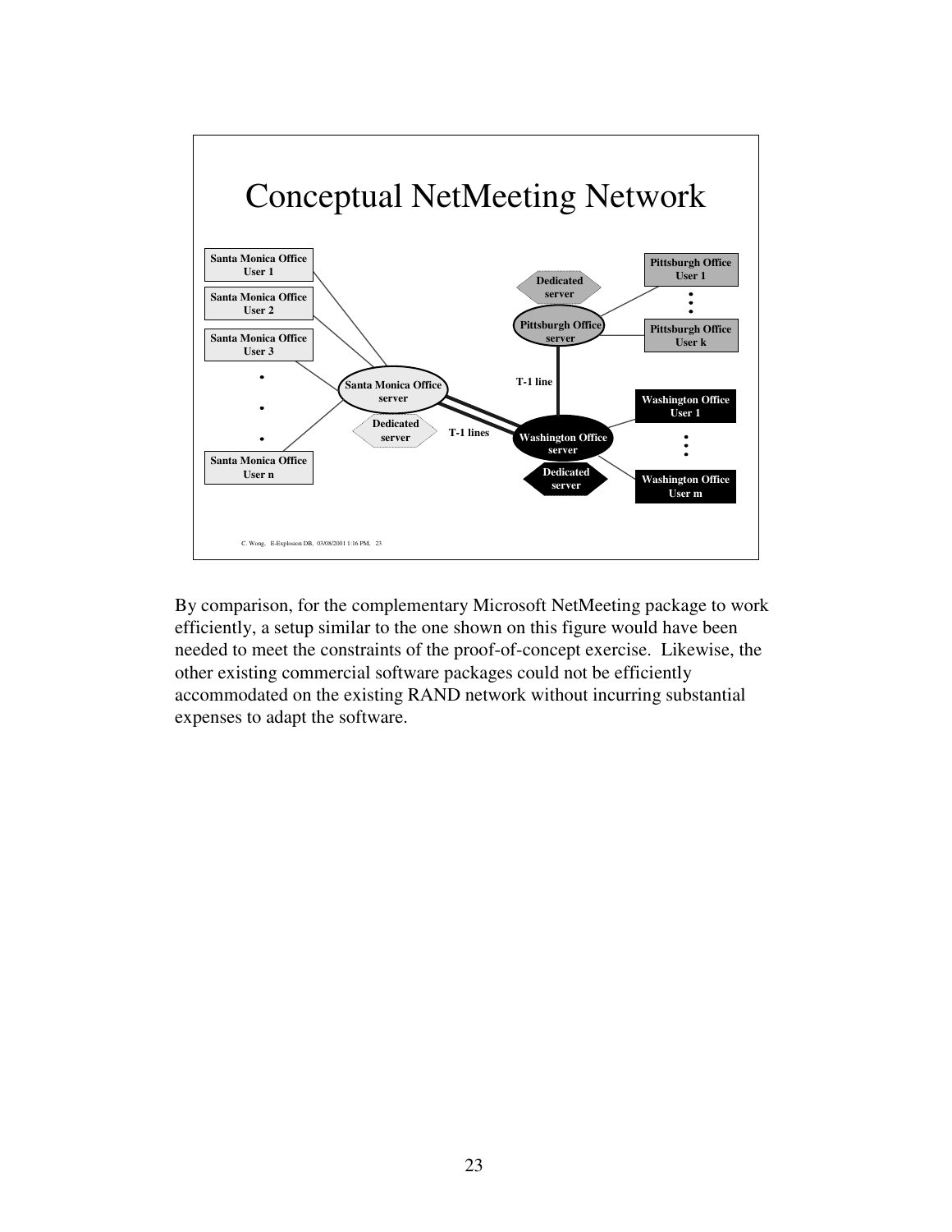## Conceptual NetMeeting Network

By comparison, for the complementary Microsoft NetMeeting package to work efficiently, a setup similar to the one shown on this figure would have been needed to meet the constraints of the proof-of-concept exercise. Likewise, the other existing commercial software packages could not be efficiently accommodated on the existing RAND network without incurring substantial expenses to adapt the software.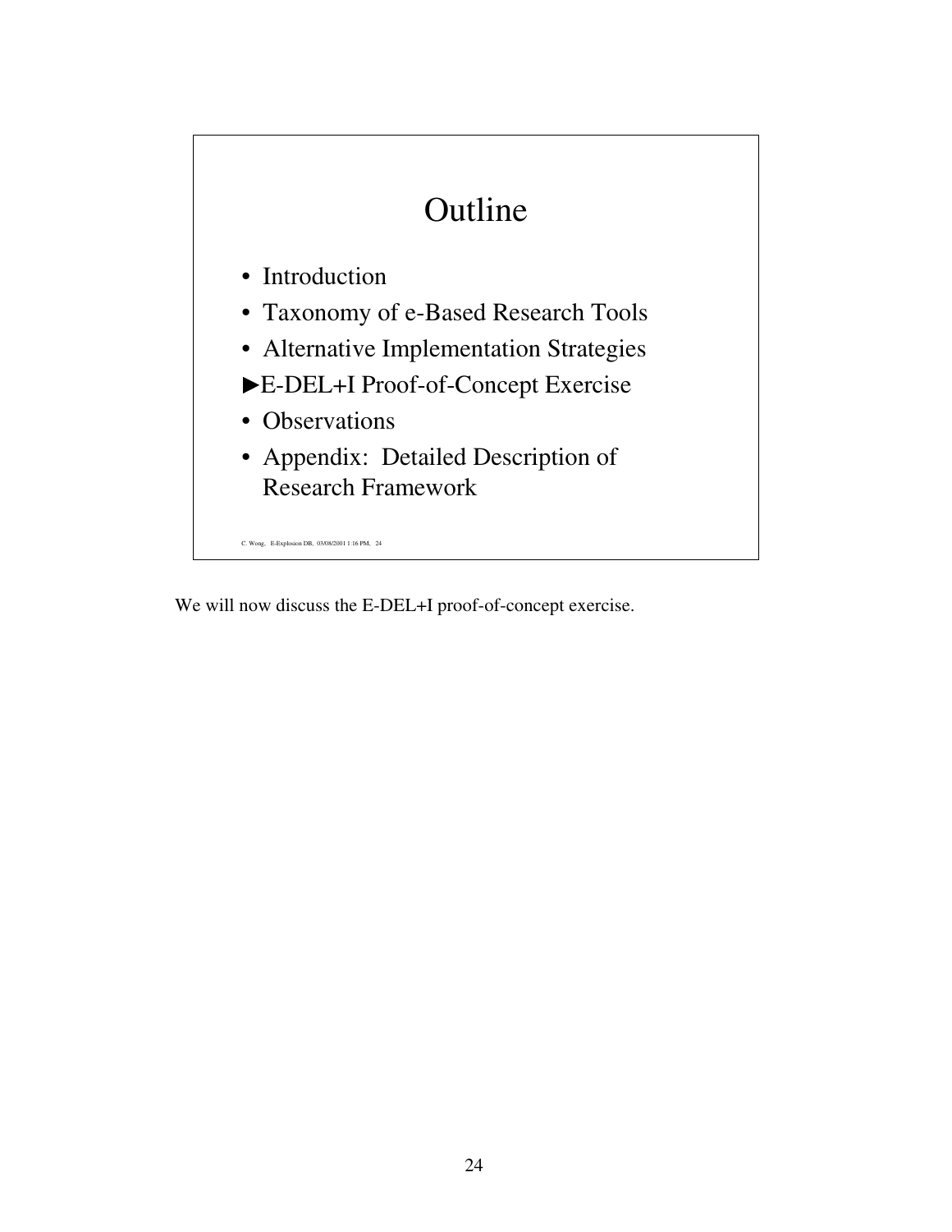## Outline

- Introduction
- Taxonomy of e-Based Research Tools
- Alternative Implementation Strategies
- ►E-DEL+I Proof-of-Concept Exercise
- Observations
- Appendix: Detailed Description of Research Framework

C. Wong, E-Explosion DB, 03/08/2001 1:16 PM, 24

We will now discuss the E-DEL+I proof-of-concept exercise.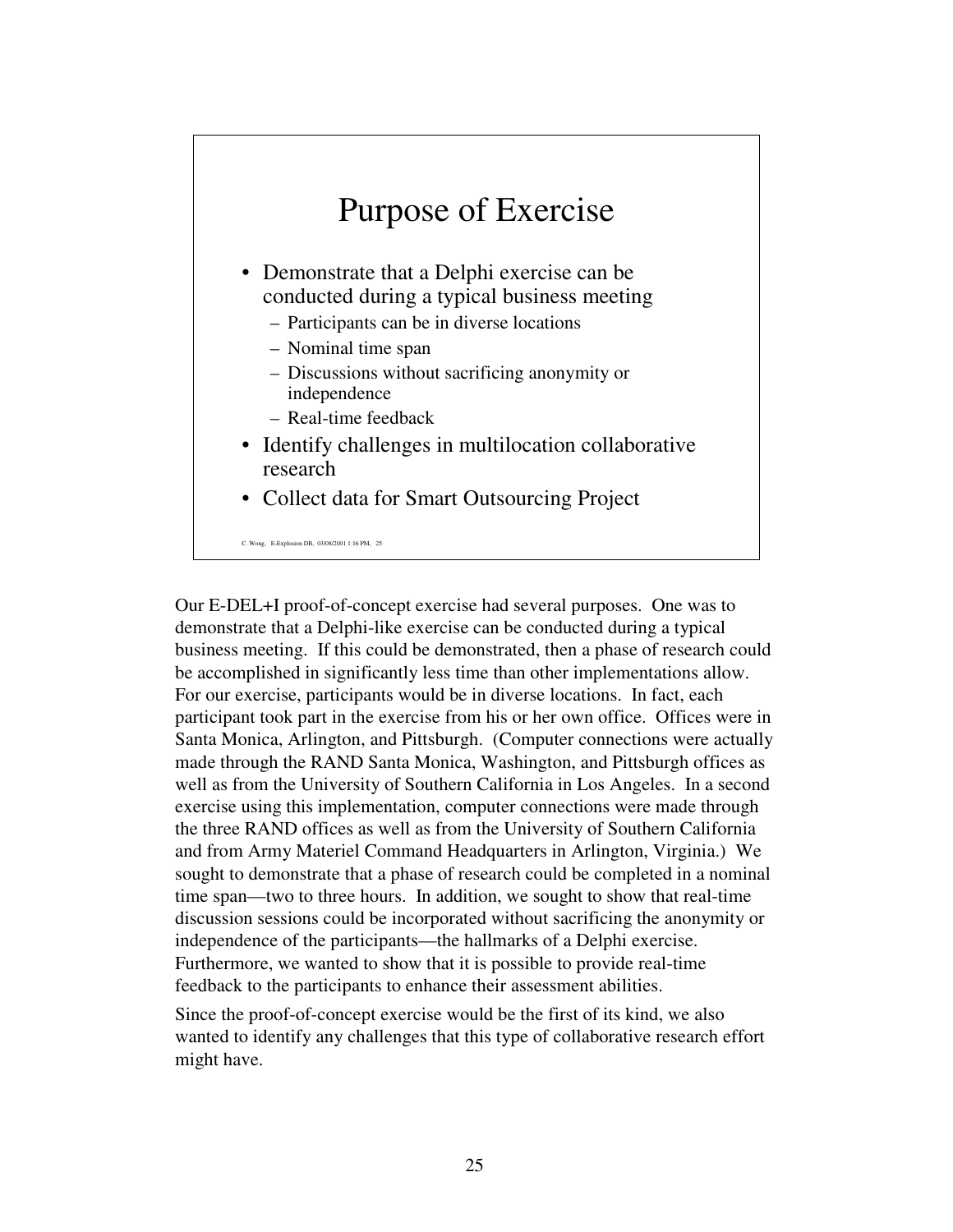## Purpose of Exercise

- Demonstrate that a Delphi exercise can be conducted during a typical business meeting
  - Participants can be in diverse locations
  - Nominal time span
  - Discussions without sacrificing anonymity or independence
  - Real-time feedback
- Identify challenges in multilocation collaborative research
- Collect data for Smart Outsourcing Project

C. Wong, E-Explosion DB, 03/08/2001 1:16 PM, 25

Our E-DEL+I proof-of-concept exercise had several purposes. One was to demonstrate that a Delphi-like exercise can be conducted during a typical business meeting. If this could be demonstrated, then a phase of research could be accomplished in significantly less time than other implementations allow. For our exercise, participants would be in diverse locations. In fact, each participant took part in the exercise from his or her own office. Offices were in Santa Monica, Arlington, and Pittsburgh. (Computer connections were actually made through the RAND Santa Monica, Washington, and Pittsburgh offices as well as from the University of Southern California in Los Angeles. In a second exercise using this implementation, computer connections were made through the three RAND offices as well as from the University of Southern California and from Army Materiel Command Headquarters in Arlington, Virginia.) We sought to demonstrate that a phase of research could be completed in a nominal time span—two to three hours. In addition, we sought to show that real-time discussion sessions could be incorporated without sacrificing the anonymity or independence of the participants—the hallmarks of a Delphi exercise. Furthermore, we wanted to show that it is possible to provide real-time feedback to the participants to enhance their assessment abilities.

Since the proof-of-concept exercise would be the first of its kind, we also wanted to identify any challenges that this type of collaborative research effort might have.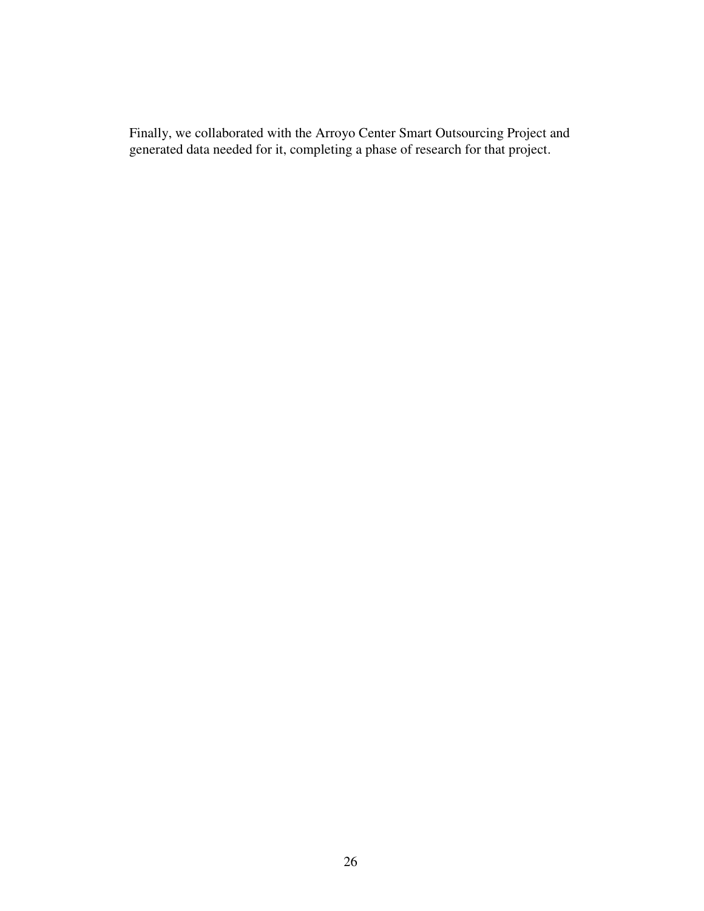Finally, we collaborated with the Arroyo Center Smart Outsourcing Project and generated data needed for it, completing a phase of research for that project.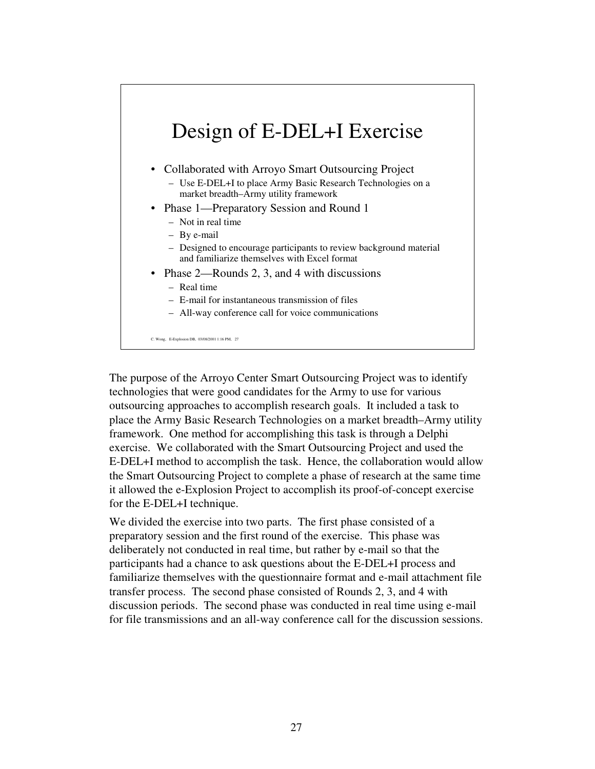## Design of E-DEL+I Exercise

- Collaborated with Arroyo Smart Outsourcing Project
  - Use E-DEL+I to place Army Basic Research Technologies on a market breadth–Army utility framework
- Phase 1—Preparatory Session and Round 1
  - Not in real time
  - By e-mail
  - Designed to encourage participants to review background material and familiarize themselves with Excel format
- Phase 2—Rounds 2, 3, and 4 with discussions
  - Real time
  - E-mail for instantaneous transmission of files
  - All-way conference call for voice communications

C. Wong, E-Explosion DB, 03/08/2001 1:16 PM, 27

The purpose of the Arroyo Center Smart Outsourcing Project was to identify technologies that were good candidates for the Army to use for various outsourcing approaches to accomplish research goals. It included a task to place the Army Basic Research Technologies on a market breadth–Army utility framework. One method for accomplishing this task is through a Delphi exercise. We collaborated with the Smart Outsourcing Project and used the E-DEL+I method to accomplish the task. Hence, the collaboration would allow the Smart Outsourcing Project to complete a phase of research at the same time it allowed the e-Explosion Project to accomplish its proof-of-concept exercise for the E-DEL+I technique.

We divided the exercise into two parts. The first phase consisted of a preparatory session and the first round of the exercise. This phase was deliberately not conducted in real time, but rather by e-mail so that the participants had a chance to ask questions about the E-DEL+I process and familiarize themselves with the questionnaire format and e-mail attachment file transfer process. The second phase consisted of Rounds 2, 3, and 4 with discussion periods. The second phase was conducted in real time using e-mail for file transmissions and an all-way conference call for the discussion sessions.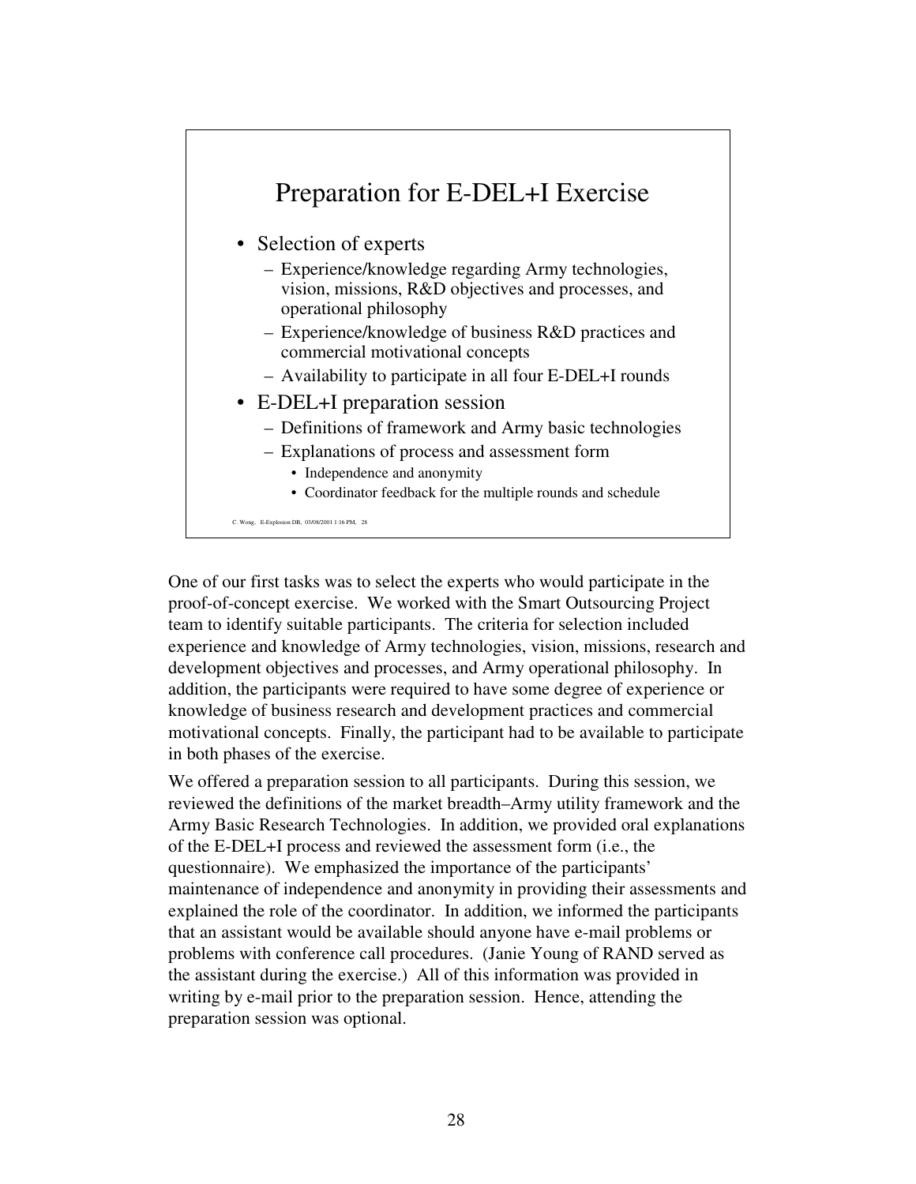## Preparation for E-DEL+I Exercise

- Selection of experts
  - Experience/knowledge regarding Army technologies, vision, missions, R&D objectives and processes, and operational philosophy
  - Experience/knowledge of business R&D practices and commercial motivational concepts
  - Availability to participate in all four E-DEL+I rounds
- E-DEL+I preparation session
  - Definitions of framework and Army basic technologies
  - Explanations of process and assessment form
    - Independence and anonymity
    - Coordinator feedback for the multiple rounds and schedule

C. Wong, E-Explosion DB, 03/08/2001 1:16 PM, 28

One of our first tasks was to select the experts who would participate in the proof-of-concept exercise. We worked with the Smart Outsourcing Project team to identify suitable participants. The criteria for selection included experience and knowledge of Army technologies, vision, missions, research and development objectives and processes, and Army operational philosophy. In addition, the participants were required to have some degree of experience or knowledge of business research and development practices and commercial motivational concepts. Finally, the participant had to be available to participate in both phases of the exercise.

We offered a preparation session to all participants. During this session, we reviewed the definitions of the market breadth–Army utility framework and the Army Basic Research Technologies. In addition, we provided oral explanations of the E-DEL+I process and reviewed the assessment form (i.e., the questionnaire). We emphasized the importance of the participants' maintenance of independence and anonymity in providing their assessments and explained the role of the coordinator. In addition, we informed the participants that an assistant would be available should anyone have e-mail problems or problems with conference call procedures. (Janie Young of RAND served as the assistant during the exercise.) All of this information was provided in writing by e-mail prior to the preparation session. Hence, attending the preparation session was optional.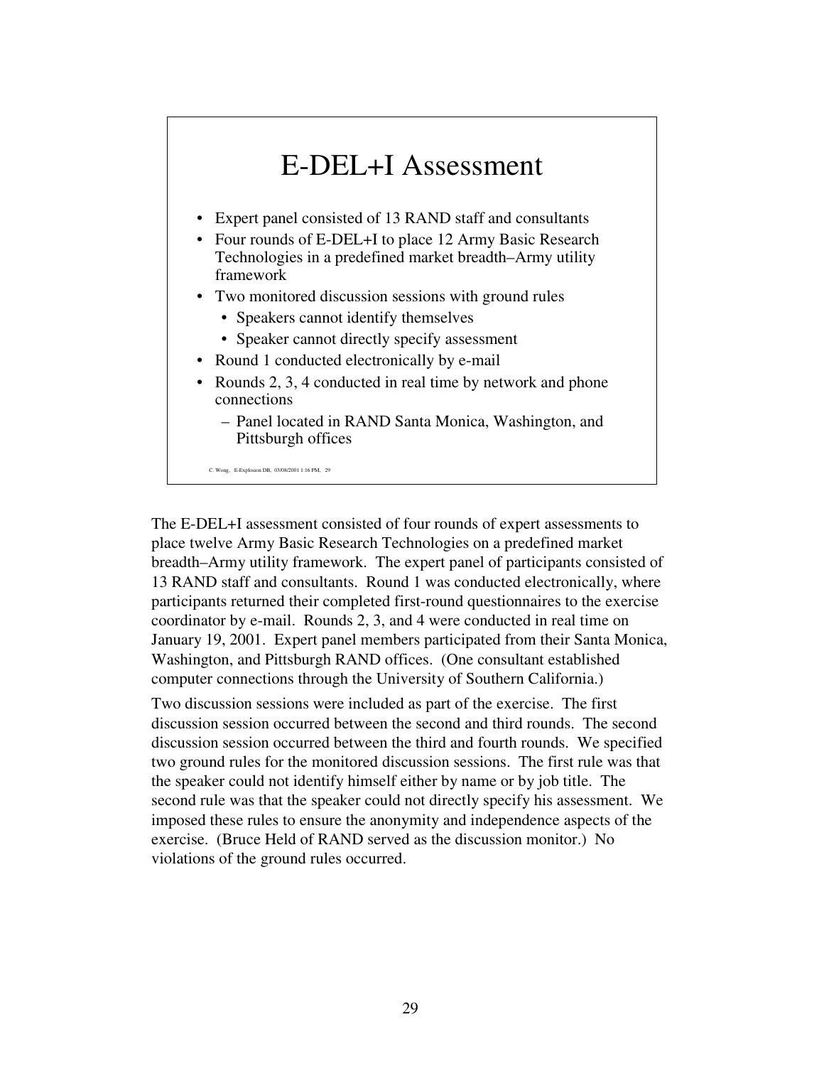# E-DEL+I Assessment

- Expert panel consisted of 13 RAND staff and consultants
- Four rounds of E-DEL+I to place 12 Army Basic Research Technologies in a predefined market breadth–Army utility framework
- Two monitored discussion sessions with ground rules
  - Speakers cannot identify themselves
  - Speaker cannot directly specify assessment
- Round 1 conducted electronically by e-mail
- Rounds 2, 3, 4 conducted in real time by network and phone connections
  - Panel located in RAND Santa Monica, Washington, and Pittsburgh offices

C. Wong, E-Explosion DB, 03/08/2001 1:16 PM, 29

The E-DEL+I assessment consisted of four rounds of expert assessments to place twelve Army Basic Research Technologies on a predefined market breadth–Army utility framework. The expert panel of participants consisted of 13 RAND staff and consultants. Round 1 was conducted electronically, where participants returned their completed first-round questionnaires to the exercise coordinator by e-mail. Rounds 2, 3, and 4 were conducted in real time on January 19, 2001. Expert panel members participated from their Santa Monica, Washington, and Pittsburgh RAND offices. (One consultant established computer connections through the University of Southern California.)

Two discussion sessions were included as part of the exercise. The first discussion session occurred between the second and third rounds. The second discussion session occurred between the third and fourth rounds. We specified two ground rules for the monitored discussion sessions. The first rule was that the speaker could not identify himself either by name or by job title. The second rule was that the speaker could not directly specify his assessment. We imposed these rules to ensure the anonymity and independence aspects of the exercise. (Bruce Held of RAND served as the discussion monitor.) No violations of the ground rules occurred.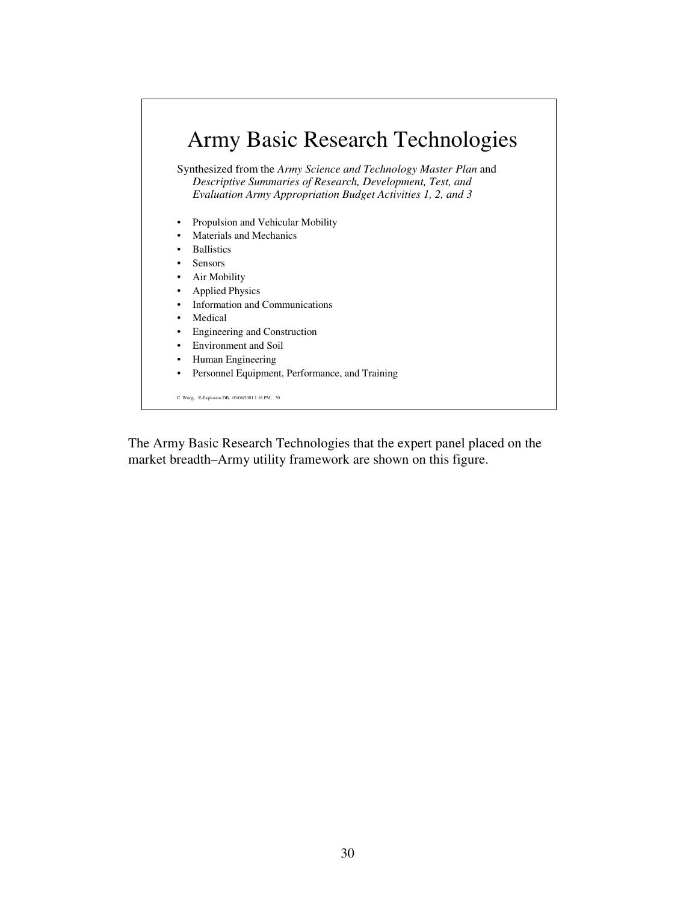# Army Basic Research Technologies

Synthesized from the *Army Science and Technology Master Plan* and *Descriptive Summaries of Research, Development, Test, and Evaluation Army Appropriation Budget Activities 1, 2, and 3*

- Propulsion and Vehicular Mobility
- Materials and Mechanics
- Ballistics
- Sensors
- Air Mobility
- Applied Physics
- Information and Communications
- Medical
- Engineering and Construction
- Environment and Soil
- Human Engineering
- Personnel Equipment, Performance, and Training

C. Wong, E-Explosion DB, 03/08/2001 1:16 PM, 30

The Army Basic Research Technologies that the expert panel placed on the market breadth–Army utility framework are shown on this figure.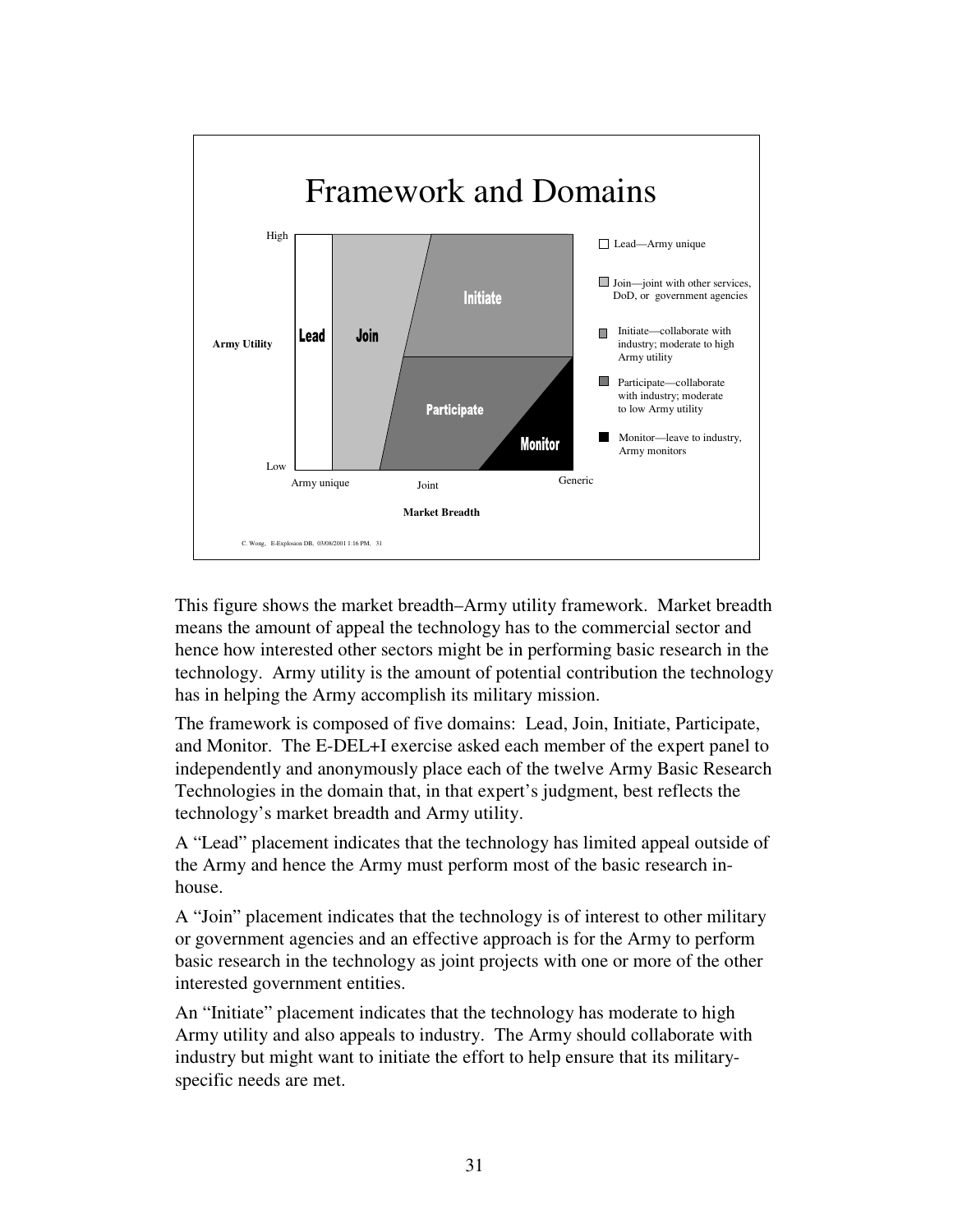## Framework and Domains

| | |
|---|---|
| ☐ | Lead—Army unique |
| ☐ | Join—joint with other services, DoD, or government agencies |
| ☐ | Initiate—collaborate with industry; moderate to high Army utility |
| ☐ | Participate—collaborate with industry; moderate to low Army utility |
| ■ | Monitor—leave to industry, Army monitors |

Army Utility (High to Low); Market Breadth (Army unique, Joint, Generic); Domains: Lead, Join, Initiate, Participate, Monitor

C. Wong, E-Explosion DB, 03/08/2001 1:16 PM, 31

This figure shows the market breadth–Army utility framework. Market breadth means the amount of appeal the technology has to the commercial sector and hence how interested other sectors might be in performing basic research in the technology. Army utility is the amount of potential contribution the technology has in helping the Army accomplish its military mission.

The framework is composed of five domains: Lead, Join, Initiate, Participate, and Monitor. The E-DEL+I exercise asked each member of the expert panel to independently and anonymously place each of the twelve Army Basic Research Technologies in the domain that, in that expert's judgment, best reflects the technology's market breadth and Army utility.

A "Lead" placement indicates that the technology has limited appeal outside of the Army and hence the Army must perform most of the basic research in-house.

A "Join" placement indicates that the technology is of interest to other military or government agencies and an effective approach is for the Army to perform basic research in the technology as joint projects with one or more of the other interested government entities.

An "Initiate" placement indicates that the technology has moderate to high Army utility and also appeals to industry. The Army should collaborate with industry but might want to initiate the effort to help ensure that its military-specific needs are met.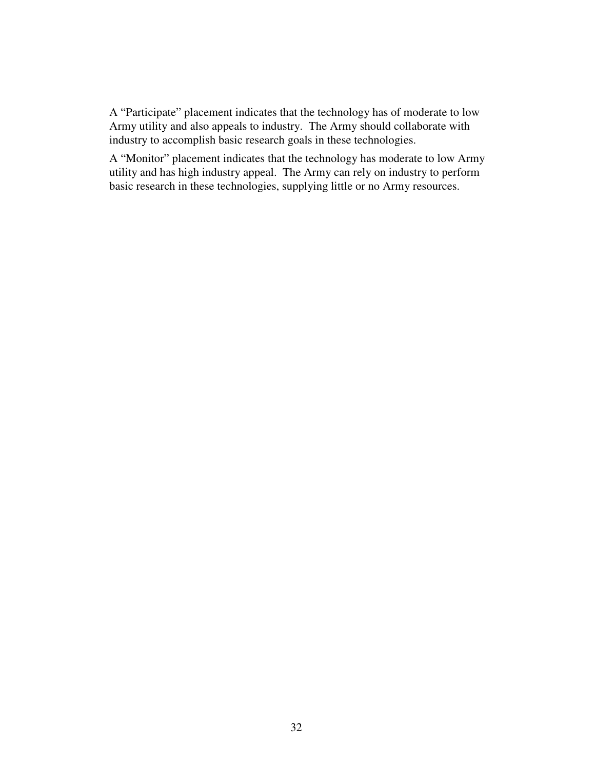A "Participate" placement indicates that the technology has of moderate to low Army utility and also appeals to industry. The Army should collaborate with industry to accomplish basic research goals in these technologies.

A "Monitor" placement indicates that the technology has moderate to low Army utility and has high industry appeal. The Army can rely on industry to perform basic research in these technologies, supplying little or no Army resources.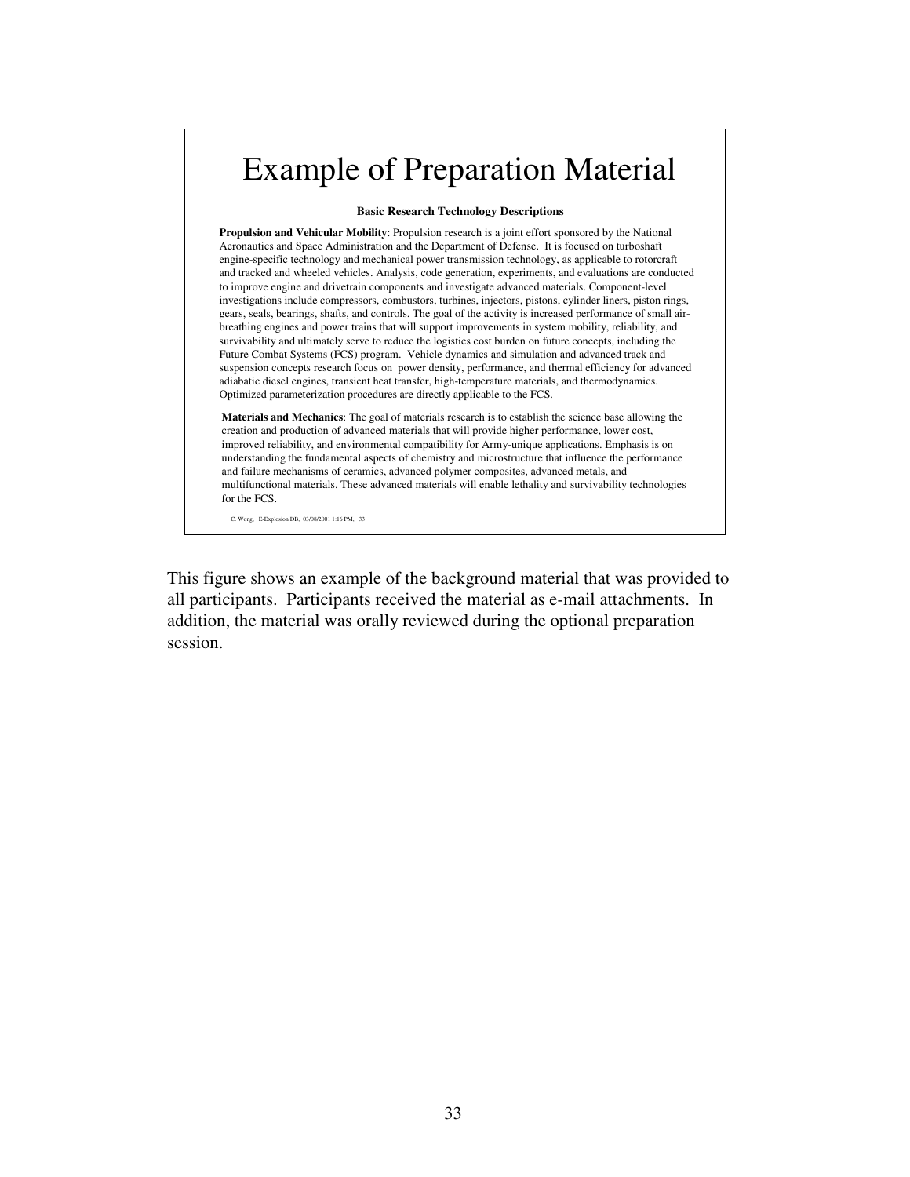# Example of Preparation Material

**Basic Research Technology Descriptions**

**Propulsion and Vehicular Mobility**: Propulsion research is a joint effort sponsored by the National Aeronautics and Space Administration and the Department of Defense. It is focused on turboshaft engine-specific technology and mechanical power transmission technology, as applicable to rotorcraft and tracked and wheeled vehicles. Analysis, code generation, experiments, and evaluations are conducted to improve engine and drivetrain components and investigate advanced materials. Component-level investigations include compressors, combustors, turbines, injectors, pistons, cylinder liners, piston rings, gears, seals, bearings, shafts, and controls. The goal of the activity is increased performance of small air-breathing engines and power trains that will support improvements in system mobility, reliability, and survivability and ultimately serve to reduce the logistics cost burden on future concepts, including the Future Combat Systems (FCS) program. Vehicle dynamics and simulation and advanced track and suspension concepts research focus on power density, performance, and thermal efficiency for advanced adiabatic diesel engines, transient heat transfer, high-temperature materials, and thermodynamics. Optimized parameterization procedures are directly applicable to the FCS.

**Materials and Mechanics**: The goal of materials research is to establish the science base allowing the creation and production of advanced materials that will provide higher performance, lower cost, improved reliability, and environmental compatibility for Army-unique applications. Emphasis is on understanding the fundamental aspects of chemistry and microstructure that influence the performance and failure mechanisms of ceramics, advanced polymer composites, advanced metals, and multifunctional materials. These advanced materials will enable lethality and survivability technologies for the FCS.

C. Wong, E-Explosion DB, 03/08/2001 1:16 PM, 33

This figure shows an example of the background material that was provided to all participants. Participants received the material as e-mail attachments. In addition, the material was orally reviewed during the optional preparation session.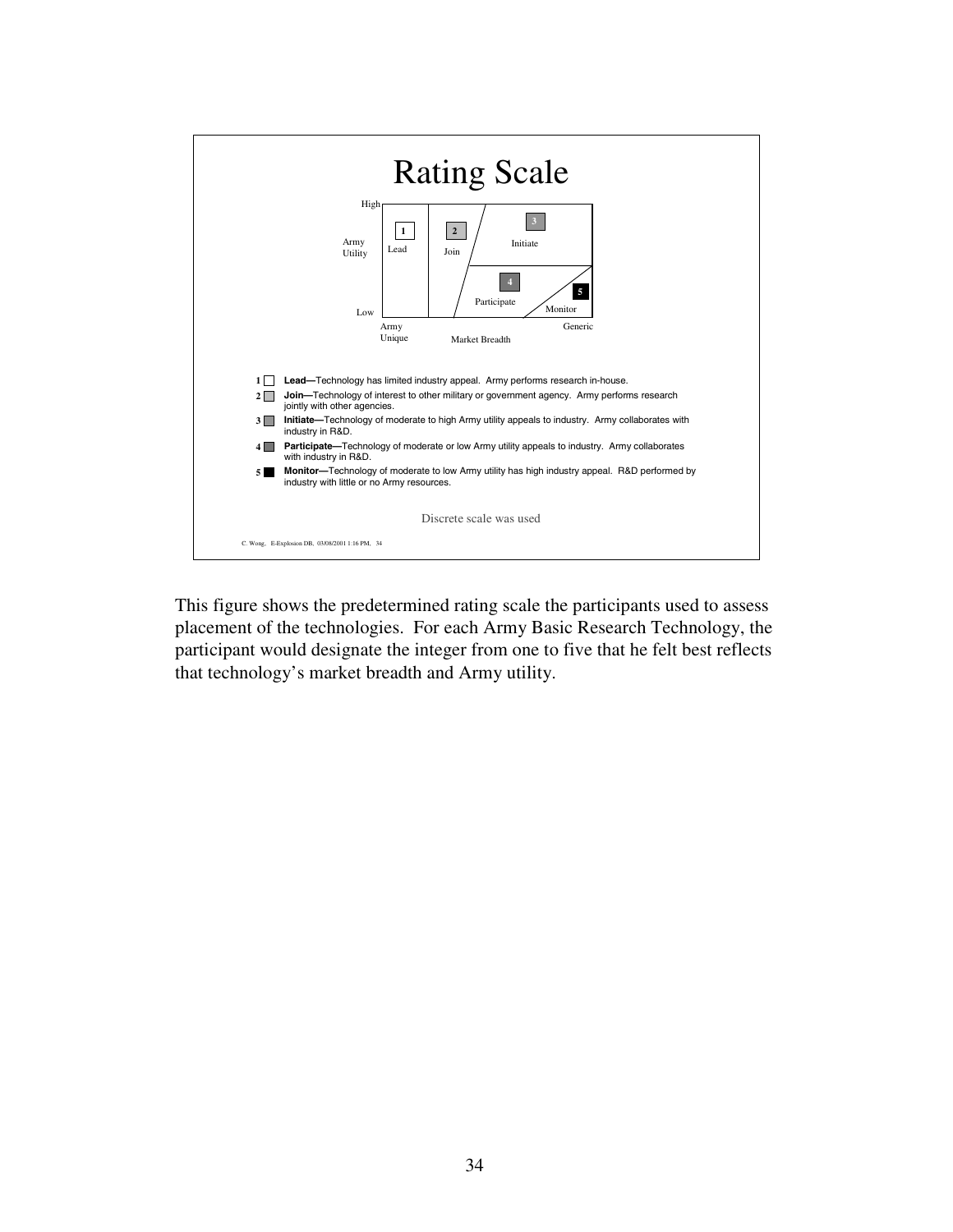# Rating Scale

High

Army Utility

Low

| 1 Lead | 2 Join | 3 Initiate |
|---|---|---|
| | | 4 Participate |
| | | 5 Monitor |

Army Unique — Market Breadth — Generic

1 **Lead—**Technology has limited industry appeal. Army performs research in-house.

2 **Join—**Technology of interest to other military or government agency. Army performs research jointly with other agencies.

3 **Initiate—**Technology of moderate to high Army utility appeals to industry. Army collaborates with industry in R&D.

4 **Participate—**Technology of moderate or low Army utility appeals to industry. Army collaborates with industry in R&D.

5 **Monitor—**Technology of moderate to low Army utility has high industry appeal. R&D performed by industry with little or no Army resources.

Discrete scale was used

C. Wong, E-Explosion DB, 03/08/2001 1:16 PM, 34

This figure shows the predetermined rating scale the participants used to assess placement of the technologies. For each Army Basic Research Technology, the participant would designate the integer from one to five that he felt best reflects that technology's market breadth and Army utility.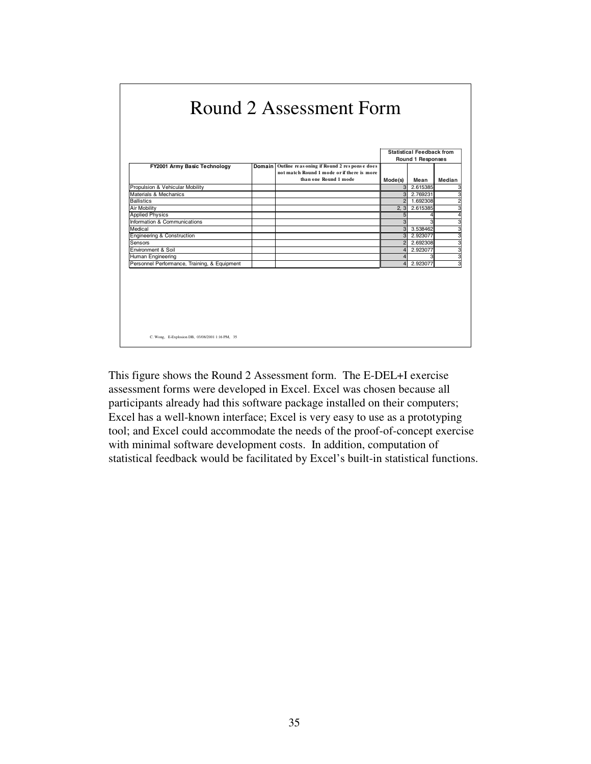# Round 2 Assessment Form

| FY2001 Army Basic Technology | Domain | Outline reasoning if Round 2 response does not match Round 1 mode or if there is more than one Round 1 mode | Statistical Feedback from Round 1 Responses | | |
|---|---|---|---|---|---|
| | | | Mode(s) | Mean | Median |
| Propulsion & Vehicular Mobility | | | 3 | 2.615385 | 3 |
| Materials & Mechanics | | | 3 | 2.769231 | 3 |
| Ballistics | | | 2 | 1.692308 | 2 |
| Air Mobility | | | 2, 3 | 2.615385 | 3 |
| Applied Physics | | | 5 | 4 | 4 |
| Information & Communications | | | 3 | 3 | 3 |
| Medical | | | 3 | 3.538462 | 3 |
| Engineering & Construction | | | 3 | 2.923077 | 3 |
| Sensors | | | 2 | 2.692308 | 3 |
| Environment & Soil | | | 4 | 2.923077 | 3 |
| Human Engineering | | | 4 | 3 | 3 |
| Personnel Performance, Training, & Equipment | | | 4 | 2.923077 | 3 |

C. Wong, E-Explosion DB, 03/08/2001 1:16 PM, 35

This figure shows the Round 2 Assessment form. The E-DEL+I exercise assessment forms were developed in Excel. Excel was chosen because all participants already had this software package installed on their computers; Excel has a well-known interface; Excel is very easy to use as a prototyping tool; and Excel could accommodate the needs of the proof-of-concept exercise with minimal software development costs. In addition, computation of statistical feedback would be facilitated by Excel's built-in statistical functions.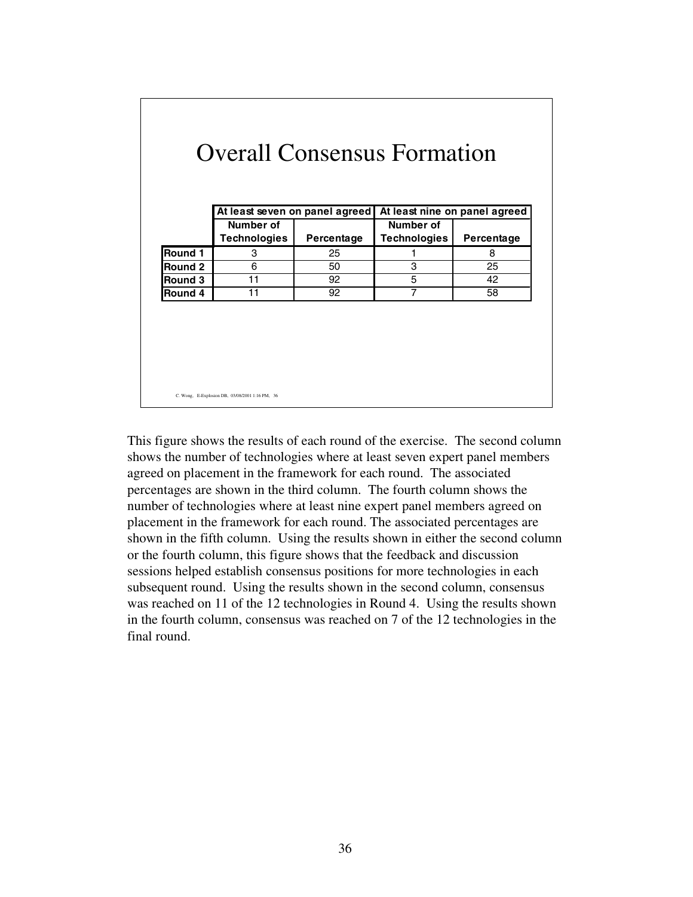## Overall Consensus Formation

| | At least seven on panel agreed | | At least nine on panel agreed | |
|---|---|---|---|---|
| | Number of Technologies | Percentage | Number of Technologies | Percentage |
| Round 1 | 3 | 25 | 1 | 8 |
| Round 2 | 6 | 50 | 3 | 25 |
| Round 3 | 11 | 92 | 5 | 42 |
| Round 4 | 11 | 92 | 7 | 58 |

C. Wong, E-Explosion DB, 03/08/2001 1:16 PM, 36

This figure shows the results of each round of the exercise. The second column shows the number of technologies where at least seven expert panel members agreed on placement in the framework for each round. The associated percentages are shown in the third column. The fourth column shows the number of technologies where at least nine expert panel members agreed on placement in the framework for each round. The associated percentages are shown in the fifth column. Using the results shown in either the second column or the fourth column, this figure shows that the feedback and discussion sessions helped establish consensus positions for more technologies in each subsequent round. Using the results shown in the second column, consensus was reached on 11 of the 12 technologies in Round 4. Using the results shown in the fourth column, consensus was reached on 7 of the 12 technologies in the final round.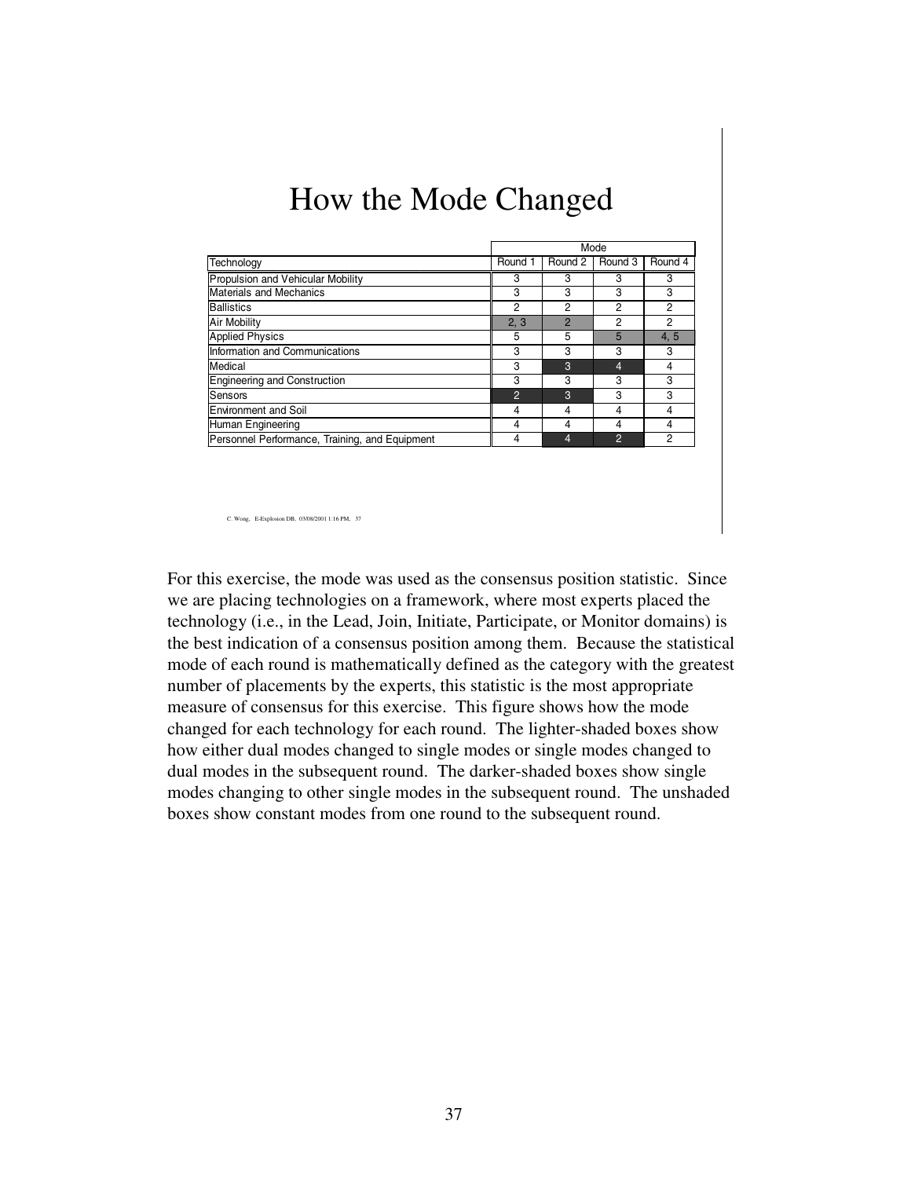# How the Mode Changed

| Technology | Mode | | | |
|---|---|---|---|---|
| | Round 1 | Round 2 | Round 3 | Round 4 |
| Propulsion and Vehicular Mobility | 3 | 3 | 3 | 3 |
| Materials and Mechanics | 3 | 3 | 3 | 3 |
| Ballistics | 2 | 2 | 2 | 2 |
| Air Mobility | 2, 3 | 2 | 2 | 2 |
| Applied Physics | 5 | 5 | 5 | 4, 5 |
| Information and Communications | 3 | 3 | 3 | 3 |
| Medical | 3 | 3 | 4 | 4 |
| Engineering and Construction | 3 | 3 | 3 | 3 |
| Sensors | 2 | 3 | 3 | 3 |
| Environment and Soil | 4 | 4 | 4 | 4 |
| Human Engineering | 4 | 4 | 4 | 4 |
| Personnel Performance, Training, and Equipment | 4 | 4 | 2 | 2 |

C. Wong, E-Explosion DB, 03/08/2001 1:16 PM, 37

For this exercise, the mode was used as the consensus position statistic. Since we are placing technologies on a framework, where most experts placed the technology (i.e., in the Lead, Join, Initiate, Participate, or Monitor domains) is the best indication of a consensus position among them. Because the statistical mode of each round is mathematically defined as the category with the greatest number of placements by the experts, this statistic is the most appropriate measure of consensus for this exercise. This figure shows how the mode changed for each technology for each round. The lighter-shaded boxes show how either dual modes changed to single modes or single modes changed to dual modes in the subsequent round. The darker-shaded boxes show single modes changing to other single modes in the subsequent round. The unshaded boxes show constant modes from one round to the subsequent round.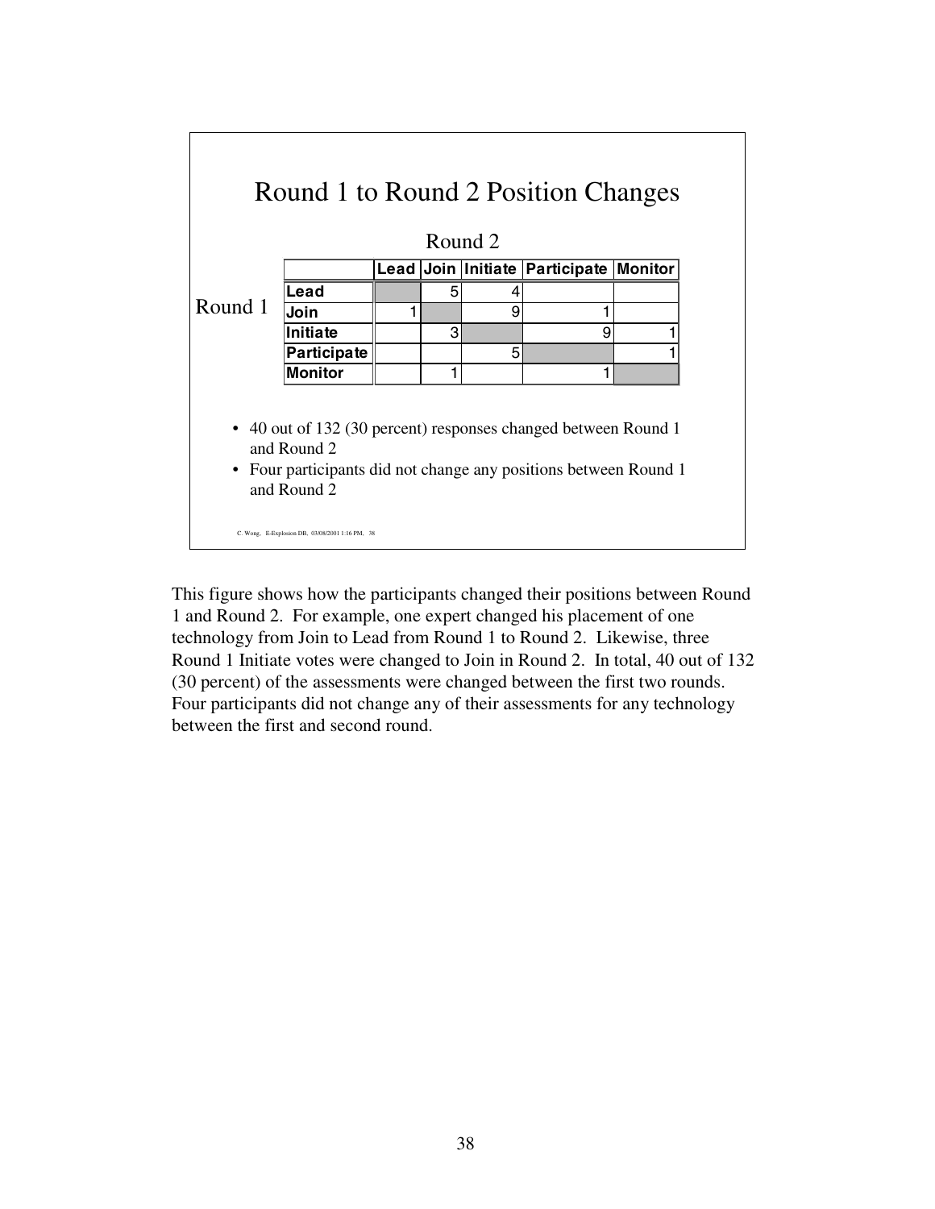## Round 1 to Round 2 Position Changes

| Round 1 \ Round 2 | Lead | Join | Initiate | Participate | Monitor |
|---|---|---|---|---|---|
| **Lead** | | 5 | 4 | | |
| **Join** | 1 | | 9 | 1 | |
| **Initiate** | | 3 | | 9 | 1 |
| **Participate** | | | 5 | | 1 |
| **Monitor** | | 1 | | 1 | |

- 40 out of 132 (30 percent) responses changed between Round 1 and Round 2
- Four participants did not change any positions between Round 1 and Round 2

C. Wong, E-Explosion DB, 03/08/2001 1:16 PM, 38

This figure shows how the participants changed their positions between Round 1 and Round 2. For example, one expert changed his placement of one technology from Join to Lead from Round 1 to Round 2. Likewise, three Round 1 Initiate votes were changed to Join in Round 2. In total, 40 out of 132 (30 percent) of the assessments were changed between the first two rounds. Four participants did not change any of their assessments for any technology between the first and second round.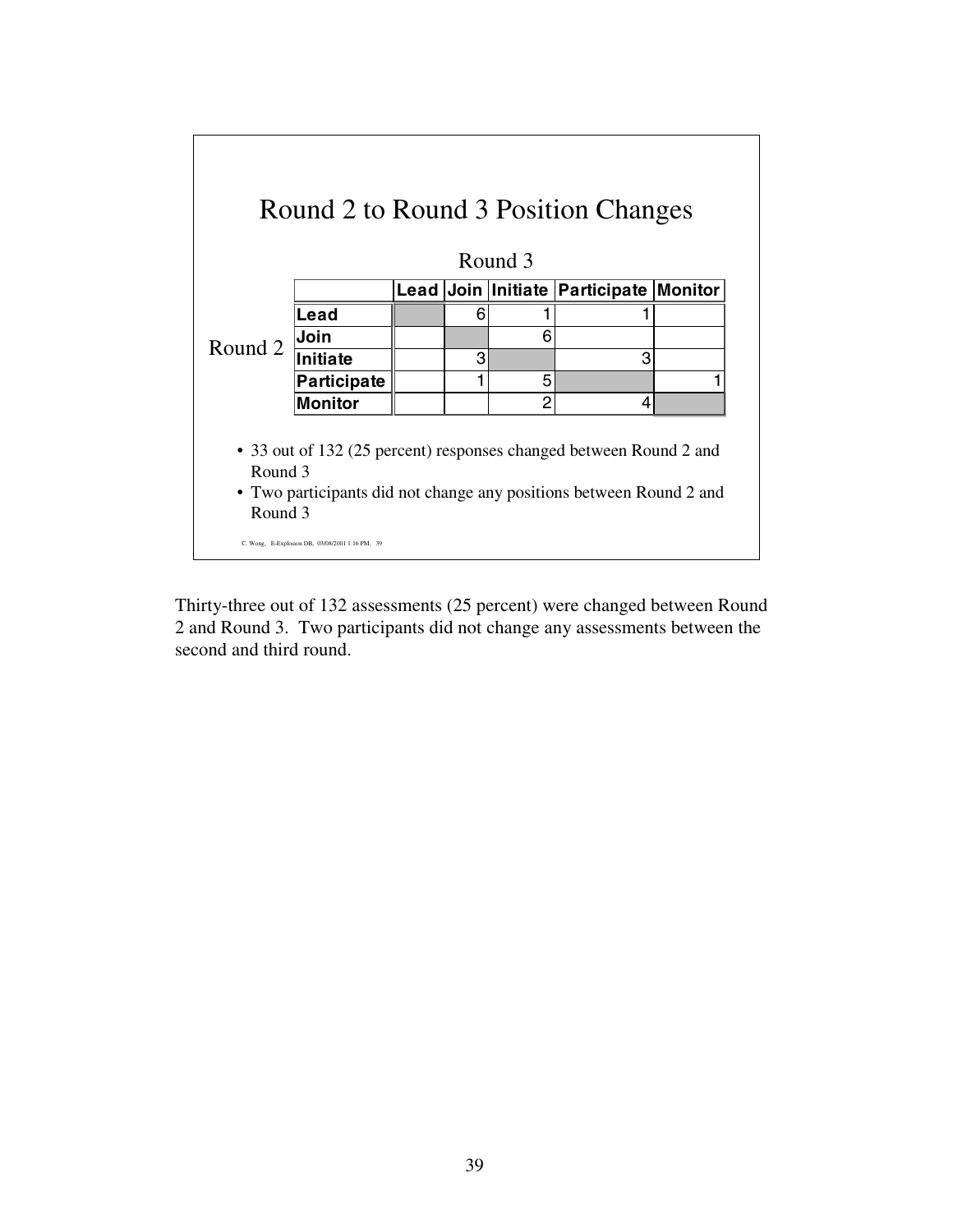## Round 2 to Round 3 Position Changes

Round 3

| Round 2 | Lead | Join | Initiate | Participate | Monitor |
|---|---|---|---|---|---|
| Lead | | 6 | 1 | 1 | |
| Join | | | 6 | | |
| Initiate | | 3 | | 3 | |
| Participate | | 1 | 5 | | 1 |
| Monitor | | | 2 | 4 | |

- 33 out of 132 (25 percent) responses changed between Round 2 and Round 3
- Two participants did not change any positions between Round 2 and Round 3

C. Wong, E-Explosion DB, 03/08/2001 1:16 PM, 39

Thirty-three out of 132 assessments (25 percent) were changed between Round 2 and Round 3. Two participants did not change any assessments between the second and third round.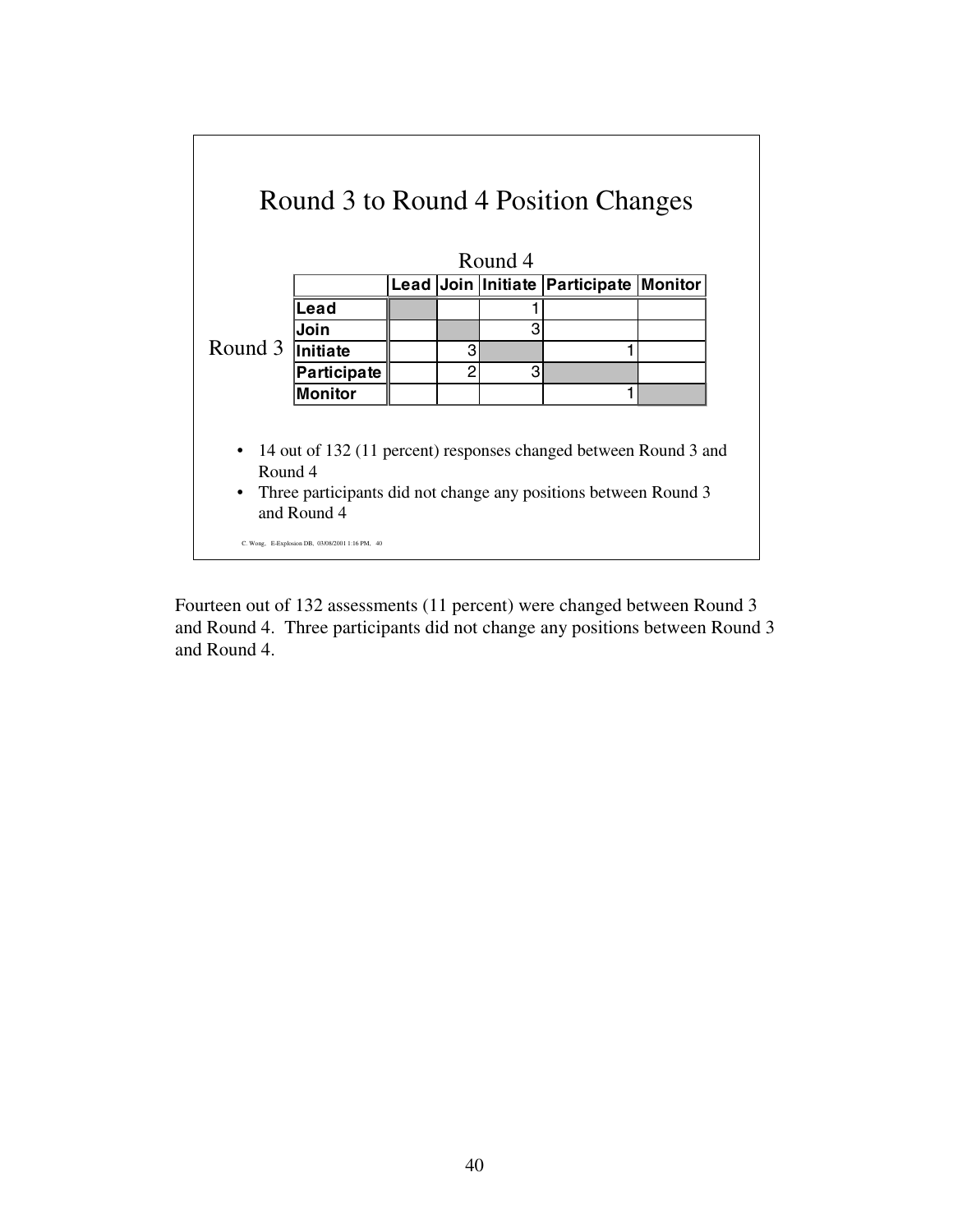## Round 3 to Round 4 Position Changes

| Round 3 \ Round 4 | Lead | Join | Initiate | Participate | Monitor |
|---|---|---|---|---|---|
| Lead | | | 1 | | |
| Join | | | 3 | | |
| Initiate | | 3 | | 1 | |
| Participate | | 2 | 3 | | |
| Monitor | | | | 1 | |

- 14 out of 132 (11 percent) responses changed between Round 3 and Round 4
- Three participants did not change any positions between Round 3 and Round 4

C. Wong, E-Explosion DB, 03/08/2001 1:16 PM, 40

Fourteen out of 132 assessments (11 percent) were changed between Round 3 and Round 4. Three participants did not change any positions between Round 3 and Round 4.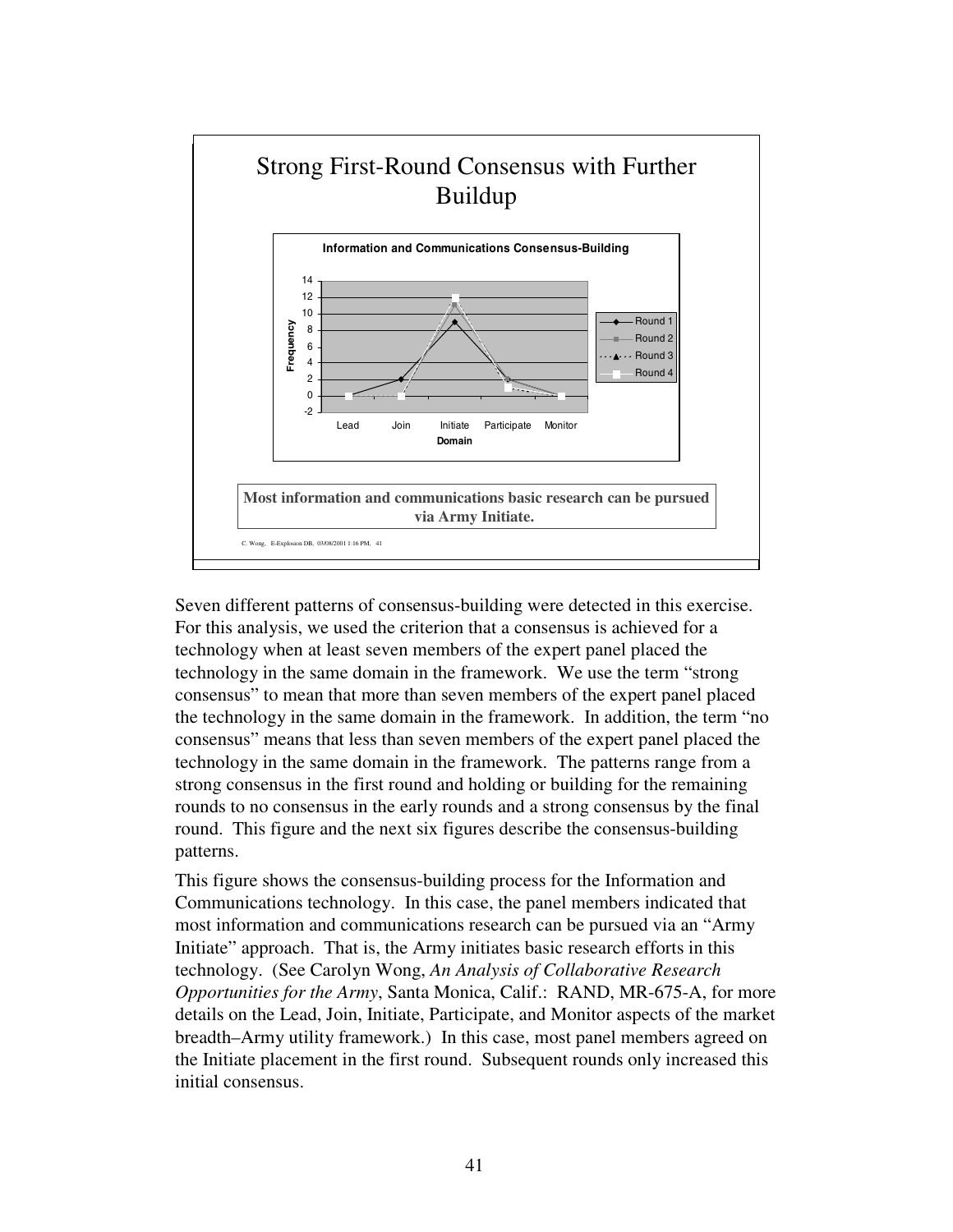## Strong First-Round Consensus with Further Buildup

**Information and Communications Consensus-Building**

**Most information and communications basic research can be pursued via Army Initiate.**

Seven different patterns of consensus-building were detected in this exercise. For this analysis, we used the criterion that a consensus is achieved for a technology when at least seven members of the expert panel placed the technology in the same domain in the framework. We use the term "strong consensus" to mean that more than seven members of the expert panel placed the technology in the same domain in the framework. In addition, the term "no consensus" means that less than seven members of the expert panel placed the technology in the same domain in the framework. The patterns range from a strong consensus in the first round and holding or building for the remaining rounds to no consensus in the early rounds and a strong consensus by the final round. This figure and the next six figures describe the consensus-building patterns.

This figure shows the consensus-building process for the Information and Communications technology. In this case, the panel members indicated that most information and communications research can be pursued via an "Army Initiate" approach. That is, the Army initiates basic research efforts in this technology. (See Carolyn Wong, *An Analysis of Collaborative Research Opportunities for the Army*, Santa Monica, Calif.: RAND, MR-675-A, for more details on the Lead, Join, Initiate, Participate, and Monitor aspects of the market breadth–Army utility framework.) In this case, most panel members agreed on the Initiate placement in the first round. Subsequent rounds only increased this initial consensus.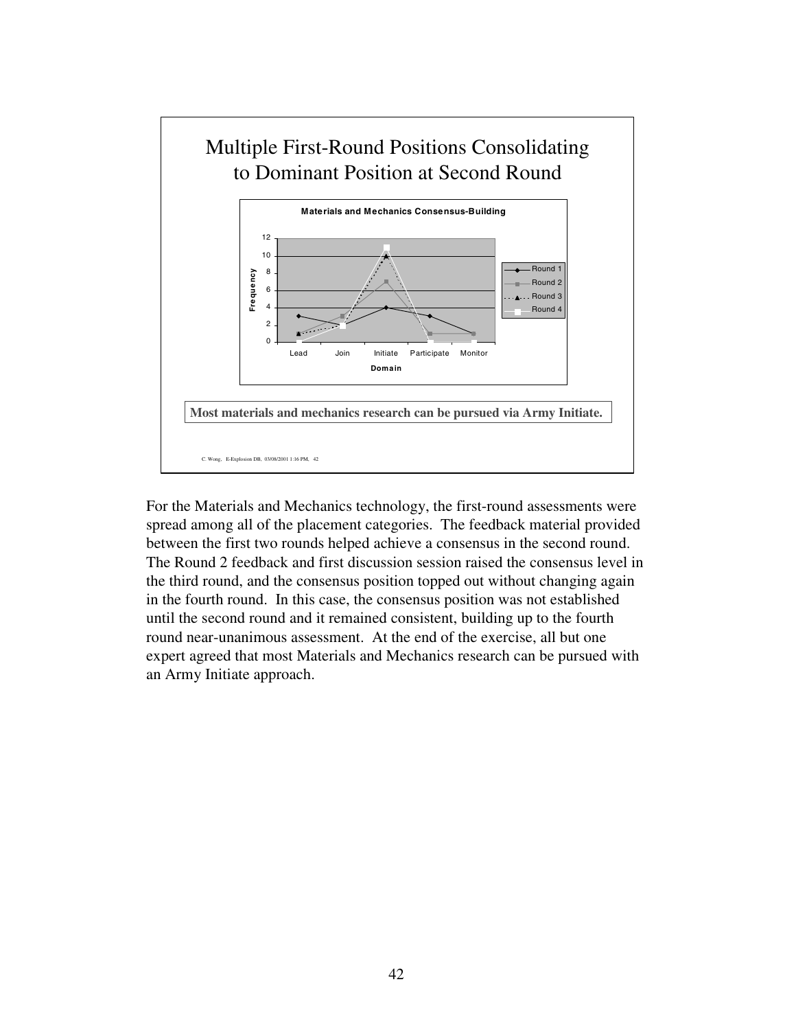## Multiple First-Round Positions Consolidating to Dominant Position at Second Round

**Materials and Mechanics Consensus-Building**

| Domain | Round 1 | Round 2 | Round 3 | Round 4 |
| --- | --- | --- | --- | --- |
| Lead | 3 | 1 | 1 | 0 |
| Join | 2 | 3 | 2 | 2 |
| Initiate | 4 | 7 | 10 | 11 |
| Participate | 3 | 1 | 0 | 0 |
| Monitor | 1 | 1 | 0 | 0 |

**Most materials and mechanics research can be pursued via Army Initiate.**

C. Wong, E-Explosion DB, 03/08/2001 1:16 PM, 42

For the Materials and Mechanics technology, the first-round assessments were spread among all of the placement categories. The feedback material provided between the first two rounds helped achieve a consensus in the second round. The Round 2 feedback and first discussion session raised the consensus level in the third round, and the consensus position topped out without changing again in the fourth round. In this case, the consensus position was not established until the second round and it remained consistent, building up to the fourth round near-unanimous assessment. At the end of the exercise, all but one expert agreed that most Materials and Mechanics research can be pursued with an Army Initiate approach.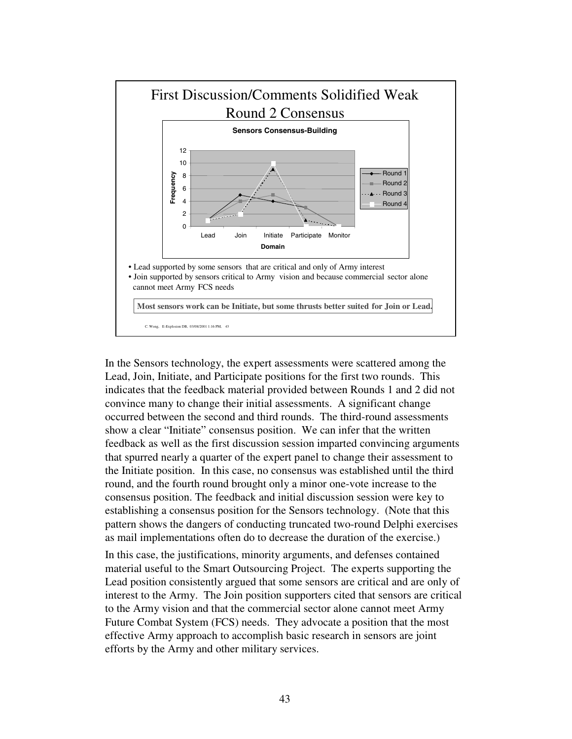## First Discussion/Comments Solidified Weak Round 2 Consensus

**Sensors Consensus-Building**

| Domain | Round 1 | Round 2 | Round 3 | Round 4 |
|---|---|---|---|---|
| Lead | 1 | 1 | 1 | 1 |
| Join | 5 | 4 | 2 | 2 |
| Initiate | 4 | 5 | 9 | 10 |
| Participate | 3 | 3 | 1 | 0 |
| Monitor | 0 | 0 | 0 | 0 |

- Lead supported by some sensors that are critical and only of Army interest
- Join supported by sensors critical to Army vision and because commercial sector alone cannot meet Army FCS needs

**Most sensors work can be Initiate, but some thrusts better suited for Join or Lead.**

C. Wong, E-Explosion DB, 03/08/2001 1:16 PM, 43

In the Sensors technology, the expert assessments were scattered among the Lead, Join, Initiate, and Participate positions for the first two rounds. This indicates that the feedback material provided between Rounds 1 and 2 did not convince many to change their initial assessments. A significant change occurred between the second and third rounds. The third-round assessments show a clear "Initiate" consensus position. We can infer that the written feedback as well as the first discussion session imparted convincing arguments that spurred nearly a quarter of the expert panel to change their assessment to the Initiate position. In this case, no consensus was established until the third round, and the fourth round brought only a minor one-vote increase to the consensus position. The feedback and initial discussion session were key to establishing a consensus position for the Sensors technology. (Note that this pattern shows the dangers of conducting truncated two-round Delphi exercises as mail implementations often do to decrease the duration of the exercise.)

In this case, the justifications, minority arguments, and defenses contained material useful to the Smart Outsourcing Project. The experts supporting the Lead position consistently argued that some sensors are critical and are only of interest to the Army. The Join position supporters cited that sensors are critical to the Army vision and that the commercial sector alone cannot meet Army Future Combat System (FCS) needs. They advocate a position that the most effective Army approach to accomplish basic research in sensors are joint efforts by the Army and other military services.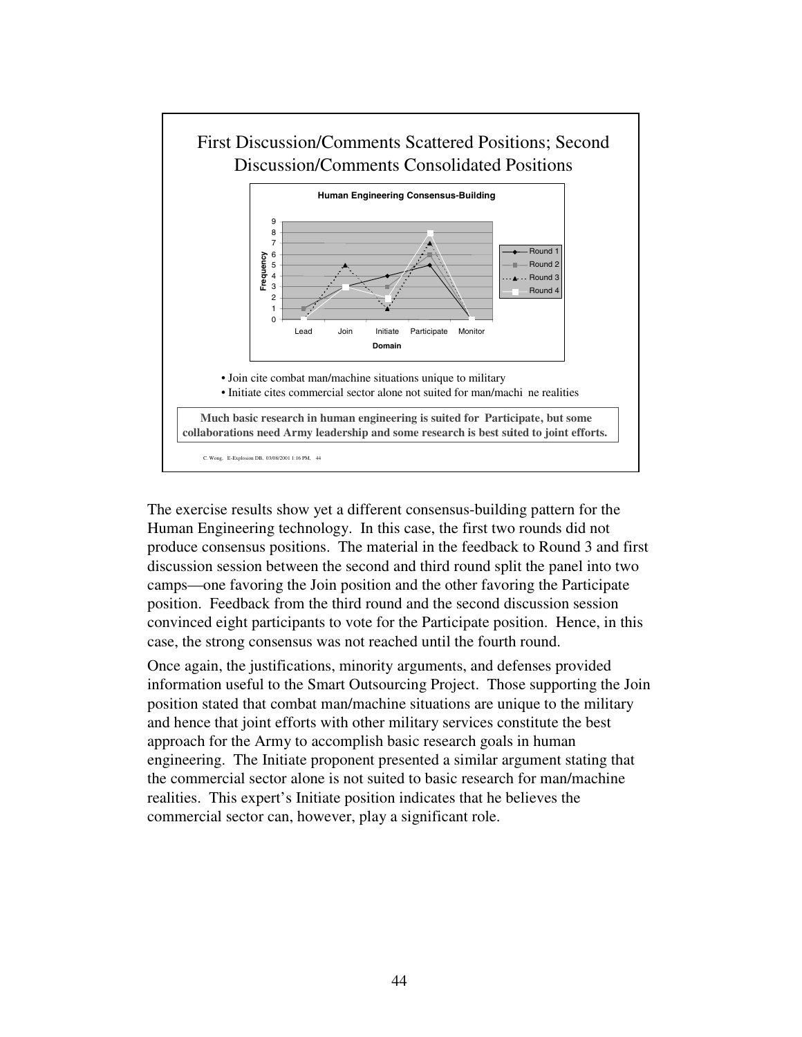First Discussion/Comments Scattered Positions; Second Discussion/Comments Consolidated Positions

**Human Engineering Consensus-Building**

| Domain | Round 1 | Round 2 | Round 3 | Round 4 |
|---|---|---|---|---|
| Lead | 1 | 1 | 0 | 0 |
| Join | 3 | 3 | 5 | 3 |
| Initiate | 4 | 3 | 1 | 2 |
| Participate | 5 | 6 | 7 | 8 |
| Monitor | 0 | 0 | 0 | 0 |

- Join cite combat man/machine situations unique to military
- Initiate cites commercial sector alone not suited for man/machi ne realities

**Much basic research in human engineering is suited for Participate, but some collaborations need Army leadership and some research is best suited to joint efforts.**

C. Wong, E-Explosion DB, 03/08/2001 1:16 PM, 44

The exercise results show yet a different consensus-building pattern for the Human Engineering technology. In this case, the first two rounds did not produce consensus positions. The material in the feedback to Round 3 and first discussion session between the second and third round split the panel into two camps—one favoring the Join position and the other favoring the Participate position. Feedback from the third round and the second discussion session convinced eight participants to vote for the Participate position. Hence, in this case, the strong consensus was not reached until the fourth round.

Once again, the justifications, minority arguments, and defenses provided information useful to the Smart Outsourcing Project. Those supporting the Join position stated that combat man/machine situations are unique to the military and hence that joint efforts with other military services constitute the best approach for the Army to accomplish basic research goals in human engineering. The Initiate proponent presented a similar argument stating that the commercial sector alone is not suited to basic research for man/machine realities. This expert's Initiate position indicates that he believes the commercial sector can, however, play a significant role.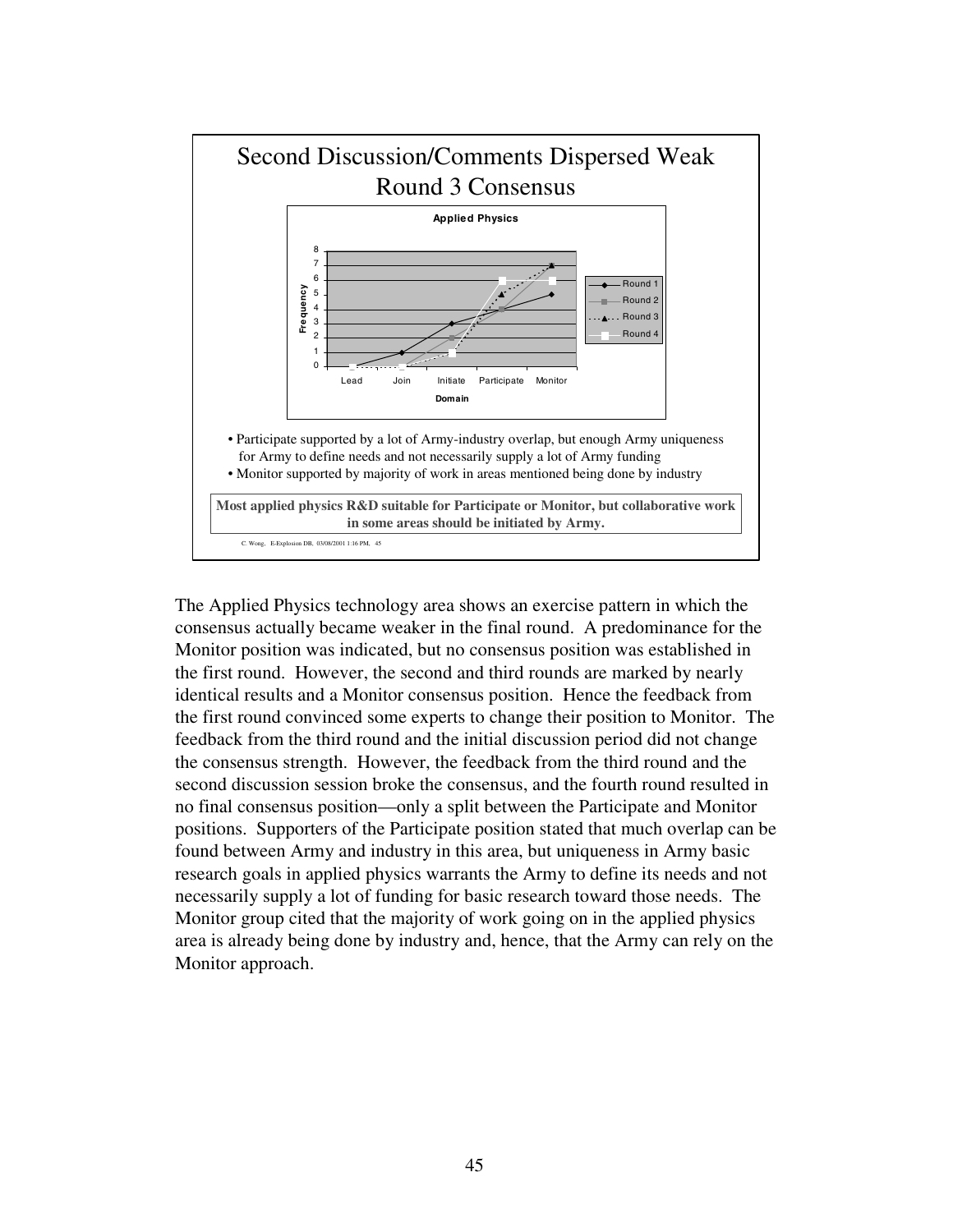## Second Discussion/Comments Dispersed Weak Round 3 Consensus

**Applied Physics**

| Domain | Round 1 | Round 2 | Round 3 | Round 4 |
|---|---|---|---|---|
| Lead | 0 | 0 | 0 | 0 |
| Join | 1 | 0 | 0 | 0 |
| Initiate | 3 | 2 | 1 | 1 |
| Participate | 4 | 4 | 5 | 6 |
| Monitor | 5 | 7 | 7 | 6 |

- Participate supported by a lot of Army-industry overlap, but enough Army uniqueness for Army to define needs and not necessarily supply a lot of Army funding
- Monitor supported by majority of work in areas mentioned being done by industry

**Most applied physics R&D suitable for Participate or Monitor, but collaborative work in some areas should be initiated by Army.**

C. Wong, E-Explosion DB, 03/08/2001 1:16 PM, 45

The Applied Physics technology area shows an exercise pattern in which the consensus actually became weaker in the final round. A predominance for the Monitor position was indicated, but no consensus position was established in the first round. However, the second and third rounds are marked by nearly identical results and a Monitor consensus position. Hence the feedback from the first round convinced some experts to change their position to Monitor. The feedback from the third round and the initial discussion period did not change the consensus strength. However, the feedback from the third round and the second discussion session broke the consensus, and the fourth round resulted in no final consensus position—only a split between the Participate and Monitor positions. Supporters of the Participate position stated that much overlap can be found between Army and industry in this area, but uniqueness in Army basic research goals in applied physics warrants the Army to define its needs and not necessarily supply a lot of funding for basic research toward those needs. The Monitor group cited that the majority of work going on in the applied physics area is already being done by industry and, hence, that the Army can rely on the Monitor approach.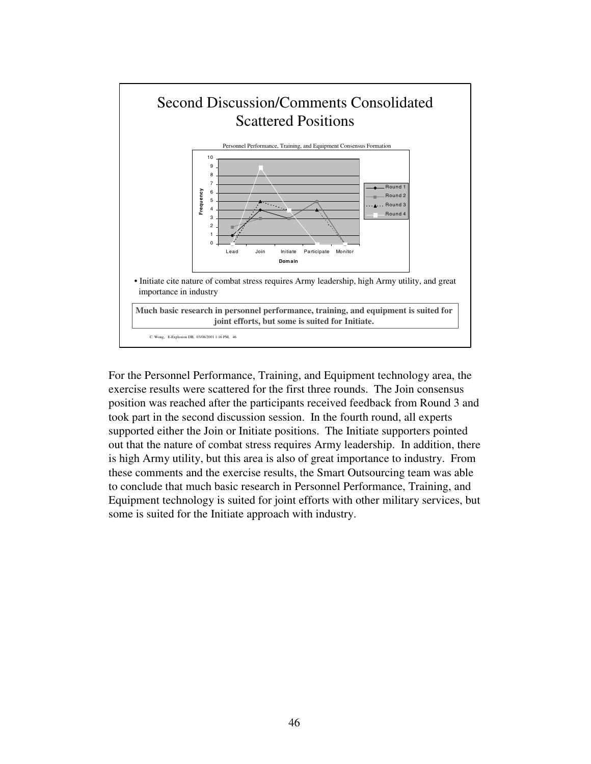## Second Discussion/Comments Consolidated Scattered Positions

Personnel Performance, Training, and Equipment Consensus Formation

| Domain | Round 1 | Round 2 | Round 3 | Round 4 |
|---|---|---|---|---|
| Lead | 1 | 2 | 0 | 0 |
| Join | 4 | 3 | 5 | 9 |
| Initiate | 3 | 3 | 4 | 4 |
| Participate | 5 | 5 | 4 | 0 |
| Monitor | 0 | 0 | 0 | 0 |

- Initiate cite nature of combat stress requires Army leadership, high Army utility, and great importance in industry

**Much basic research in personnel performance, training, and equipment is suited for joint efforts, but some is suited for Initiate.**

C. Wong, E-Explosion DB, 03/08/2001 1:16 PM, 46

For the Personnel Performance, Training, and Equipment technology area, the exercise results were scattered for the first three rounds. The Join consensus position was reached after the participants received feedback from Round 3 and took part in the second discussion session. In the fourth round, all experts supported either the Join or Initiate positions. The Initiate supporters pointed out that the nature of combat stress requires Army leadership. In addition, there is high Army utility, but this area is also of great importance to industry. From these comments and the exercise results, the Smart Outsourcing team was able to conclude that much basic research in Personnel Performance, Training, and Equipment technology is suited for joint efforts with other military services, but some is suited for the Initiate approach with industry.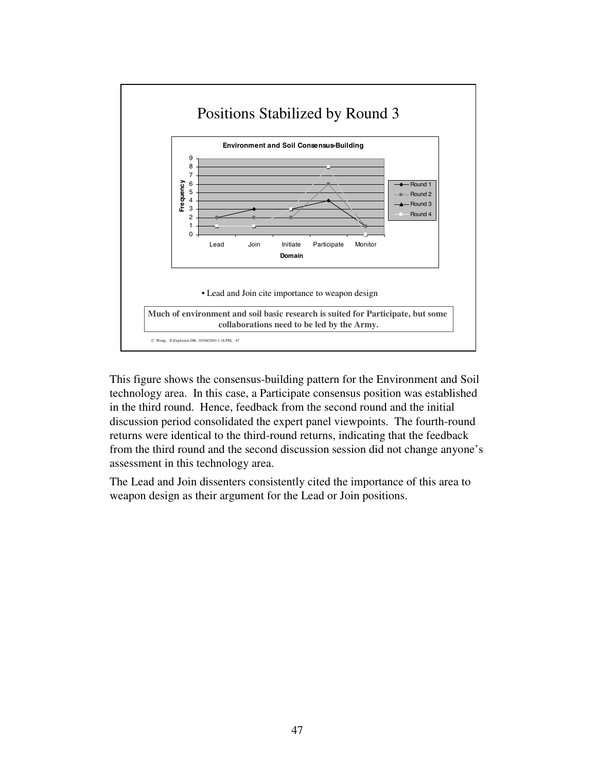Positions Stabilized by Round 3

**Environment and Soil Consensus-Building**

| Domain | Round 1 | Round 2 | Round 3 | Round 4 |
|---|---|---|---|---|
| Lead | 2 | 2 | 1 | 1 |
| Join | 3 | 2 | 1 | 1 |
| Initiate | 3 | 2 | 3 | 3 |
| Participate | 4 | 6 | 8 | 8 |
| Monitor | 1 | 1 | 0 | 0 |

- Lead and Join cite importance to weapon design

**Much of environment and soil basic research is suited for Participate, but some collaborations need to be led by the Army.**

C. Wong, E-Explosion DB, 03/08/2001 1:16 PM, 47

This figure shows the consensus-building pattern for the Environment and Soil technology area. In this case, a Participate consensus position was established in the third round. Hence, feedback from the second round and the initial discussion period consolidated the expert panel viewpoints. The fourth-round returns were identical to the third-round returns, indicating that the feedback from the third round and the second discussion session did not change anyone's assessment in this technology area.

The Lead and Join dissenters consistently cited the importance of this area to weapon design as their argument for the Lead or Join positions.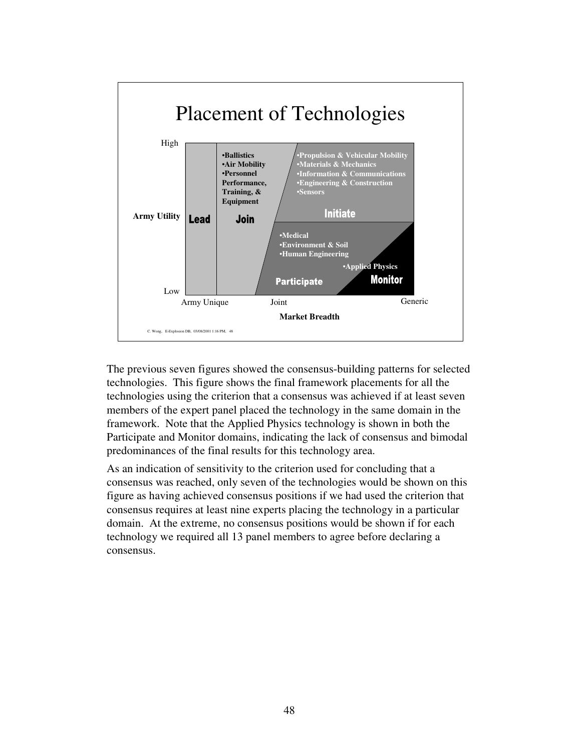# Placement of Technologies

High

**Army Utility**

Low

**Lead**

**Join**
- Ballistics
- Air Mobility
- Personnel Performance, Training, & Equipment

**Initiate**
- Propulsion & Vehicular Mobility
- Materials & Mechanics
- Information & Communications
- Engineering & Construction
- Sensors

**Participate**
- Medical
- Environment & Soil
- Human Engineering

**Monitor**
- Applied Physics

Army Unique — Joint — Generic

**Market Breadth**

C. Wong, E-Explosion DB, 03/08/2001 1:16 PM, 48

The previous seven figures showed the consensus-building patterns for selected technologies. This figure shows the final framework placements for all the technologies using the criterion that a consensus was achieved if at least seven members of the expert panel placed the technology in the same domain in the framework. Note that the Applied Physics technology is shown in both the Participate and Monitor domains, indicating the lack of consensus and bimodal predominances of the final results for this technology area.

As an indication of sensitivity to the criterion used for concluding that a consensus was reached, only seven of the technologies would be shown on this figure as having achieved consensus positions if we had used the criterion that consensus requires at least nine experts placing the technology in a particular domain. At the extreme, no consensus positions would be shown if for each technology we required all 13 panel members to agree before declaring a consensus.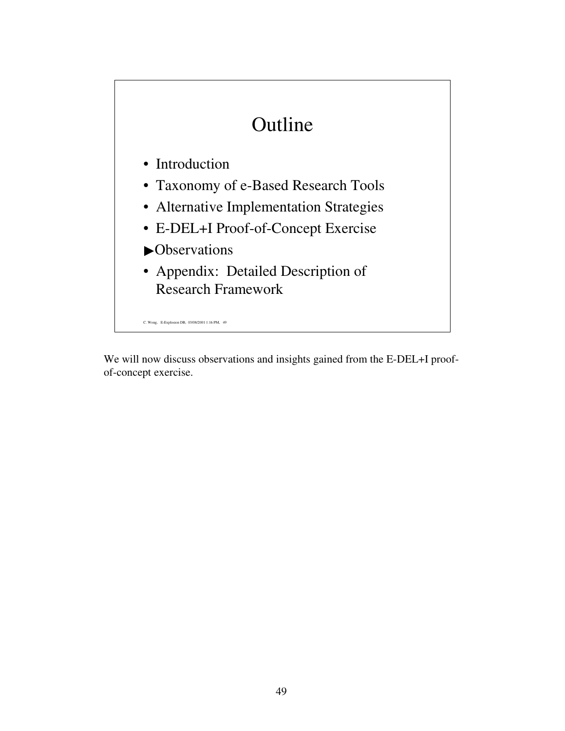## Outline

- Introduction
- Taxonomy of e-Based Research Tools
- Alternative Implementation Strategies
- E-DEL+I Proof-of-Concept Exercise

▶Observations

- Appendix: Detailed Description of Research Framework

C. Wong, E-Explosion DB, 03/08/2001 1:16 PM, 49

We will now discuss observations and insights gained from the E-DEL+I proof-of-concept exercise.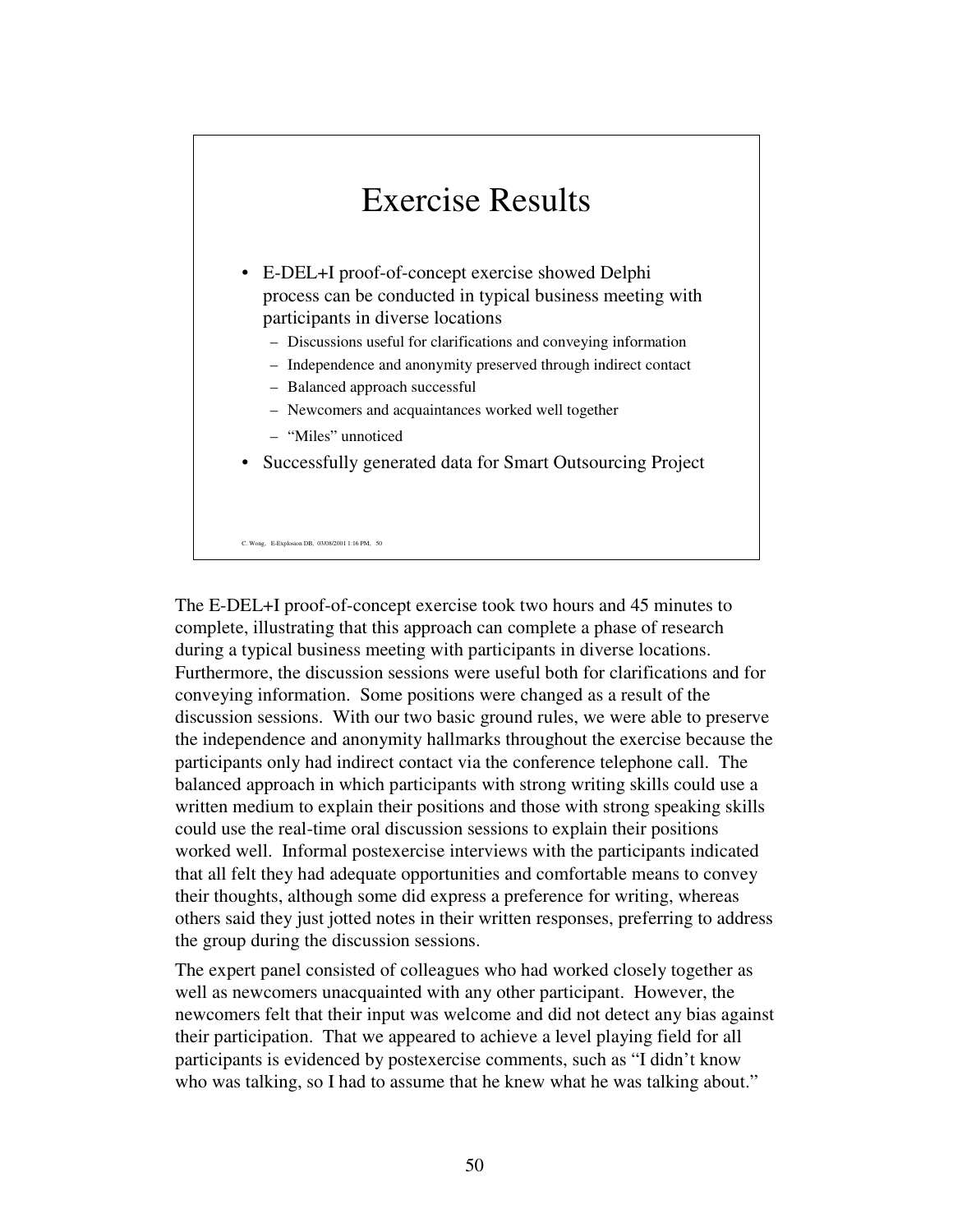## Exercise Results

- E-DEL+I proof-of-concept exercise showed Delphi process can be conducted in typical business meeting with participants in diverse locations
  - Discussions useful for clarifications and conveying information
  - Independence and anonymity preserved through indirect contact
  - Balanced approach successful
  - Newcomers and acquaintances worked well together
  - "Miles" unnoticed
- Successfully generated data for Smart Outsourcing Project

C. Wong, E-Explosion DB, 03/08/2001 1:16 PM, 50

The E-DEL+I proof-of-concept exercise took two hours and 45 minutes to complete, illustrating that this approach can complete a phase of research during a typical business meeting with participants in diverse locations. Furthermore, the discussion sessions were useful both for clarifications and for conveying information. Some positions were changed as a result of the discussion sessions. With our two basic ground rules, we were able to preserve the independence and anonymity hallmarks throughout the exercise because the participants only had indirect contact via the conference telephone call. The balanced approach in which participants with strong writing skills could use a written medium to explain their positions and those with strong speaking skills could use the real-time oral discussion sessions to explain their positions worked well. Informal postexercise interviews with the participants indicated that all felt they had adequate opportunities and comfortable means to convey their thoughts, although some did express a preference for writing, whereas others said they just jotted notes in their written responses, preferring to address the group during the discussion sessions.

The expert panel consisted of colleagues who had worked closely together as well as newcomers unacquainted with any other participant. However, the newcomers felt that their input was welcome and did not detect any bias against their participation. That we appeared to achieve a level playing field for all participants is evidenced by postexercise comments, such as "I didn't know who was talking, so I had to assume that he knew what he was talking about."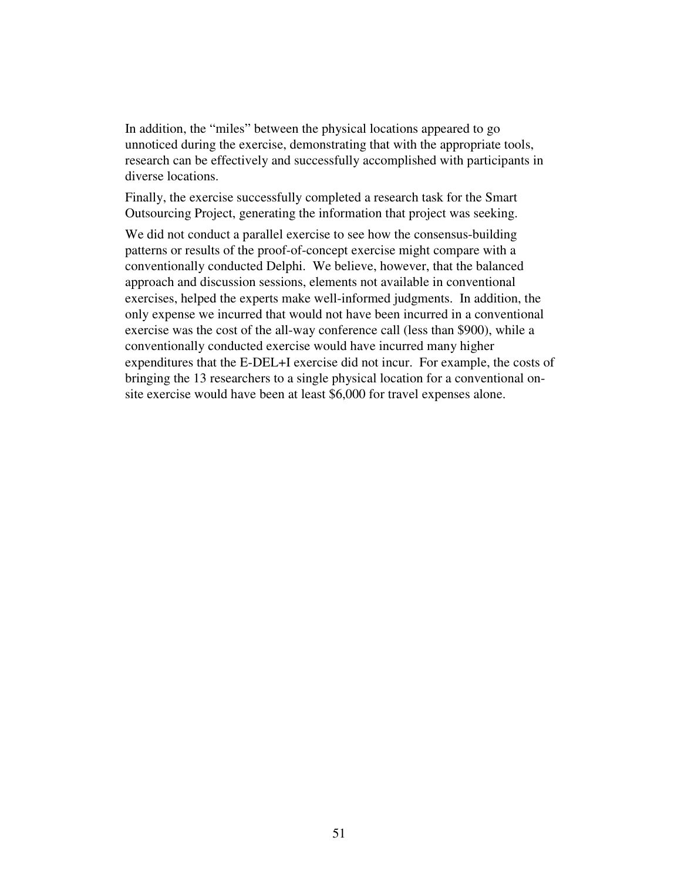In addition, the "miles" between the physical locations appeared to go unnoticed during the exercise, demonstrating that with the appropriate tools, research can be effectively and successfully accomplished with participants in diverse locations.

Finally, the exercise successfully completed a research task for the Smart Outsourcing Project, generating the information that project was seeking.

We did not conduct a parallel exercise to see how the consensus-building patterns or results of the proof-of-concept exercise might compare with a conventionally conducted Delphi. We believe, however, that the balanced approach and discussion sessions, elements not available in conventional exercises, helped the experts make well-informed judgments. In addition, the only expense we incurred that would not have been incurred in a conventional exercise was the cost of the all-way conference call (less than $900), while a conventionally conducted exercise would have incurred many higher expenditures that the E-DEL+I exercise did not incur. For example, the costs of bringing the 13 researchers to a single physical location for a conventional on-site exercise would have been at least $6,000 for travel expenses alone.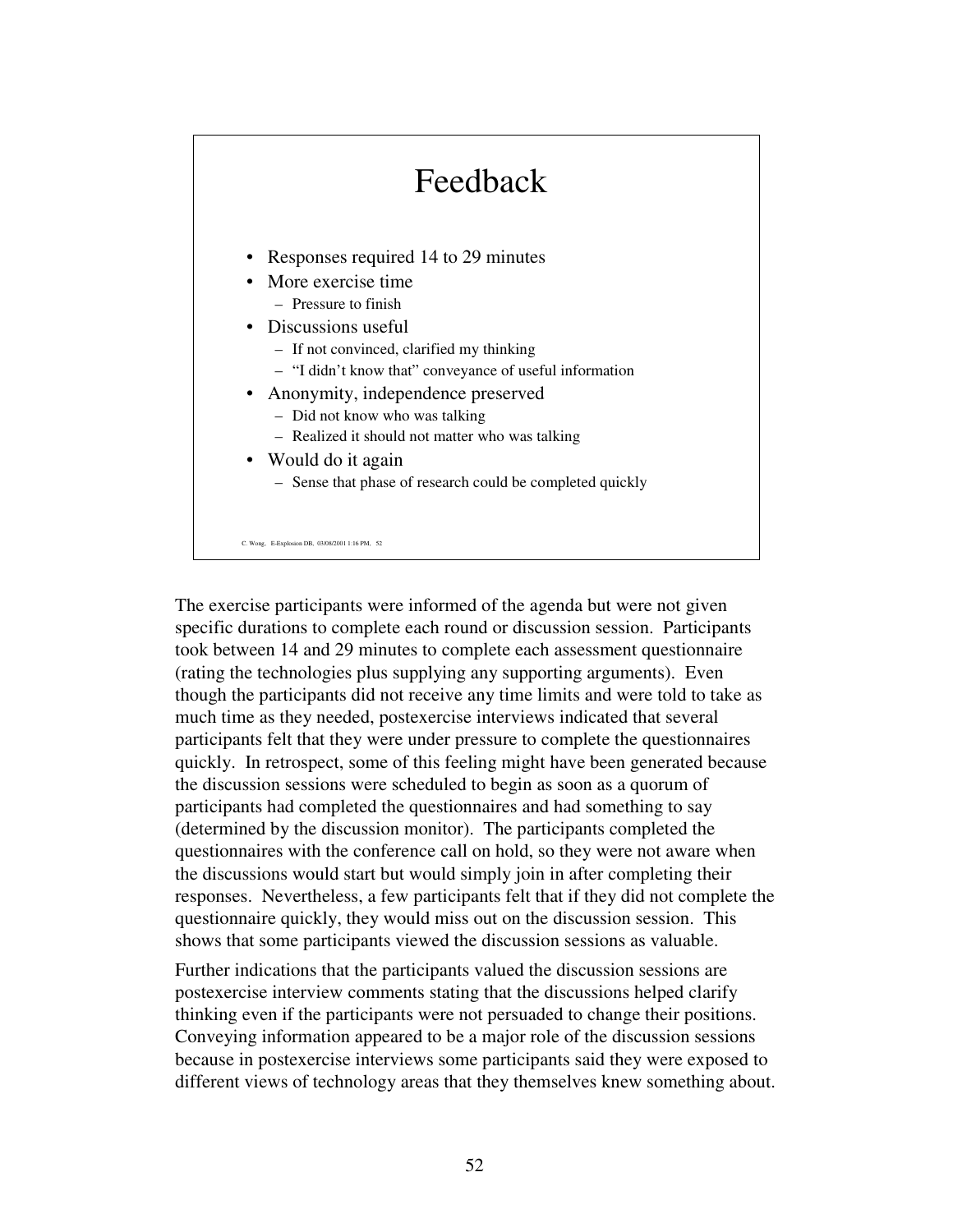## Feedback

- Responses required 14 to 29 minutes
- More exercise time
  - Pressure to finish
- Discussions useful
  - If not convinced, clarified my thinking
  - "I didn't know that" conveyance of useful information
- Anonymity, independence preserved
  - Did not know who was talking
  - Realized it should not matter who was talking
- Would do it again
  - Sense that phase of research could be completed quickly

C. Wong, E-Explosion DB, 03/08/2001 1:16 PM, 52

The exercise participants were informed of the agenda but were not given specific durations to complete each round or discussion session. Participants took between 14 and 29 minutes to complete each assessment questionnaire (rating the technologies plus supplying any supporting arguments). Even though the participants did not receive any time limits and were told to take as much time as they needed, postexercise interviews indicated that several participants felt that they were under pressure to complete the questionnaires quickly. In retrospect, some of this feeling might have been generated because the discussion sessions were scheduled to begin as soon as a quorum of participants had completed the questionnaires and had something to say (determined by the discussion monitor). The participants completed the questionnaires with the conference call on hold, so they were not aware when the discussions would start but would simply join in after completing their responses. Nevertheless, a few participants felt that if they did not complete the questionnaire quickly, they would miss out on the discussion session. This shows that some participants viewed the discussion sessions as valuable.

Further indications that the participants valued the discussion sessions are postexercise interview comments stating that the discussions helped clarify thinking even if the participants were not persuaded to change their positions. Conveying information appeared to be a major role of the discussion sessions because in postexercise interviews some participants said they were exposed to different views of technology areas that they themselves knew something about.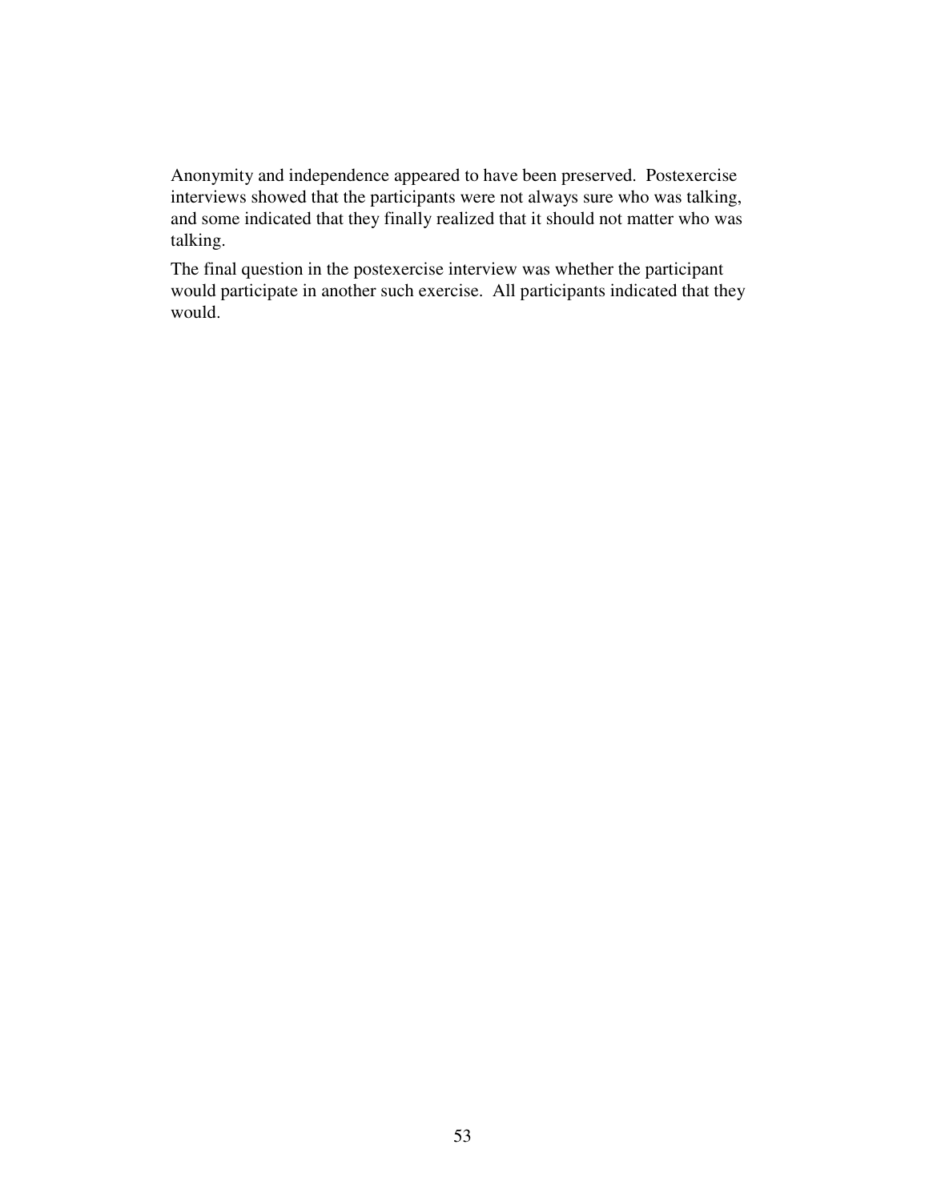Anonymity and independence appeared to have been preserved. Postexercise interviews showed that the participants were not always sure who was talking, and some indicated that they finally realized that it should not matter who was talking.

The final question in the postexercise interview was whether the participant would participate in another such exercise. All participants indicated that they would.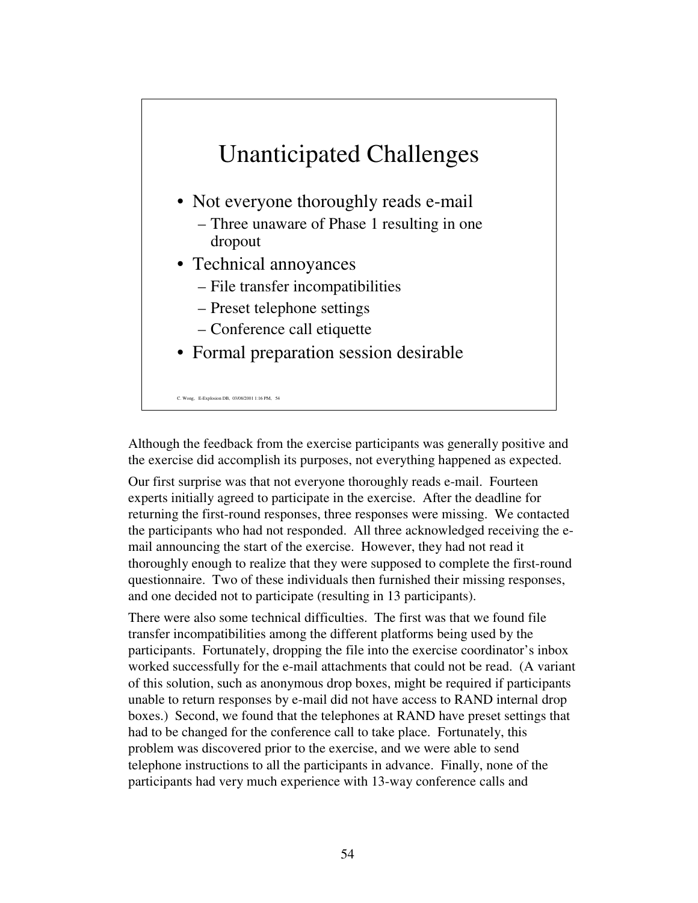## Unanticipated Challenges

- Not everyone thoroughly reads e-mail
  - Three unaware of Phase 1 resulting in one dropout
- Technical annoyances
  - File transfer incompatibilities
  - Preset telephone settings
  - Conference call etiquette
- Formal preparation session desirable

C. Wong, E-Explosion DB, 03/08/2001 1:16 PM, 54

Although the feedback from the exercise participants was generally positive and the exercise did accomplish its purposes, not everything happened as expected.

Our first surprise was that not everyone thoroughly reads e-mail. Fourteen experts initially agreed to participate in the exercise. After the deadline for returning the first-round responses, three responses were missing. We contacted the participants who had not responded. All three acknowledged receiving the e-mail announcing the start of the exercise. However, they had not read it thoroughly enough to realize that they were supposed to complete the first-round questionnaire. Two of these individuals then furnished their missing responses, and one decided not to participate (resulting in 13 participants).

There were also some technical difficulties. The first was that we found file transfer incompatibilities among the different platforms being used by the participants. Fortunately, dropping the file into the exercise coordinator's inbox worked successfully for the e-mail attachments that could not be read. (A variant of this solution, such as anonymous drop boxes, might be required if participants unable to return responses by e-mail did not have access to RAND internal drop boxes.) Second, we found that the telephones at RAND have preset settings that had to be changed for the conference call to take place. Fortunately, this problem was discovered prior to the exercise, and we were able to send telephone instructions to all the participants in advance. Finally, none of the participants had very much experience with 13-way conference calls and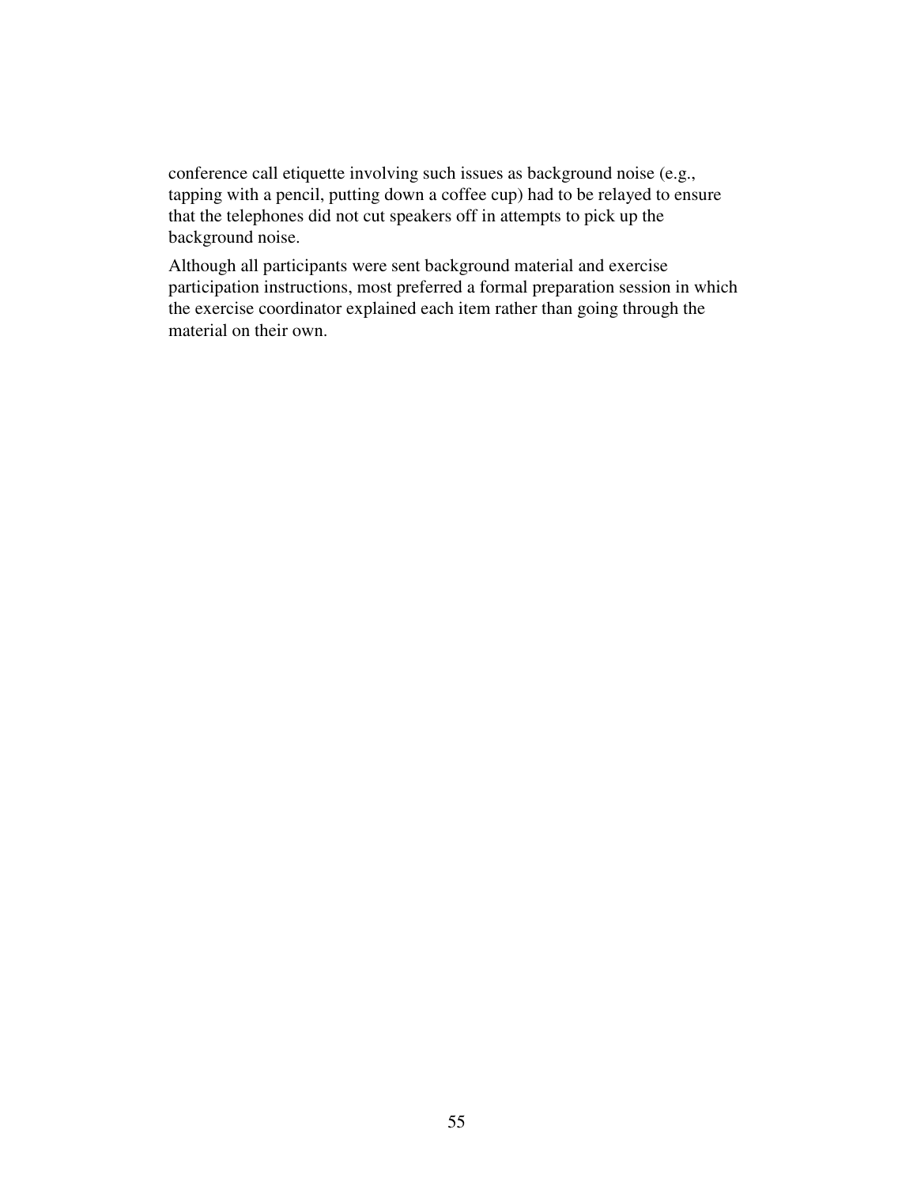conference call etiquette involving such issues as background noise (e.g., tapping with a pencil, putting down a coffee cup) had to be relayed to ensure that the telephones did not cut speakers off in attempts to pick up the background noise.

Although all participants were sent background material and exercise participation instructions, most preferred a formal preparation session in which the exercise coordinator explained each item rather than going through the material on their own.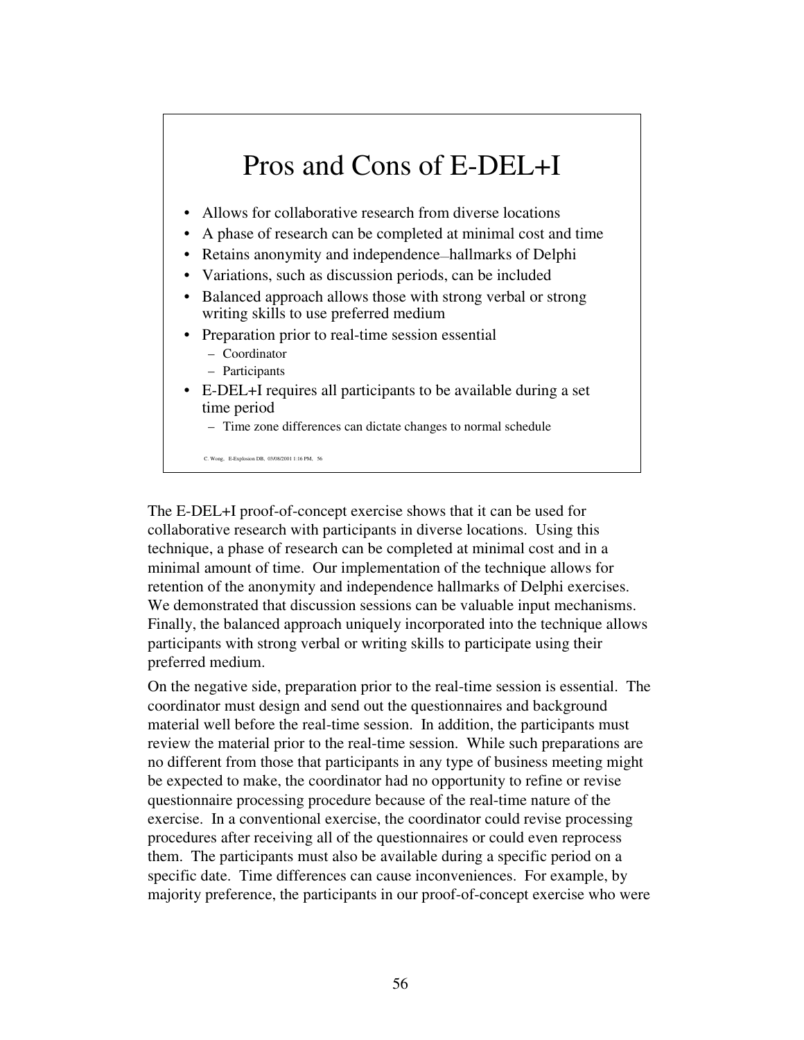# Pros and Cons of E-DEL+I

- Allows for collaborative research from diverse locations
- A phase of research can be completed at minimal cost and time
- Retains anonymity and independence—hallmarks of Delphi
- Variations, such as discussion periods, can be included
- Balanced approach allows those with strong verbal or strong writing skills to use preferred medium
- Preparation prior to real-time session essential
  - Coordinator
  - Participants
- E-DEL+I requires all participants to be available during a set time period
  - Time zone differences can dictate changes to normal schedule

C. Wong, E-Explosion DB, 03/08/2001 1:16 PM, 56

The E-DEL+I proof-of-concept exercise shows that it can be used for collaborative research with participants in diverse locations. Using this technique, a phase of research can be completed at minimal cost and in a minimal amount of time. Our implementation of the technique allows for retention of the anonymity and independence hallmarks of Delphi exercises. We demonstrated that discussion sessions can be valuable input mechanisms. Finally, the balanced approach uniquely incorporated into the technique allows participants with strong verbal or writing skills to participate using their preferred medium.

On the negative side, preparation prior to the real-time session is essential. The coordinator must design and send out the questionnaires and background material well before the real-time session. In addition, the participants must review the material prior to the real-time session. While such preparations are no different from those that participants in any type of business meeting might be expected to make, the coordinator had no opportunity to refine or revise questionnaire processing procedure because of the real-time nature of the exercise. In a conventional exercise, the coordinator could revise processing procedures after receiving all of the questionnaires or could even reprocess them. The participants must also be available during a specific period on a specific date. Time differences can cause inconveniences. For example, by majority preference, the participants in our proof-of-concept exercise who were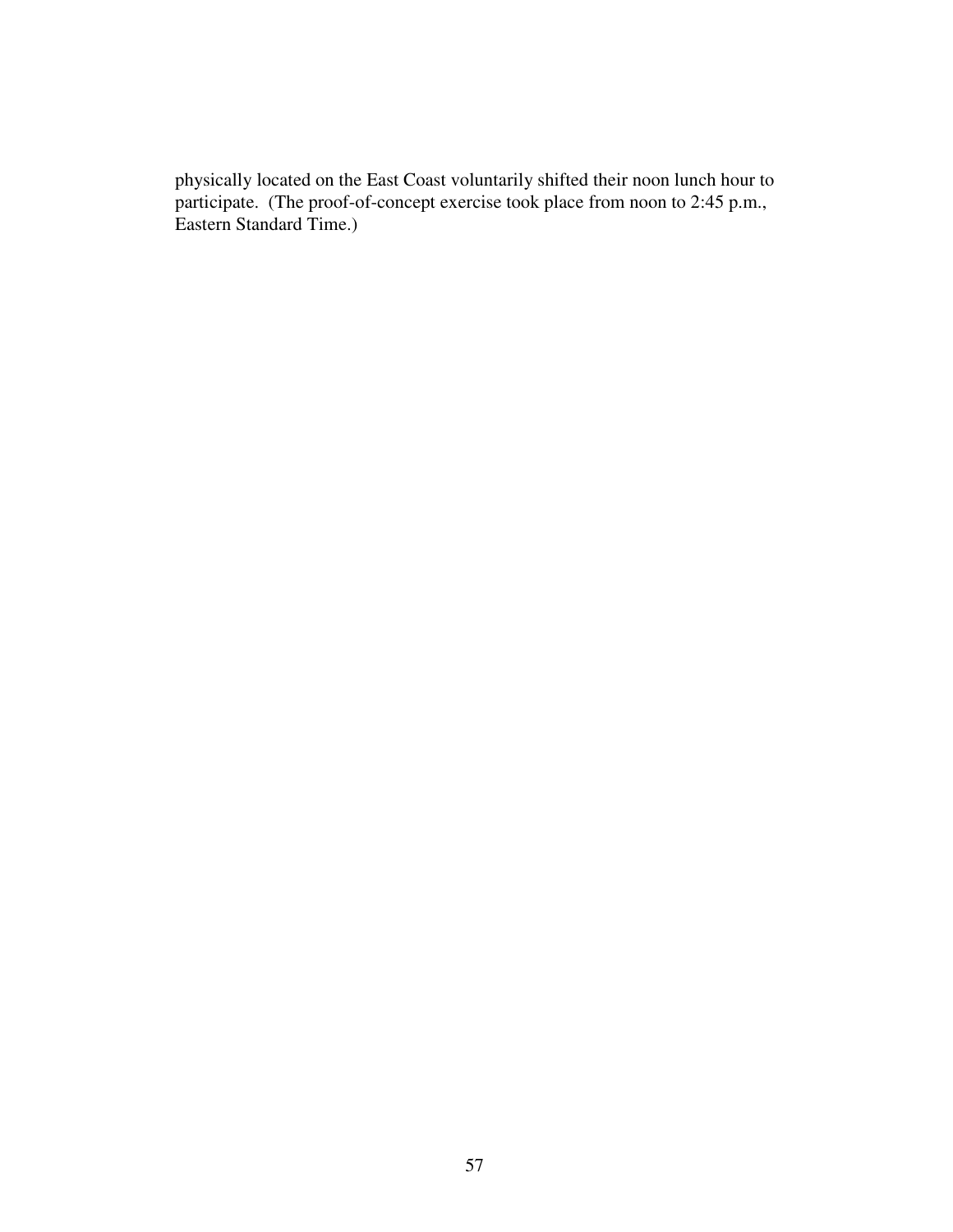physically located on the East Coast voluntarily shifted their noon lunch hour to participate. (The proof-of-concept exercise took place from noon to 2:45 p.m., Eastern Standard Time.)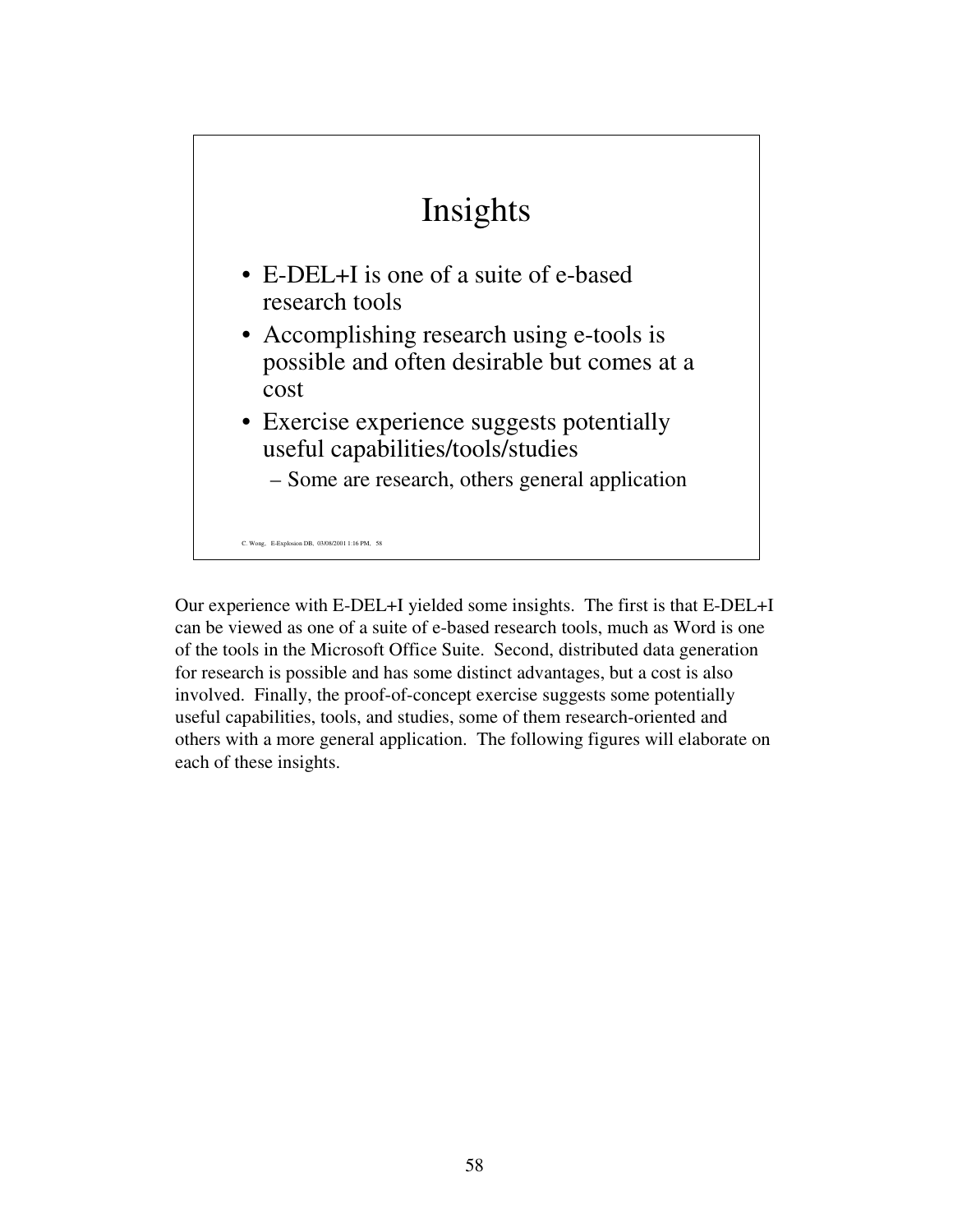## Insights

- E-DEL+I is one of a suite of e-based research tools
- Accomplishing research using e-tools is possible and often desirable but comes at a cost
- Exercise experience suggests potentially useful capabilities/tools/studies
  - Some are research, others general application

C. Wong, E-Explosion DB, 03/08/2001 1:16 PM, 58

Our experience with E-DEL+I yielded some insights. The first is that E-DEL+I can be viewed as one of a suite of e-based research tools, much as Word is one of the tools in the Microsoft Office Suite. Second, distributed data generation for research is possible and has some distinct advantages, but a cost is also involved. Finally, the proof-of-concept exercise suggests some potentially useful capabilities, tools, and studies, some of them research-oriented and others with a more general application. The following figures will elaborate on each of these insights.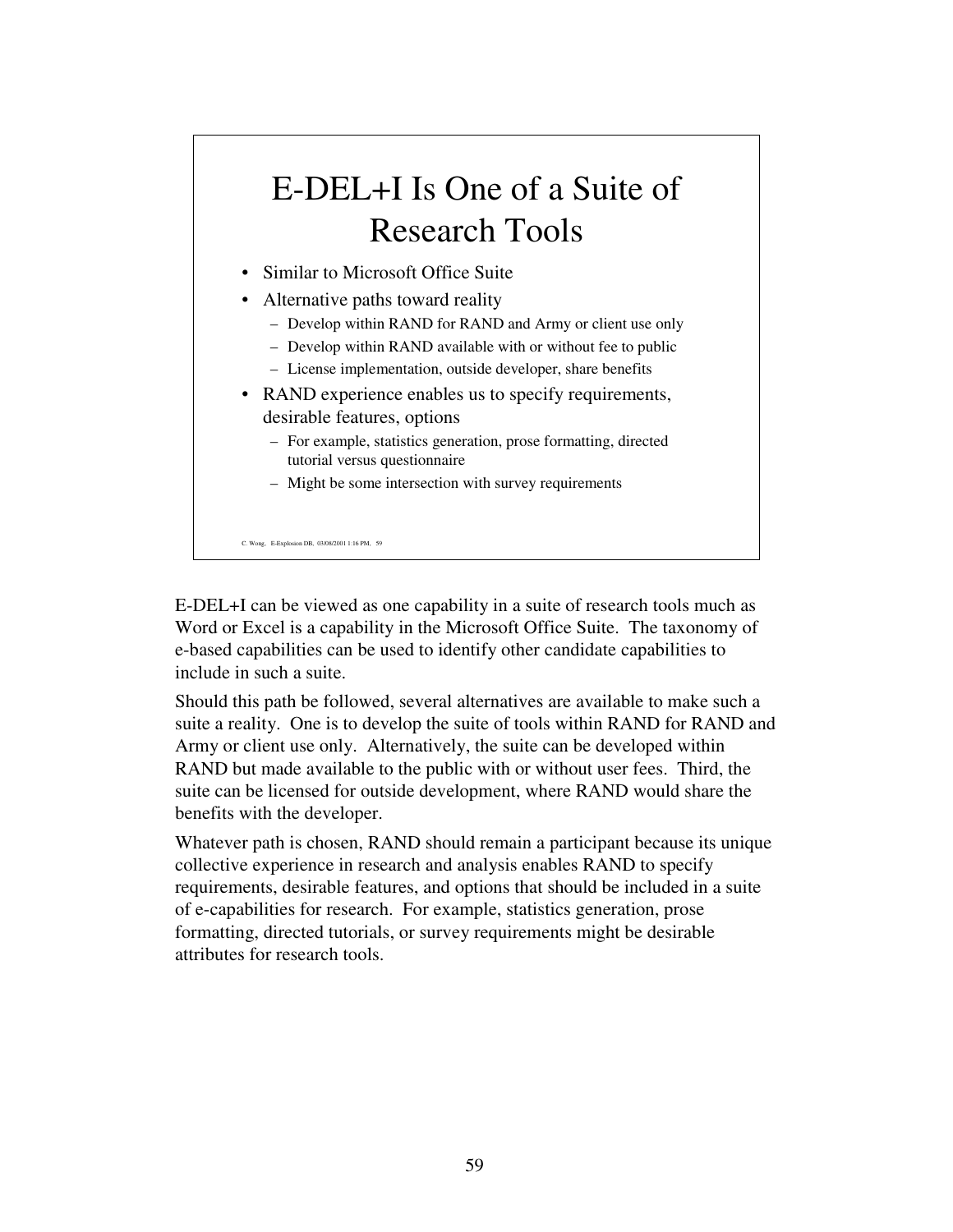## E-DEL+I Is One of a Suite of Research Tools

- Similar to Microsoft Office Suite
- Alternative paths toward reality
  - Develop within RAND for RAND and Army or client use only
  - Develop within RAND available with or without fee to public
  - License implementation, outside developer, share benefits
- RAND experience enables us to specify requirements, desirable features, options
  - For example, statistics generation, prose formatting, directed tutorial versus questionnaire
  - Might be some intersection with survey requirements

C. Wong, E-Explosion DB, 03/08/2001 1:16 PM, 59

E-DEL+I can be viewed as one capability in a suite of research tools much as Word or Excel is a capability in the Microsoft Office Suite. The taxonomy of e-based capabilities can be used to identify other candidate capabilities to include in such a suite.

Should this path be followed, several alternatives are available to make such a suite a reality. One is to develop the suite of tools within RAND for RAND and Army or client use only. Alternatively, the suite can be developed within RAND but made available to the public with or without user fees. Third, the suite can be licensed for outside development, where RAND would share the benefits with the developer.

Whatever path is chosen, RAND should remain a participant because its unique collective experience in research and analysis enables RAND to specify requirements, desirable features, and options that should be included in a suite of e-capabilities for research. For example, statistics generation, prose formatting, directed tutorials, or survey requirements might be desirable attributes for research tools.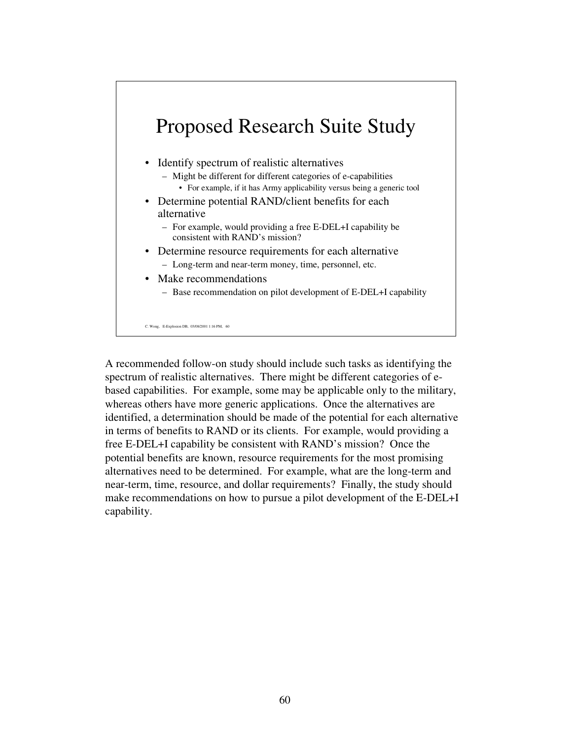## Proposed Research Suite Study

- Identify spectrum of realistic alternatives
  - Might be different for different categories of e-capabilities
    - For example, if it has Army applicability versus being a generic tool
- Determine potential RAND/client benefits for each alternative
  - For example, would providing a free E-DEL+I capability be consistent with RAND's mission?
- Determine resource requirements for each alternative
  - Long-term and near-term money, time, personnel, etc.
- Make recommendations
  - Base recommendation on pilot development of E-DEL+I capability

C. Wong, E-Explosion DB, 03/08/2001 1:16 PM, 60

A recommended follow-on study should include such tasks as identifying the spectrum of realistic alternatives. There might be different categories of e-based capabilities. For example, some may be applicable only to the military, whereas others have more generic applications. Once the alternatives are identified, a determination should be made of the potential for each alternative in terms of benefits to RAND or its clients. For example, would providing a free E-DEL+I capability be consistent with RAND's mission? Once the potential benefits are known, resource requirements for the most promising alternatives need to be determined. For example, what are the long-term and near-term, time, resource, and dollar requirements? Finally, the study should make recommendations on how to pursue a pilot development of the E-DEL+I capability.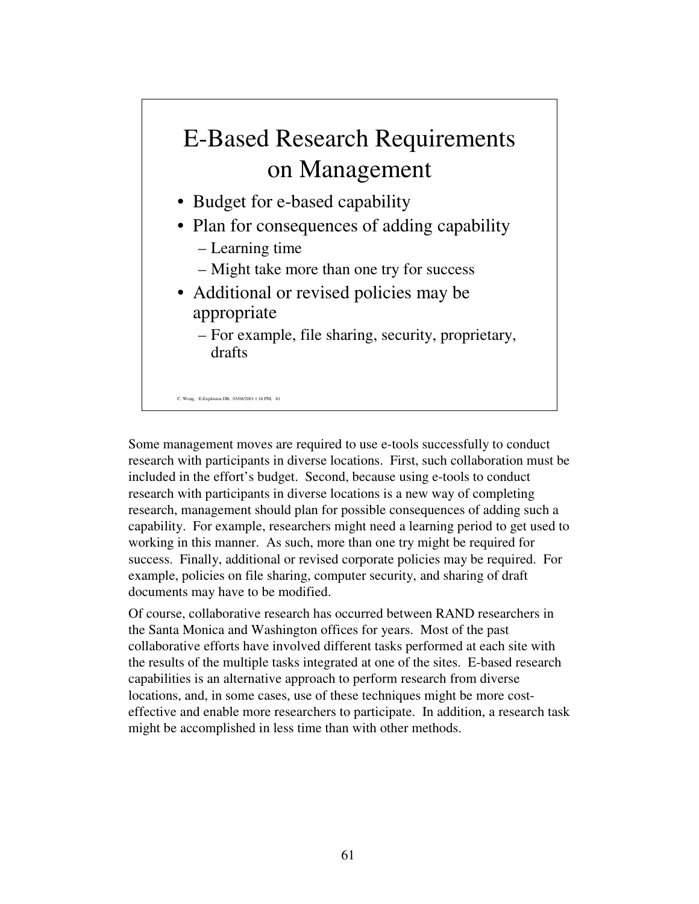## E-Based Research Requirements on Management

- Budget for e-based capability
- Plan for consequences of adding capability
  - Learning time
  - Might take more than one try for success
- Additional or revised policies may be appropriate
  - For example, file sharing, security, proprietary, drafts

C. Wong, E-Explosion DB, 03/08/2001 1:16 PM, 61

Some management moves are required to use e-tools successfully to conduct research with participants in diverse locations. First, such collaboration must be included in the effort's budget. Second, because using e-tools to conduct research with participants in diverse locations is a new way of completing research, management should plan for possible consequences of adding such a capability. For example, researchers might need a learning period to get used to working in this manner. As such, more than one try might be required for success. Finally, additional or revised corporate policies may be required. For example, policies on file sharing, computer security, and sharing of draft documents may have to be modified.

Of course, collaborative research has occurred between RAND researchers in the Santa Monica and Washington offices for years. Most of the past collaborative efforts have involved different tasks performed at each site with the results of the multiple tasks integrated at one of the sites. E-based research capabilities is an alternative approach to perform research from diverse locations, and, in some cases, use of these techniques might be more cost-effective and enable more researchers to participate. In addition, a research task might be accomplished in less time than with other methods.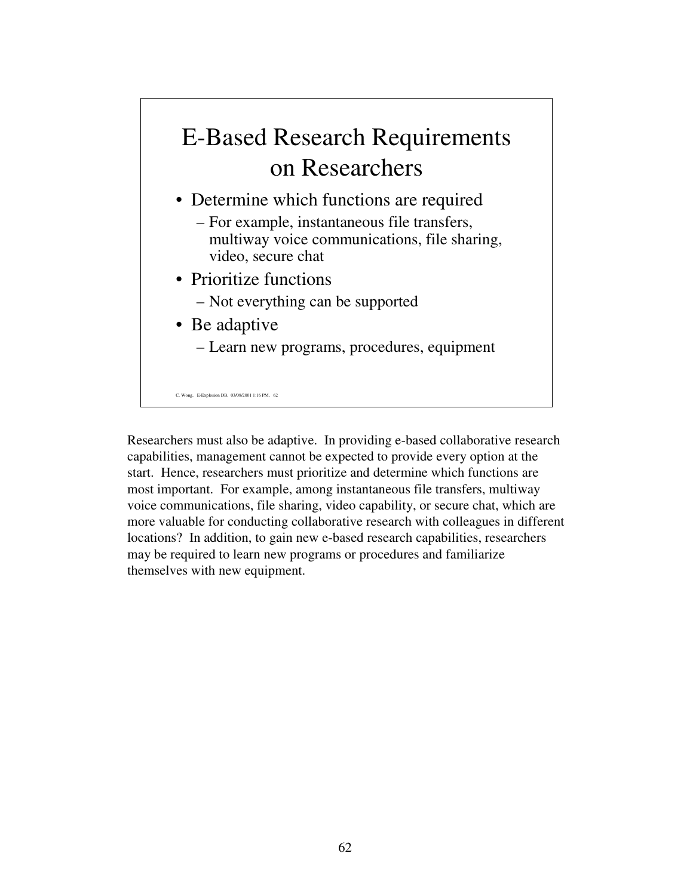# E-Based Research Requirements on Researchers

- Determine which functions are required
  - For example, instantaneous file transfers, multiway voice communications, file sharing, video, secure chat
- Prioritize functions
  - Not everything can be supported
- Be adaptive
  - Learn new programs, procedures, equipment

C. Wong, E-Explosion DB, 03/08/2001 1:16 PM, 62

Researchers must also be adaptive. In providing e-based collaborative research capabilities, management cannot be expected to provide every option at the start. Hence, researchers must prioritize and determine which functions are most important. For example, among instantaneous file transfers, multiway voice communications, file sharing, video capability, or secure chat, which are more valuable for conducting collaborative research with colleagues in different locations? In addition, to gain new e-based research capabilities, researchers may be required to learn new programs or procedures and familiarize themselves with new equipment.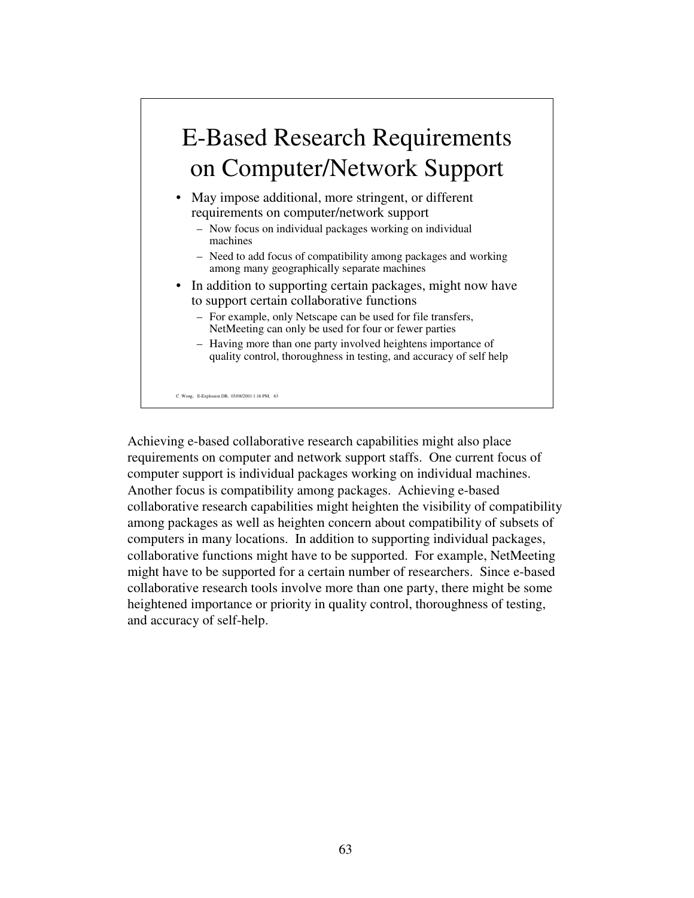# E-Based Research Requirements on Computer/Network Support

- May impose additional, more stringent, or different requirements on computer/network support
  - Now focus on individual packages working on individual machines
  - Need to add focus of compatibility among packages and working among many geographically separate machines
- In addition to supporting certain packages, might now have to support certain collaborative functions
  - For example, only Netscape can be used for file transfers, NetMeeting can only be used for four or fewer parties
  - Having more than one party involved heightens importance of quality control, thoroughness in testing, and accuracy of self help

C. Wong, E-Explosion DB, 03/08/2001 1:16 PM, 63

Achieving e-based collaborative research capabilities might also place requirements on computer and network support staffs. One current focus of computer support is individual packages working on individual machines. Another focus is compatibility among packages. Achieving e-based collaborative research capabilities might heighten the visibility of compatibility among packages as well as heighten concern about compatibility of subsets of computers in many locations. In addition to supporting individual packages, collaborative functions might have to be supported. For example, NetMeeting might have to be supported for a certain number of researchers. Since e-based collaborative research tools involve more than one party, there might be some heightened importance or priority in quality control, thoroughness of testing, and accuracy of self-help.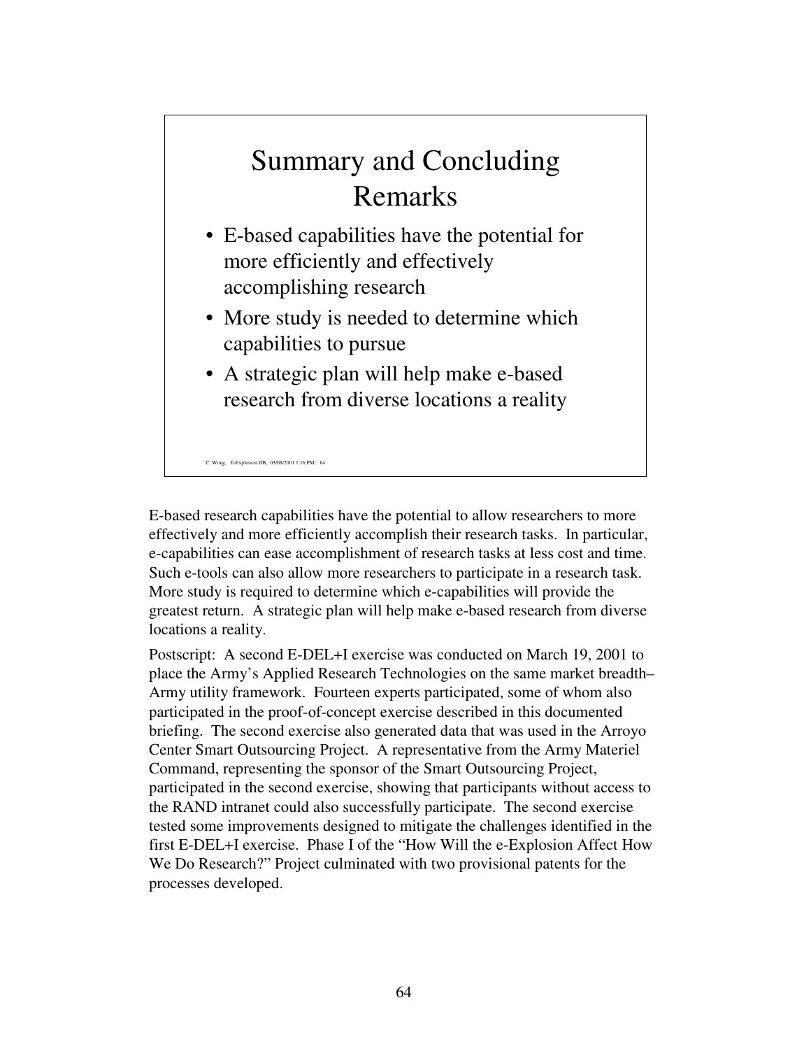## Summary and Concluding Remarks

- E-based capabilities have the potential for more efficiently and effectively accomplishing research
- More study is needed to determine which capabilities to pursue
- A strategic plan will help make e-based research from diverse locations a reality

C. Wong, E-Explosion DB, 03/08/2001 1:16 PM, 64

E-based research capabilities have the potential to allow researchers to more effectively and more efficiently accomplish their research tasks. In particular, e-capabilities can ease accomplishment of research tasks at less cost and time. Such e-tools can also allow more researchers to participate in a research task. More study is required to determine which e-capabilities will provide the greatest return. A strategic plan will help make e-based research from diverse locations a reality.

Postscript: A second E-DEL+I exercise was conducted on March 19, 2001 to place the Army's Applied Research Technologies on the same market breadth–Army utility framework. Fourteen experts participated, some of whom also participated in the proof-of-concept exercise described in this documented briefing. The second exercise also generated data that was used in the Arroyo Center Smart Outsourcing Project. A representative from the Army Materiel Command, representing the sponsor of the Smart Outsourcing Project, participated in the second exercise, showing that participants without access to the RAND intranet could also successfully participate. The second exercise tested some improvements designed to mitigate the challenges identified in the first E-DEL+I exercise. Phase I of the "How Will the e-Explosion Affect How We Do Research?" Project culminated with two provisional patents for the processes developed.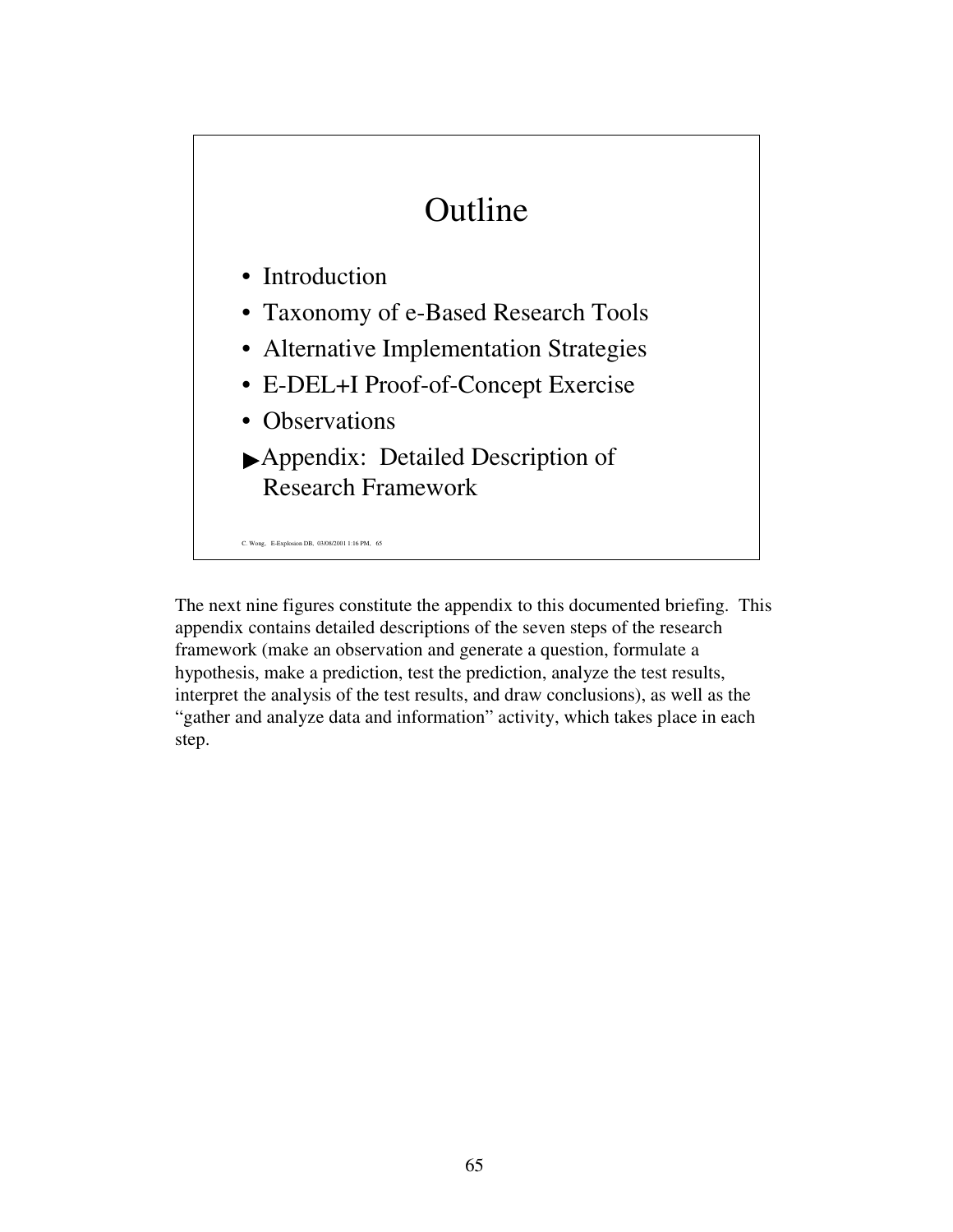## Outline

- Introduction
- Taxonomy of e-Based Research Tools
- Alternative Implementation Strategies
- E-DEL+I Proof-of-Concept Exercise
- Observations
- ▶Appendix: Detailed Description of Research Framework

C. Wong, E-Explosion DB, 03/08/2001 1:16 PM, 65

The next nine figures constitute the appendix to this documented briefing. This appendix contains detailed descriptions of the seven steps of the research framework (make an observation and generate a question, formulate a hypothesis, make a prediction, test the prediction, analyze the test results, interpret the analysis of the test results, and draw conclusions), as well as the "gather and analyze data and information" activity, which takes place in each step.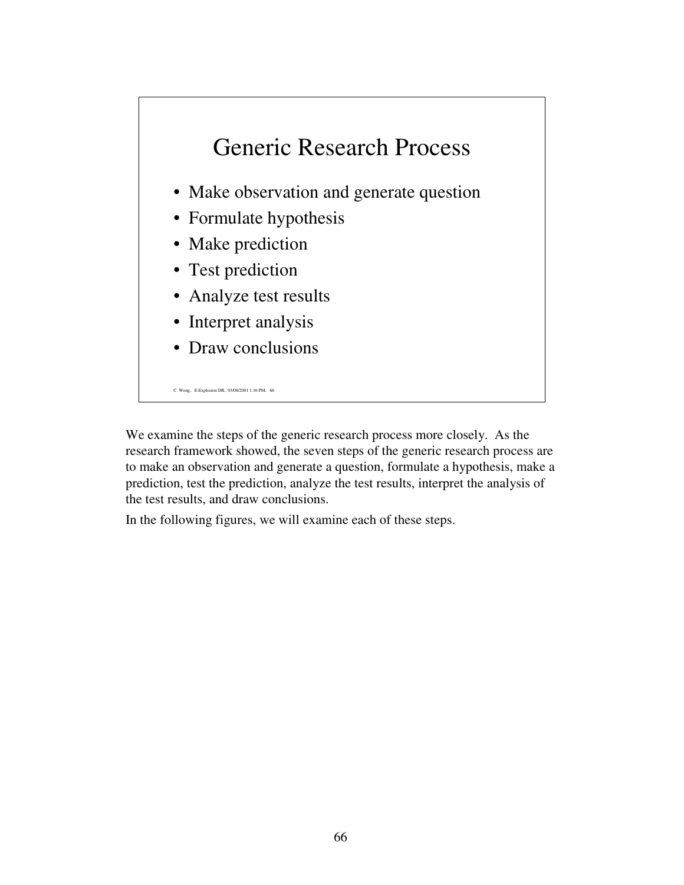## Generic Research Process

- Make observation and generate question
- Formulate hypothesis
- Make prediction
- Test prediction
- Analyze test results
- Interpret analysis
- Draw conclusions

C. Wong, E-Explosion DB, 03/08/2001 1:16 PM, 66

We examine the steps of the generic research process more closely. As the research framework showed, the seven steps of the generic research process are to make an observation and generate a question, formulate a hypothesis, make a prediction, test the prediction, analyze the test results, interpret the analysis of the test results, and draw conclusions.

In the following figures, we will examine each of these steps.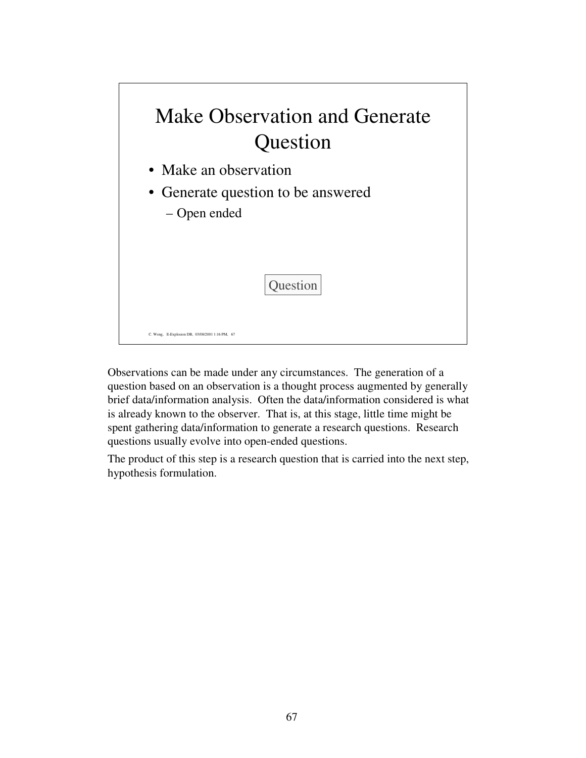## Make Observation and Generate Question

- Make an observation
- Generate question to be answered
  - Open ended

Question

C. Wong, E-Explosion DB, 03/08/2001 1:16 PM, 67

Observations can be made under any circumstances. The generation of a question based on an observation is a thought process augmented by generally brief data/information analysis. Often the data/information considered is what is already known to the observer. That is, at this stage, little time might be spent gathering data/information to generate a research questions. Research questions usually evolve into open-ended questions.

The product of this step is a research question that is carried into the next step, hypothesis formulation.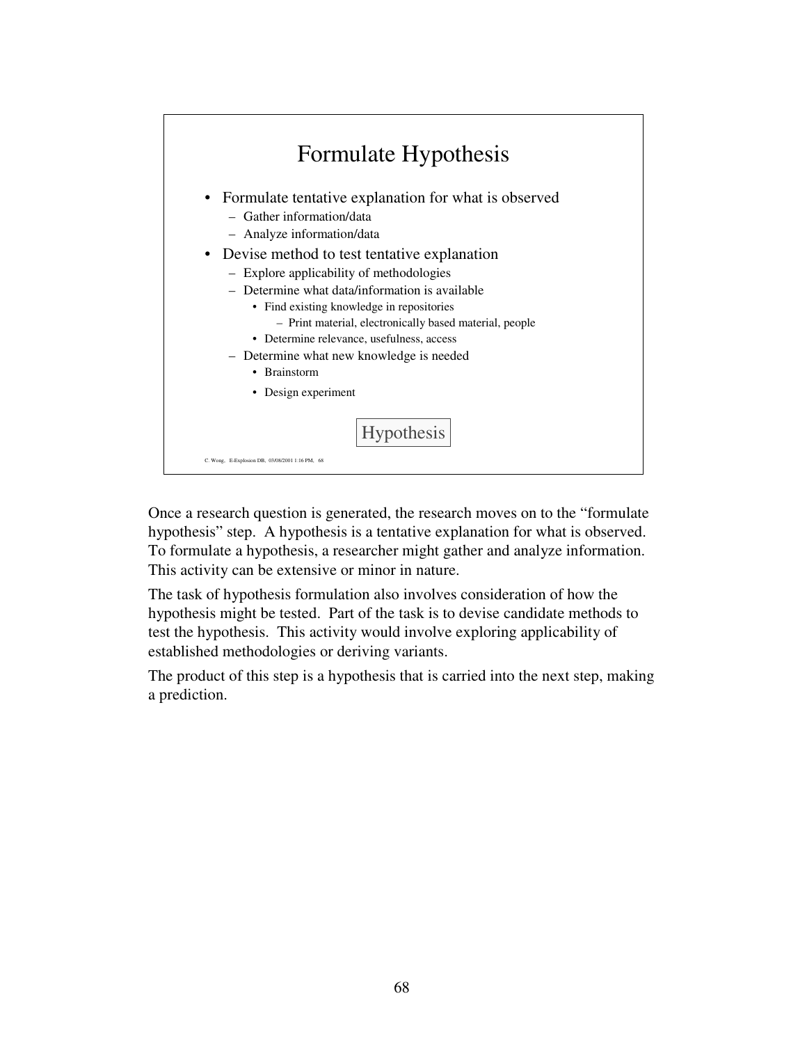## Formulate Hypothesis

- Formulate tentative explanation for what is observed
  - Gather information/data
  - Analyze information/data
- Devise method to test tentative explanation
  - Explore applicability of methodologies
  - Determine what data/information is available
    - Find existing knowledge in repositories
      - Print material, electronically based material, people
    - Determine relevance, usefulness, access
  - Determine what new knowledge is needed
    - Brainstorm
    - Design experiment

Hypothesis

C. Wong, E-Explosion DB, 03/08/2001 1:16 PM, 68

Once a research question is generated, the research moves on to the "formulate hypothesis" step. A hypothesis is a tentative explanation for what is observed. To formulate a hypothesis, a researcher might gather and analyze information. This activity can be extensive or minor in nature.

The task of hypothesis formulation also involves consideration of how the hypothesis might be tested. Part of the task is to devise candidate methods to test the hypothesis. This activity would involve exploring applicability of established methodologies or deriving variants.

The product of this step is a hypothesis that is carried into the next step, making a prediction.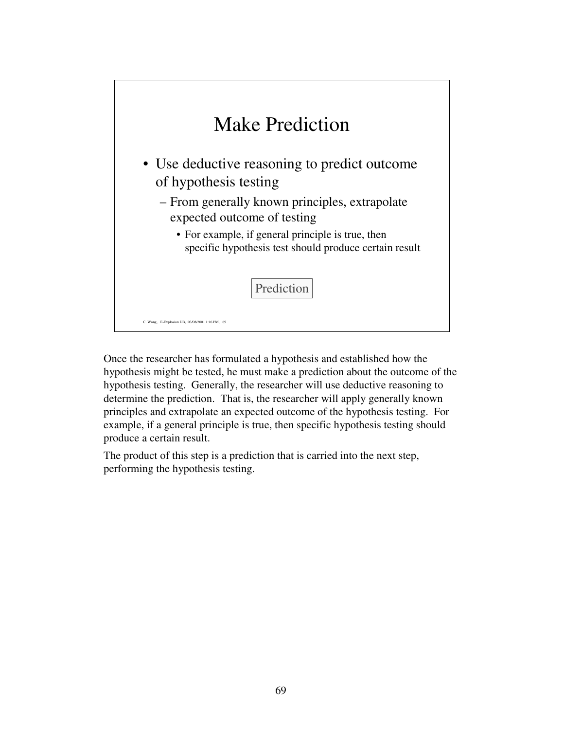## Make Prediction

- Use deductive reasoning to predict outcome of hypothesis testing
  - From generally known principles, extrapolate expected outcome of testing
    - For example, if general principle is true, then specific hypothesis test should produce certain result

Prediction

C. Wong, E-Explosion DB, 03/08/2001 1:16 PM, 69

Once the researcher has formulated a hypothesis and established how the hypothesis might be tested, he must make a prediction about the outcome of the hypothesis testing. Generally, the researcher will use deductive reasoning to determine the prediction. That is, the researcher will apply generally known principles and extrapolate an expected outcome of the hypothesis testing. For example, if a general principle is true, then specific hypothesis testing should produce a certain result.

The product of this step is a prediction that is carried into the next step, performing the hypothesis testing.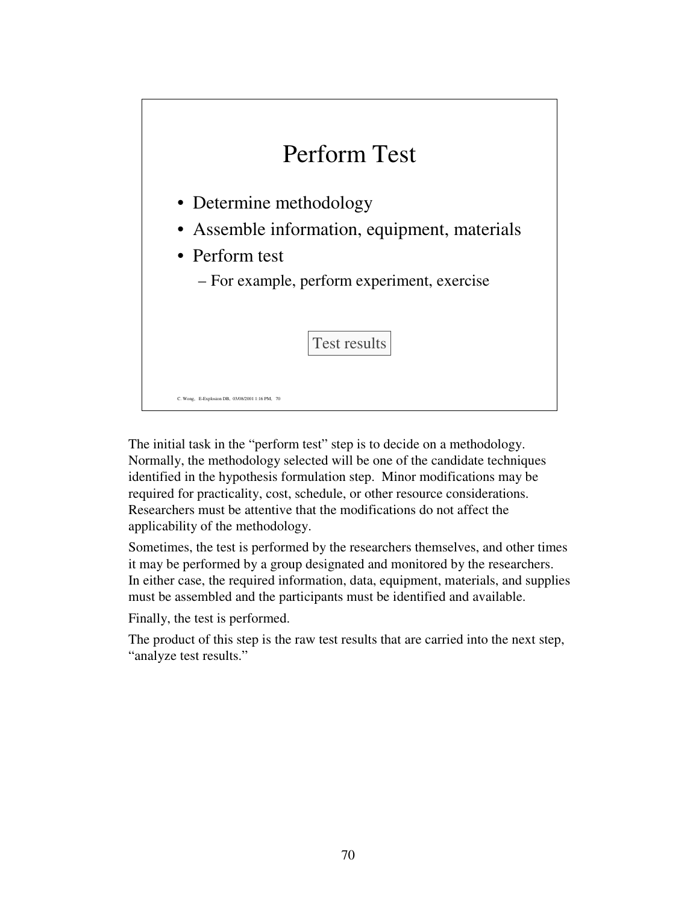# Perform Test

- Determine methodology
- Assemble information, equipment, materials
- Perform test
  - For example, perform experiment, exercise

Test results

C. Wong, E-Explosion DB, 03/08/2001 1:16 PM, 70

The initial task in the "perform test" step is to decide on a methodology. Normally, the methodology selected will be one of the candidate techniques identified in the hypothesis formulation step. Minor modifications may be required for practicality, cost, schedule, or other resource considerations. Researchers must be attentive that the modifications do not affect the applicability of the methodology.

Sometimes, the test is performed by the researchers themselves, and other times it may be performed by a group designated and monitored by the researchers. In either case, the required information, data, equipment, materials, and supplies must be assembled and the participants must be identified and available.

Finally, the test is performed.

The product of this step is the raw test results that are carried into the next step, "analyze test results."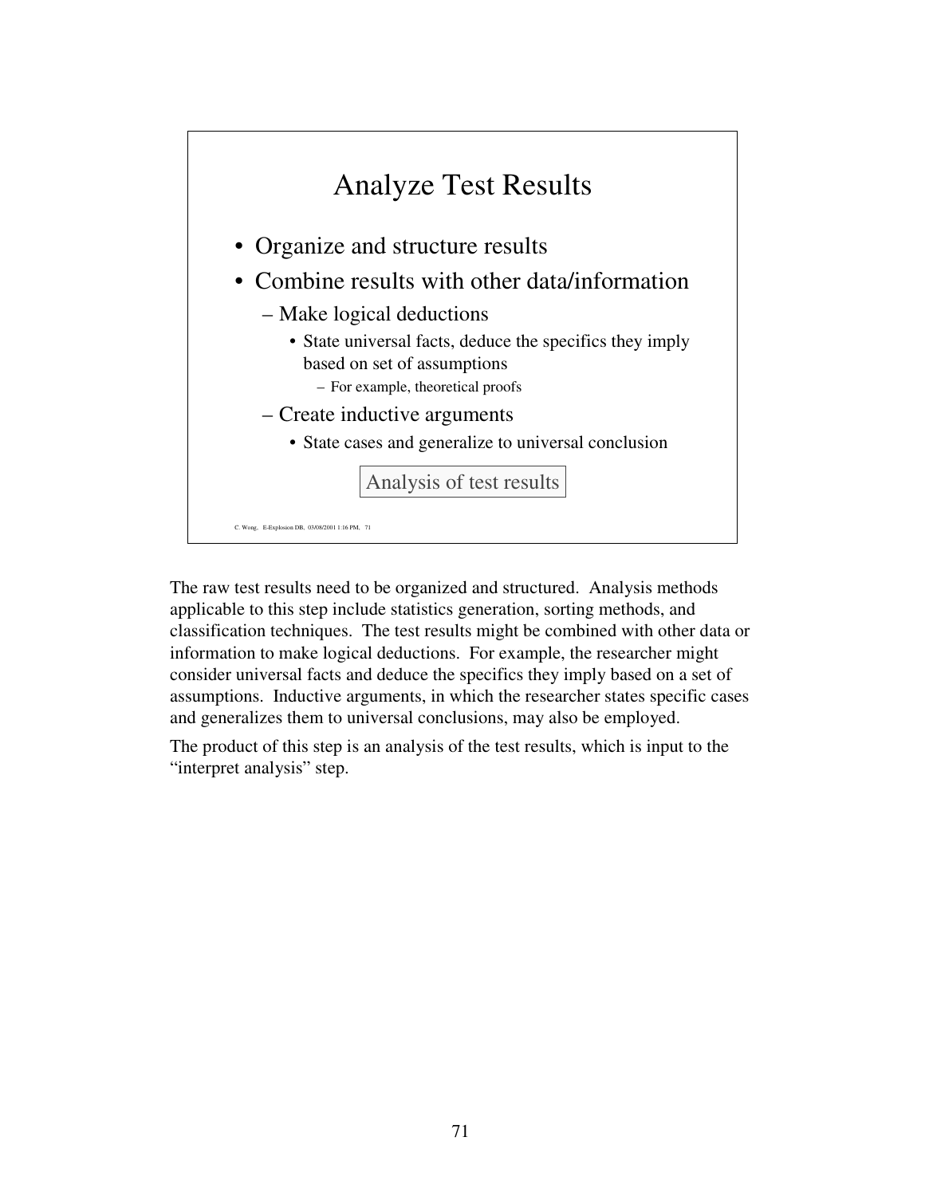## Analyze Test Results

- Organize and structure results
- Combine results with other data/information
  - Make logical deductions
    - State universal facts, deduce the specifics they imply based on set of assumptions
      - For example, theoretical proofs
  - Create inductive arguments
    - State cases and generalize to universal conclusion

Analysis of test results

C. Wong, E-Explosion DB, 03/08/2001 1:16 PM, 71

The raw test results need to be organized and structured. Analysis methods applicable to this step include statistics generation, sorting methods, and classification techniques. The test results might be combined with other data or information to make logical deductions. For example, the researcher might consider universal facts and deduce the specifics they imply based on a set of assumptions. Inductive arguments, in which the researcher states specific cases and generalizes them to universal conclusions, may also be employed.

The product of this step is an analysis of the test results, which is input to the "interpret analysis" step.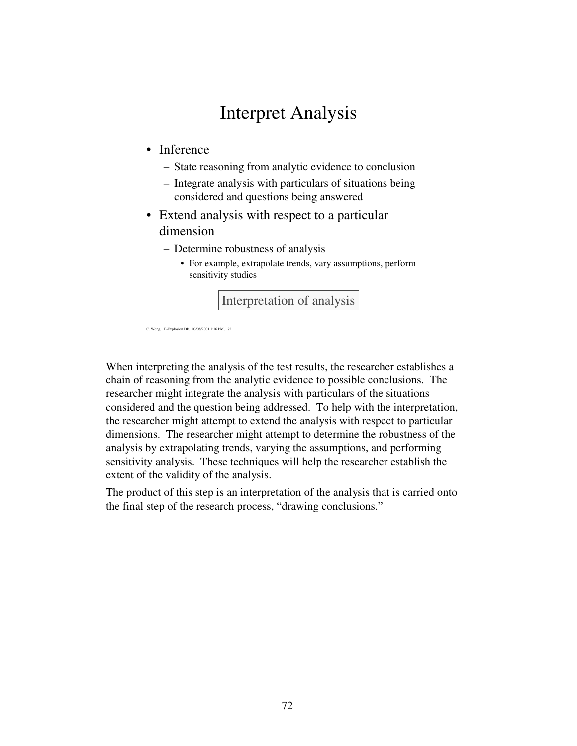## Interpret Analysis

- Inference
  - State reasoning from analytic evidence to conclusion
  - Integrate analysis with particulars of situations being considered and questions being answered
- Extend analysis with respect to a particular dimension
  - Determine robustness of analysis
    - For example, extrapolate trends, vary assumptions, perform sensitivity studies

Interpretation of analysis

C. Wong, E-Explosion DB, 03/08/2001 1:16 PM, 72

When interpreting the analysis of the test results, the researcher establishes a chain of reasoning from the analytic evidence to possible conclusions. The researcher might integrate the analysis with particulars of the situations considered and the question being addressed. To help with the interpretation, the researcher might attempt to extend the analysis with respect to particular dimensions. The researcher might attempt to determine the robustness of the analysis by extrapolating trends, varying the assumptions, and performing sensitivity analysis. These techniques will help the researcher establish the extent of the validity of the analysis.

The product of this step is an interpretation of the analysis that is carried onto the final step of the research process, "drawing conclusions."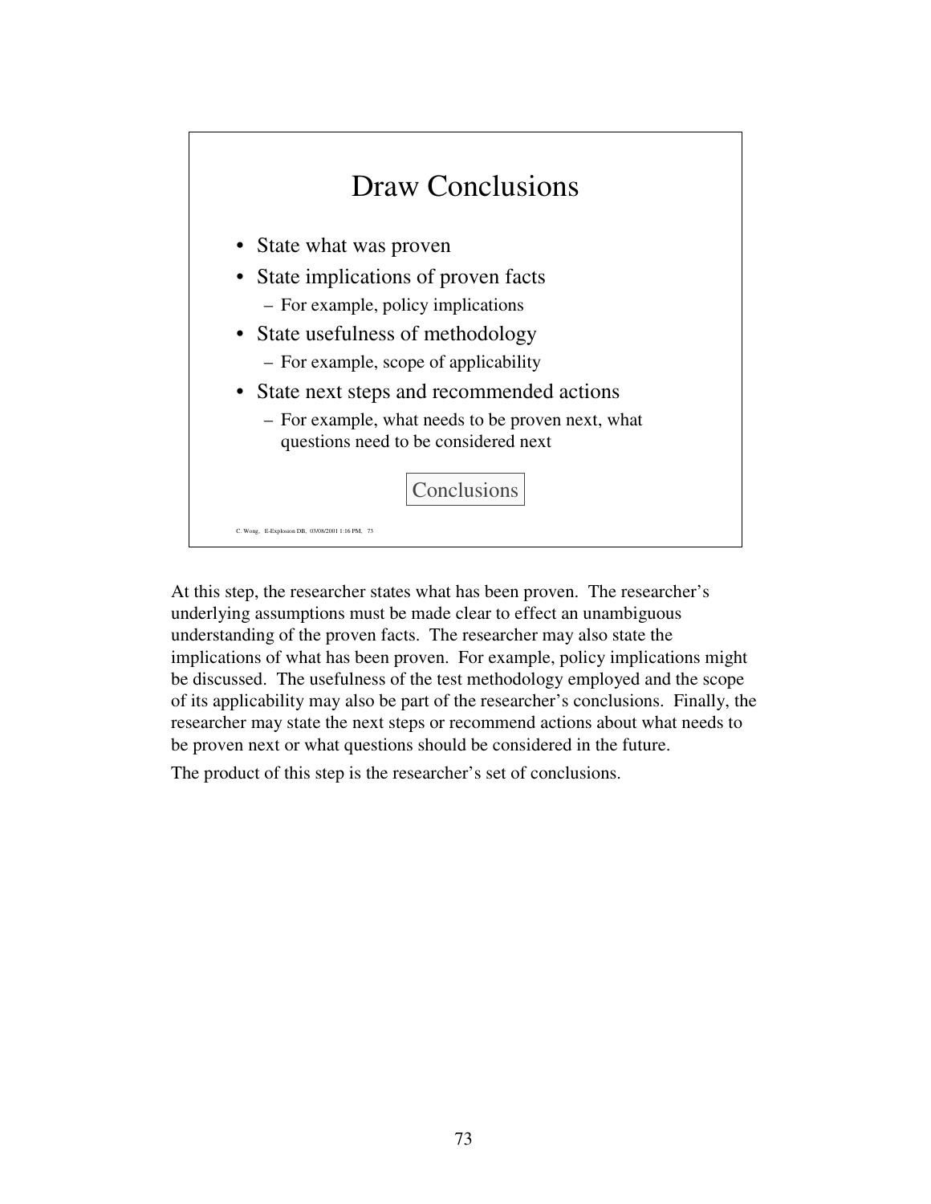## Draw Conclusions

- State what was proven
- State implications of proven facts
  - For example, policy implications
- State usefulness of methodology
  - For example, scope of applicability
- State next steps and recommended actions
  - For example, what needs to be proven next, what questions need to be considered next

Conclusions

C. Wong, E-Explosion DB, 03/08/2001 1:16 PM, 73

At this step, the researcher states what has been proven. The researcher's underlying assumptions must be made clear to effect an unambiguous understanding of the proven facts. The researcher may also state the implications of what has been proven. For example, policy implications might be discussed. The usefulness of the test methodology employed and the scope of its applicability may also be part of the researcher's conclusions. Finally, the researcher may state the next steps or recommend actions about what needs to be proven next or what questions should be considered in the future.

The product of this step is the researcher's set of conclusions.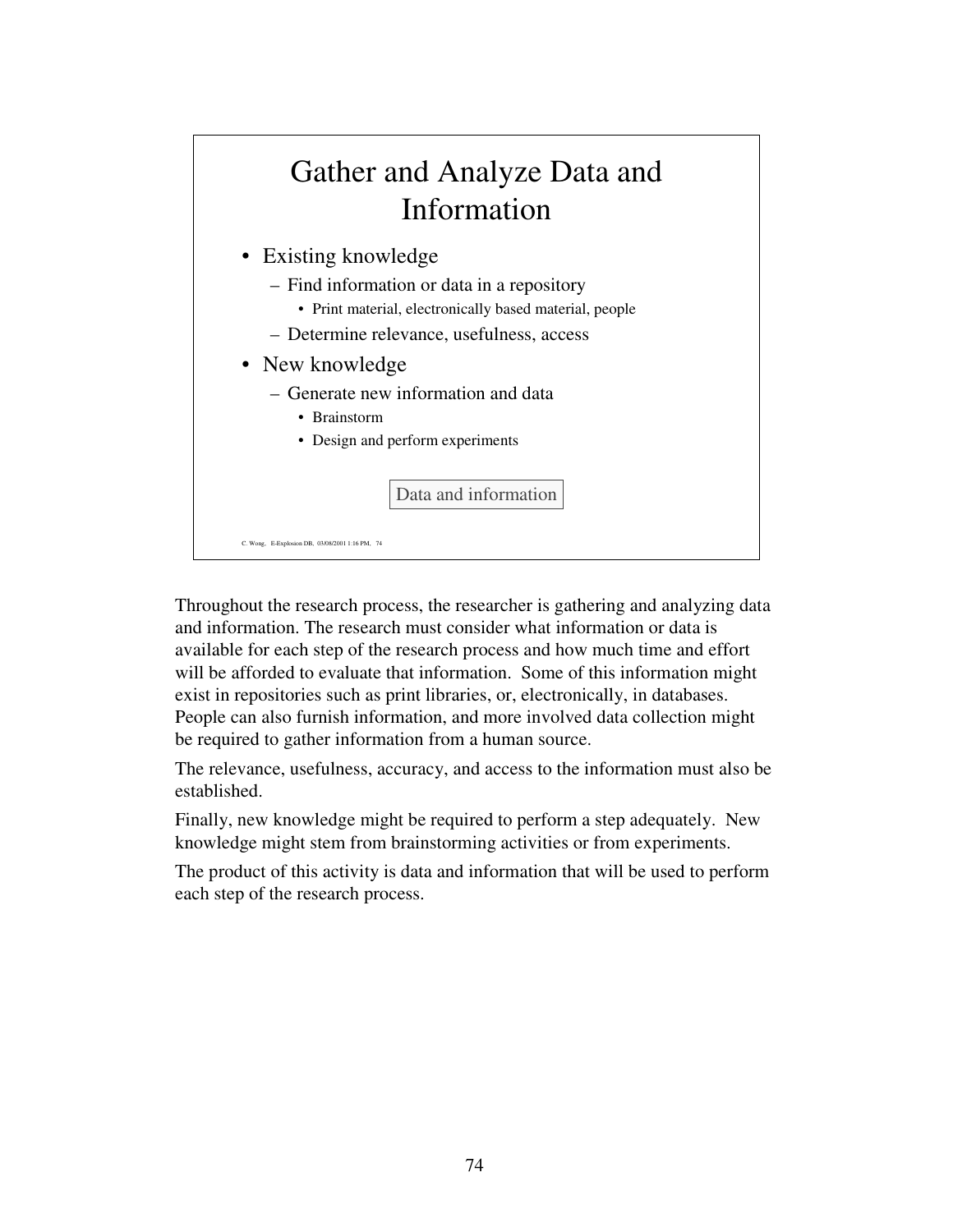## Gather and Analyze Data and Information

- Existing knowledge
  - Find information or data in a repository
    - Print material, electronically based material, people
  - Determine relevance, usefulness, access
- New knowledge
  - Generate new information and data
    - Brainstorm
    - Design and perform experiments

Data and information

C. Wong, E-Explosion DB, 03/08/2001 1:16 PM, 74

Throughout the research process, the researcher is gathering and analyzing data and information. The research must consider what information or data is available for each step of the research process and how much time and effort will be afforded to evaluate that information. Some of this information might exist in repositories such as print libraries, or, electronically, in databases. People can also furnish information, and more involved data collection might be required to gather information from a human source.

The relevance, usefulness, accuracy, and access to the information must also be established.

Finally, new knowledge might be required to perform a step adequately. New knowledge might stem from brainstorming activities or from experiments.

The product of this activity is data and information that will be used to perform each step of the research process.